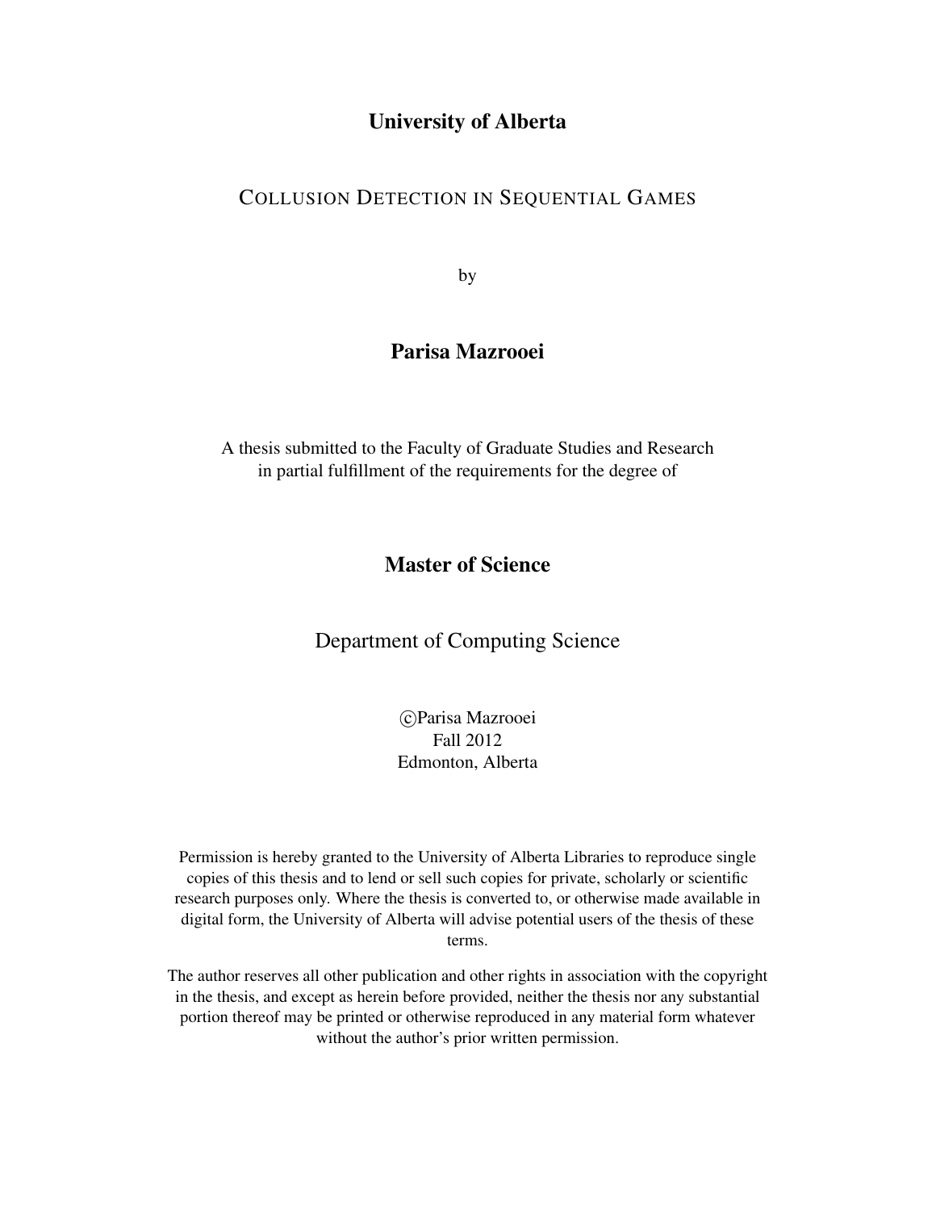**University of Alberta**

COLLUSION DETECTION IN SEQUENTIAL GAMES

by

**Parisa Mazrooei**

A thesis submitted to the Faculty of Graduate Studies and Research
in partial fulfillment of the requirements for the degree of

**Master of Science**

Department of Computing Science

©Parisa Mazrooei
Fall 2012
Edmonton, Alberta

Permission is hereby granted to the University of Alberta Libraries to reproduce single copies of this thesis and to lend or sell such copies for private, scholarly or scientific research purposes only. Where the thesis is converted to, or otherwise made available in digital form, the University of Alberta will advise potential users of the thesis of these terms.

The author reserves all other publication and other rights in association with the copyright in the thesis, and except as herein before provided, neither the thesis nor any substantial portion thereof may be printed or otherwise reproduced in any material form whatever without the author's prior written permission.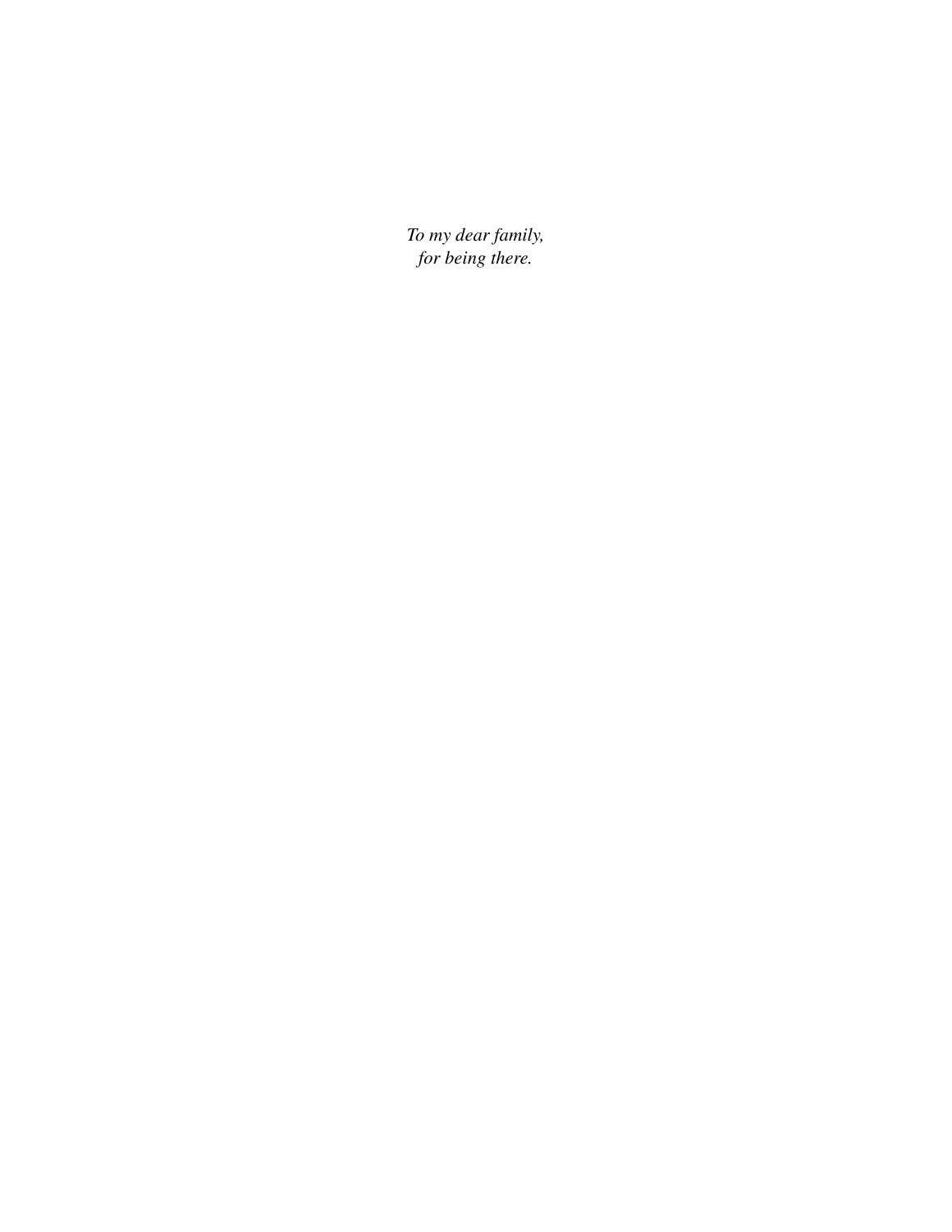*To my dear family,*
*for being there.*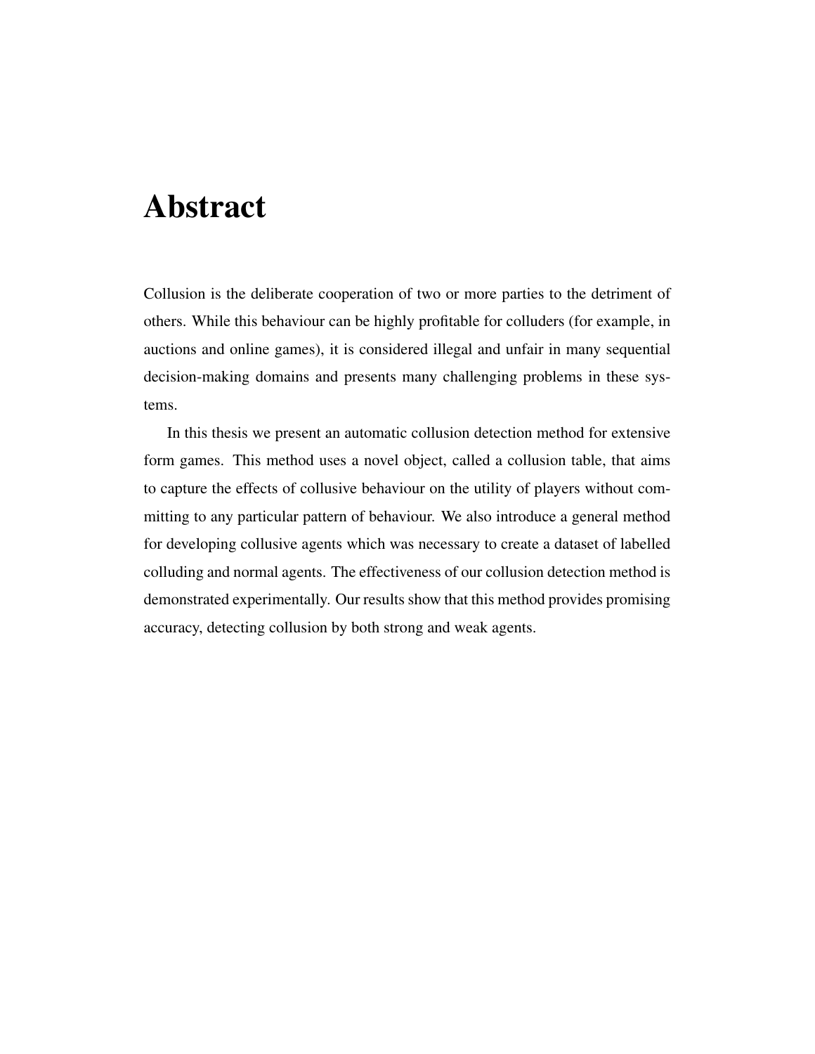# Abstract

Collusion is the deliberate cooperation of two or more parties to the detriment of others. While this behaviour can be highly profitable for colluders (for example, in auctions and online games), it is considered illegal and unfair in many sequential decision-making domains and presents many challenging problems in these systems.

In this thesis we present an automatic collusion detection method for extensive form games. This method uses a novel object, called a collusion table, that aims to capture the effects of collusive behaviour on the utility of players without committing to any particular pattern of behaviour. We also introduce a general method for developing collusive agents which was necessary to create a dataset of labelled colluding and normal agents. The effectiveness of our collusion detection method is demonstrated experimentally. Our results show that this method provides promising accuracy, detecting collusion by both strong and weak agents.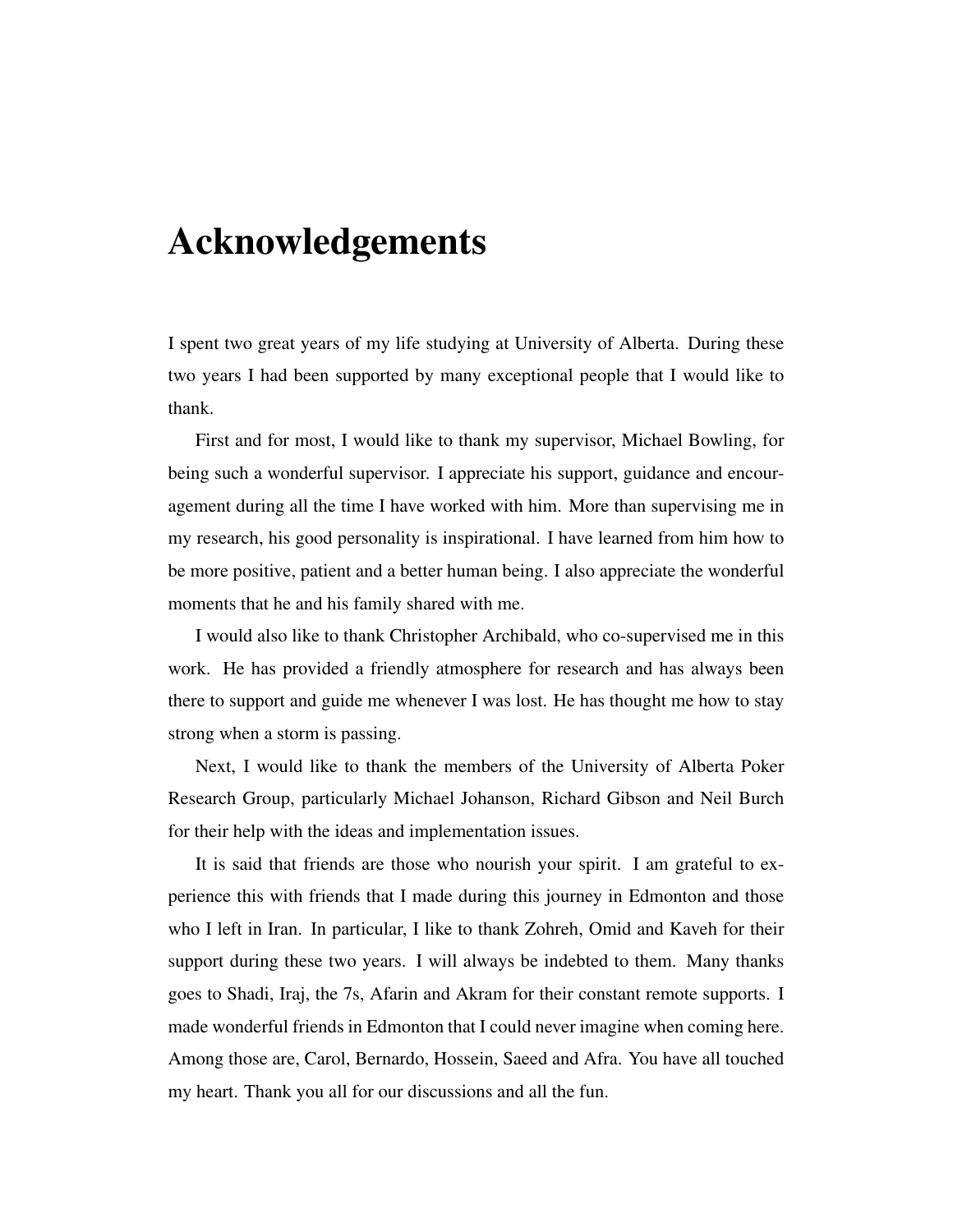# Acknowledgements

I spent two great years of my life studying at University of Alberta. During these two years I had been supported by many exceptional people that I would like to thank.

First and for most, I would like to thank my supervisor, Michael Bowling, for being such a wonderful supervisor. I appreciate his support, guidance and encouragement during all the time I have worked with him. More than supervising me in my research, his good personality is inspirational. I have learned from him how to be more positive, patient and a better human being. I also appreciate the wonderful moments that he and his family shared with me.

I would also like to thank Christopher Archibald, who co-supervised me in this work. He has provided a friendly atmosphere for research and has always been there to support and guide me whenever I was lost. He has thought me how to stay strong when a storm is passing.

Next, I would like to thank the members of the University of Alberta Poker Research Group, particularly Michael Johanson, Richard Gibson and Neil Burch for their help with the ideas and implementation issues.

It is said that friends are those who nourish your spirit. I am grateful to experience this with friends that I made during this journey in Edmonton and those who I left in Iran. In particular, I like to thank Zohreh, Omid and Kaveh for their support during these two years. I will always be indebted to them. Many thanks goes to Shadi, Iraj, the 7s, Afarin and Akram for their constant remote supports. I made wonderful friends in Edmonton that I could never imagine when coming here. Among those are, Carol, Bernardo, Hossein, Saeed and Afra. You have all touched my heart. Thank you all for our discussions and all the fun.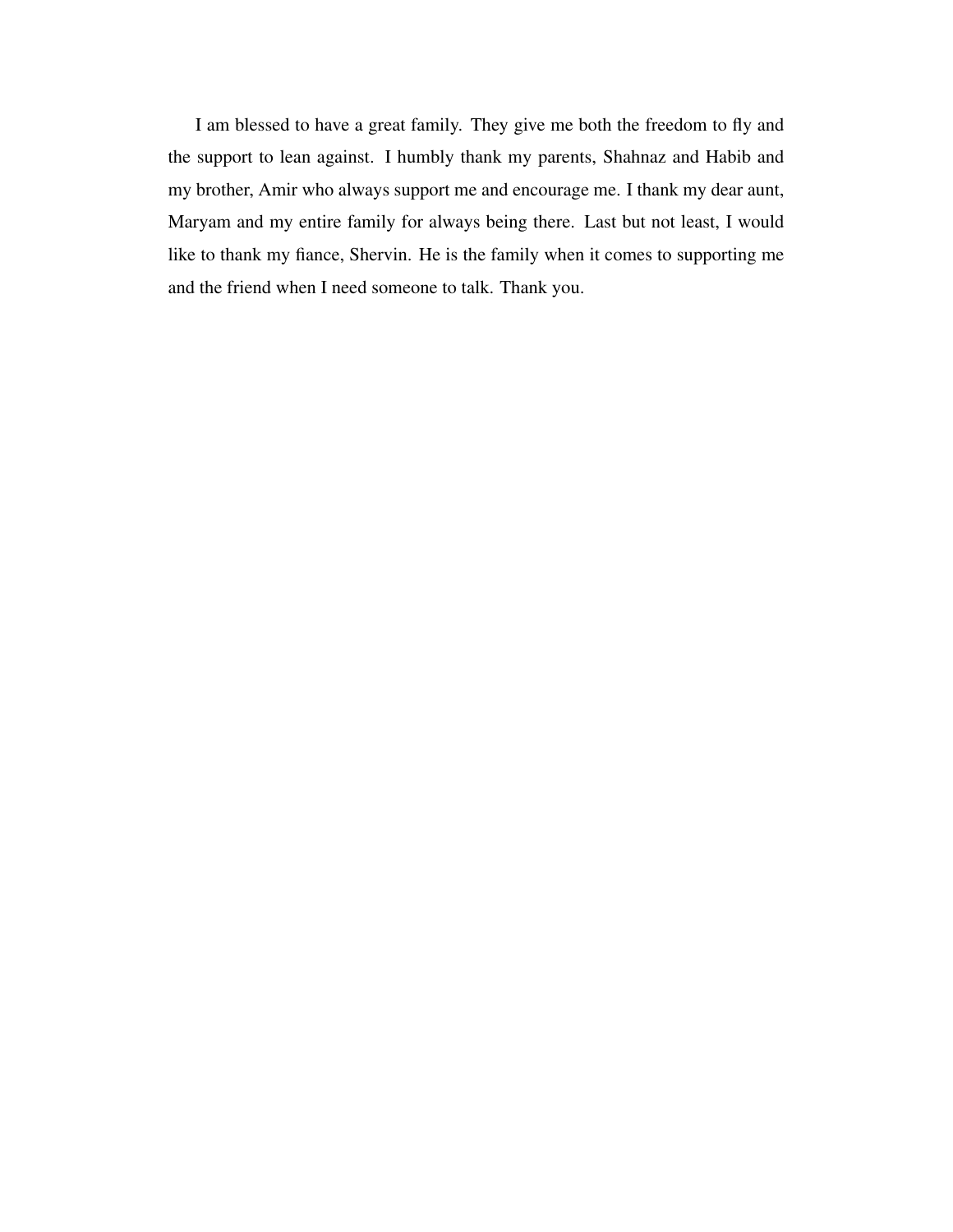I am blessed to have a great family. They give me both the freedom to fly and the support to lean against. I humbly thank my parents, Shahnaz and Habib and my brother, Amir who always support me and encourage me. I thank my dear aunt, Maryam and my entire family for always being there. Last but not least, I would like to thank my fiance, Shervin. He is the family when it comes to supporting me and the friend when I need someone to talk. Thank you.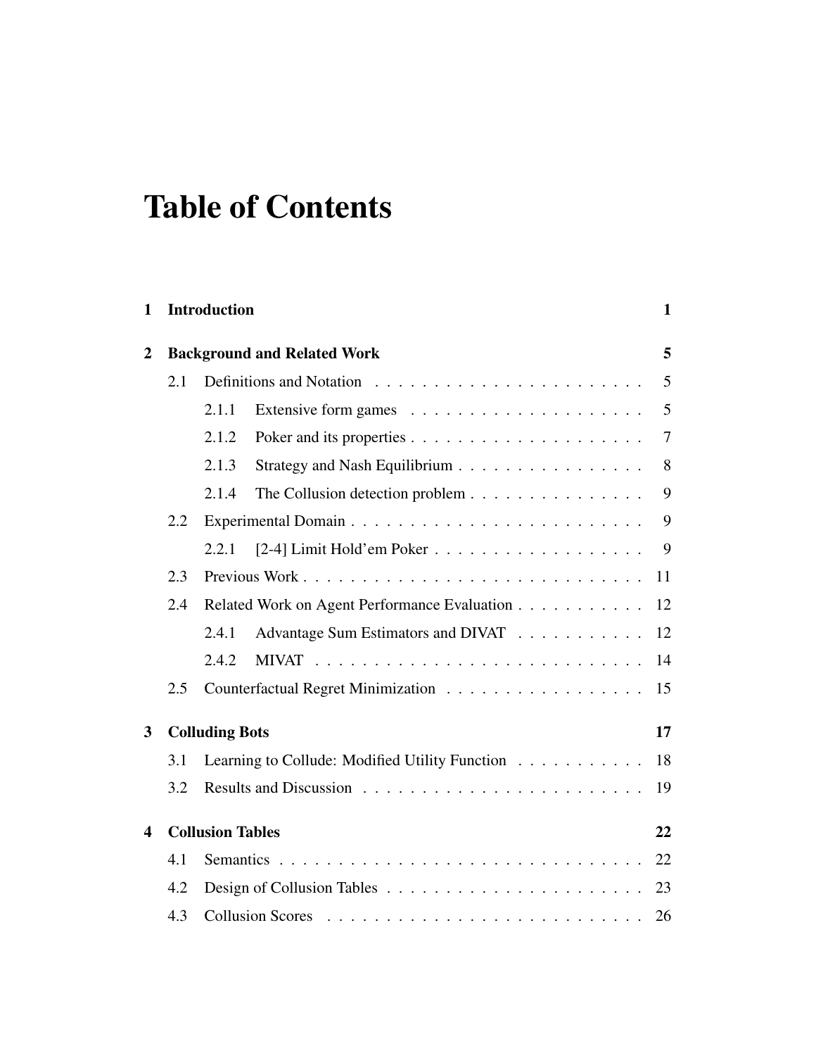# Table of Contents

| | | | |
|---|---|---|---|
| **1** | **Introduction** | | **1** |
| **2** | **Background and Related Work** | | **5** |
| | 2.1 | Definitions and Notation | 5 |
| | | 2.1.1 Extensive form games | 5 |
| | | 2.1.2 Poker and its properties | 7 |
| | | 2.1.3 Strategy and Nash Equilibrium | 8 |
| | | 2.1.4 The Collusion detection problem | 9 |
| | 2.2 | Experimental Domain | 9 |
| | | 2.2.1 [2-4] Limit Hold'em Poker | 9 |
| | 2.3 | Previous Work | 11 |
| | 2.4 | Related Work on Agent Performance Evaluation | 12 |
| | | 2.4.1 Advantage Sum Estimators and DIVAT | 12 |
| | | 2.4.2 MIVAT | 14 |
| | 2.5 | Counterfactual Regret Minimization | 15 |
| **3** | **Colluding Bots** | | **17** |
| | 3.1 | Learning to Collude: Modified Utility Function | 18 |
| | 3.2 | Results and Discussion | 19 |
| **4** | **Collusion Tables** | | **22** |
| | 4.1 | Semantics | 22 |
| | 4.2 | Design of Collusion Tables | 23 |
| | 4.3 | Collusion Scores | 26 |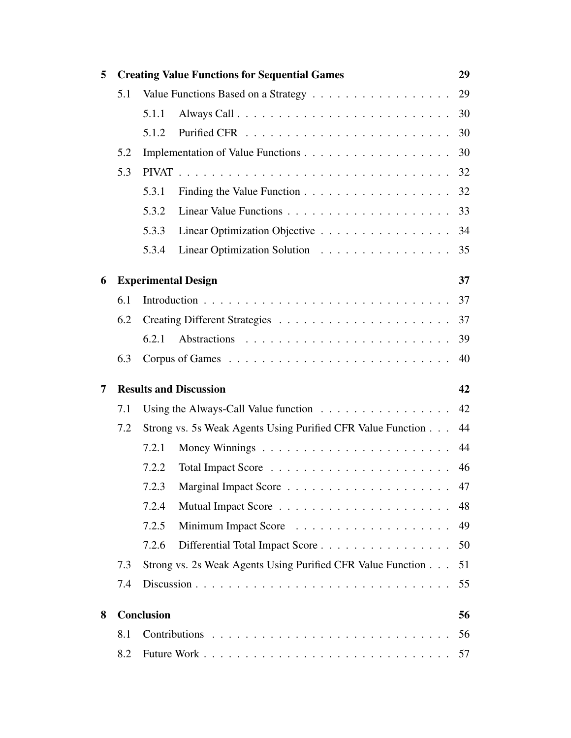| | | | |
|---|---|---|---|
| **5** | **Creating Value Functions for Sequential Games** | | **29** |
| | 5.1 | Value Functions Based on a Strategy | 29 |
| | | 5.1.1 Always Call | 30 |
| | | 5.1.2 Purified CFR | 30 |
| | 5.2 | Implementation of Value Functions | 30 |
| | 5.3 | PIVAT | 32 |
| | | 5.3.1 Finding the Value Function | 32 |
| | | 5.3.2 Linear Value Functions | 33 |
| | | 5.3.3 Linear Optimization Objective | 34 |
| | | 5.3.4 Linear Optimization Solution | 35 |
| **6** | **Experimental Design** | | **37** |
| | 6.1 | Introduction | 37 |
| | 6.2 | Creating Different Strategies | 37 |
| | | 6.2.1 Abstractions | 39 |
| | 6.3 | Corpus of Games | 40 |
| **7** | **Results and Discussion** | | **42** |
| | 7.1 | Using the Always-Call Value function | 42 |
| | 7.2 | Strong vs. 5s Weak Agents Using Purified CFR Value Function | 44 |
| | | 7.2.1 Money Winnings | 44 |
| | | 7.2.2 Total Impact Score | 46 |
| | | 7.2.3 Marginal Impact Score | 47 |
| | | 7.2.4 Mutual Impact Score | 48 |
| | | 7.2.5 Minimum Impact Score | 49 |
| | | 7.2.6 Differential Total Impact Score | 50 |
| | 7.3 | Strong vs. 2s Weak Agents Using Purified CFR Value Function | 51 |
| | 7.4 | Discussion | 55 |
| **8** | **Conclusion** | | **56** |
| | 8.1 | Contributions | 56 |
| | 8.2 | Future Work | 57 |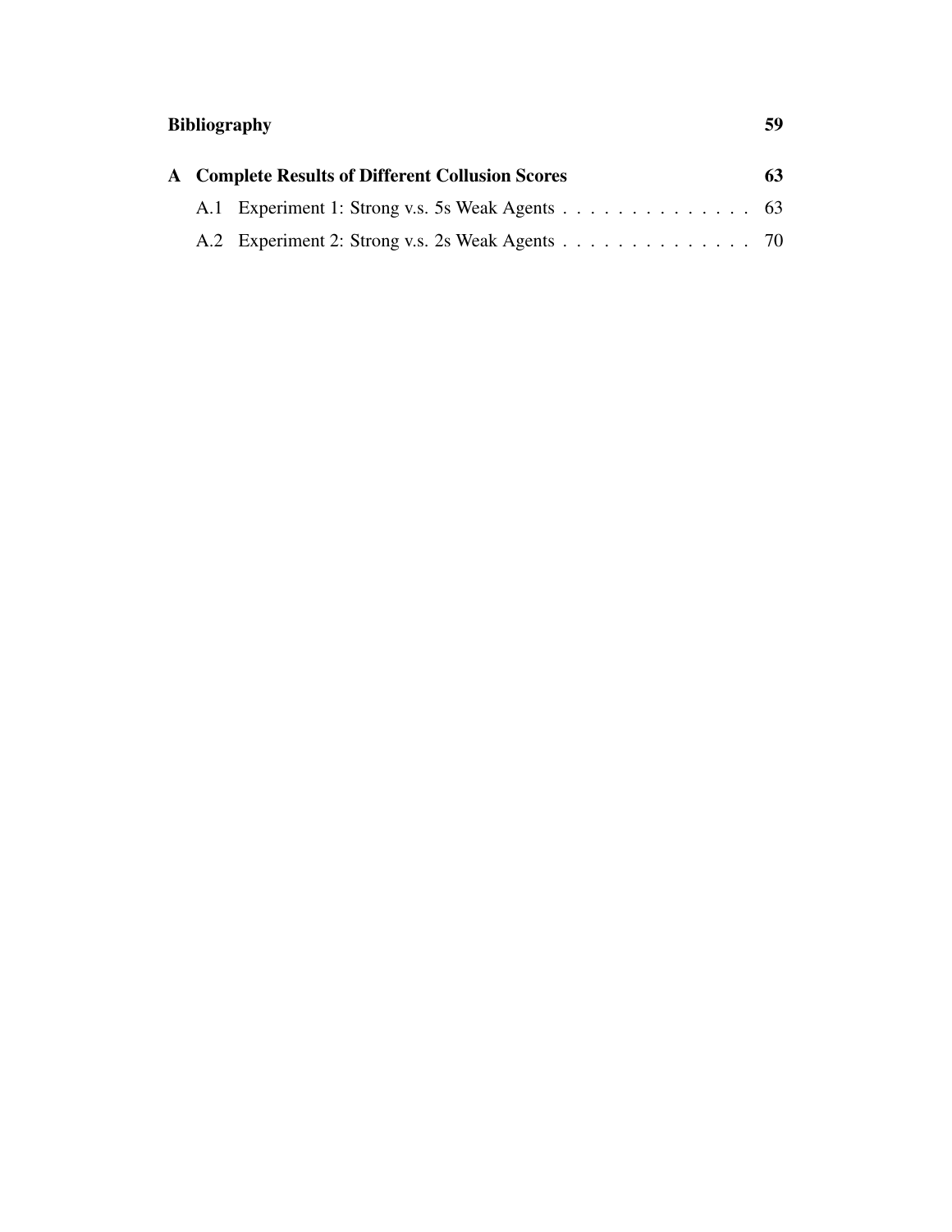**Bibliography** **59**

**A Complete Results of Different Collusion Scores** **63**

A.1 Experiment 1: Strong v.s. 5s Weak Agents . . . . . . . . . . . . . . 63

A.2 Experiment 2: Strong v.s. 2s Weak Agents . . . . . . . . . . . . . . 70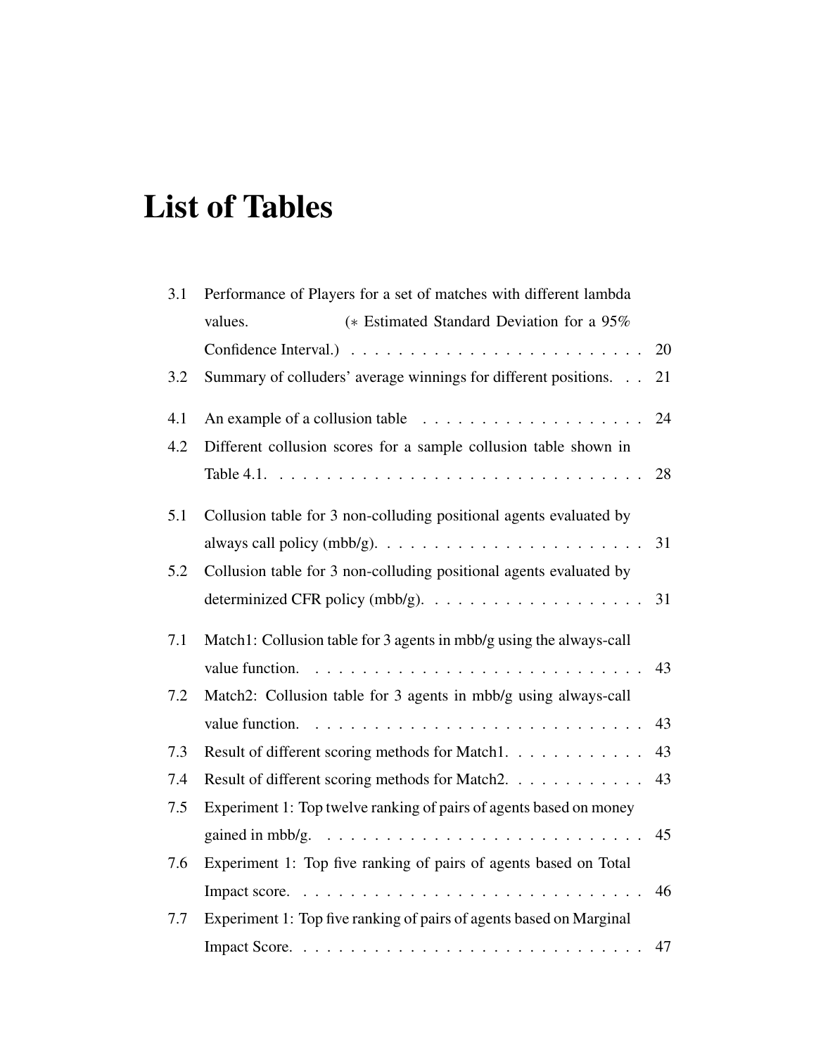# List of Tables

| | | |
|---|---|---|
| 3.1 | Performance of Players for a set of matches with different lambda values. (∗ Estimated Standard Deviation for a 95% Confidence Interval.) | 20 |
| 3.2 | Summary of colluders' average winnings for different positions. | 21 |
| 4.1 | An example of a collusion table | 24 |
| 4.2 | Different collusion scores for a sample collusion table shown in Table 4.1. | 28 |
| 5.1 | Collusion table for 3 non-colluding positional agents evaluated by always call policy (mbb/g). | 31 |
| 5.2 | Collusion table for 3 non-colluding positional agents evaluated by determinized CFR policy (mbb/g). | 31 |
| 7.1 | Match1: Collusion table for 3 agents in mbb/g using the always-call value function. | 43 |
| 7.2 | Match2: Collusion table for 3 agents in mbb/g using always-call value function. | 43 |
| 7.3 | Result of different scoring methods for Match1. | 43 |
| 7.4 | Result of different scoring methods for Match2. | 43 |
| 7.5 | Experiment 1: Top twelve ranking of pairs of agents based on money gained in mbb/g. | 45 |
| 7.6 | Experiment 1: Top five ranking of pairs of agents based on Total Impact score. | 46 |
| 7.7 | Experiment 1: Top five ranking of pairs of agents based on Marginal Impact Score. | 47 |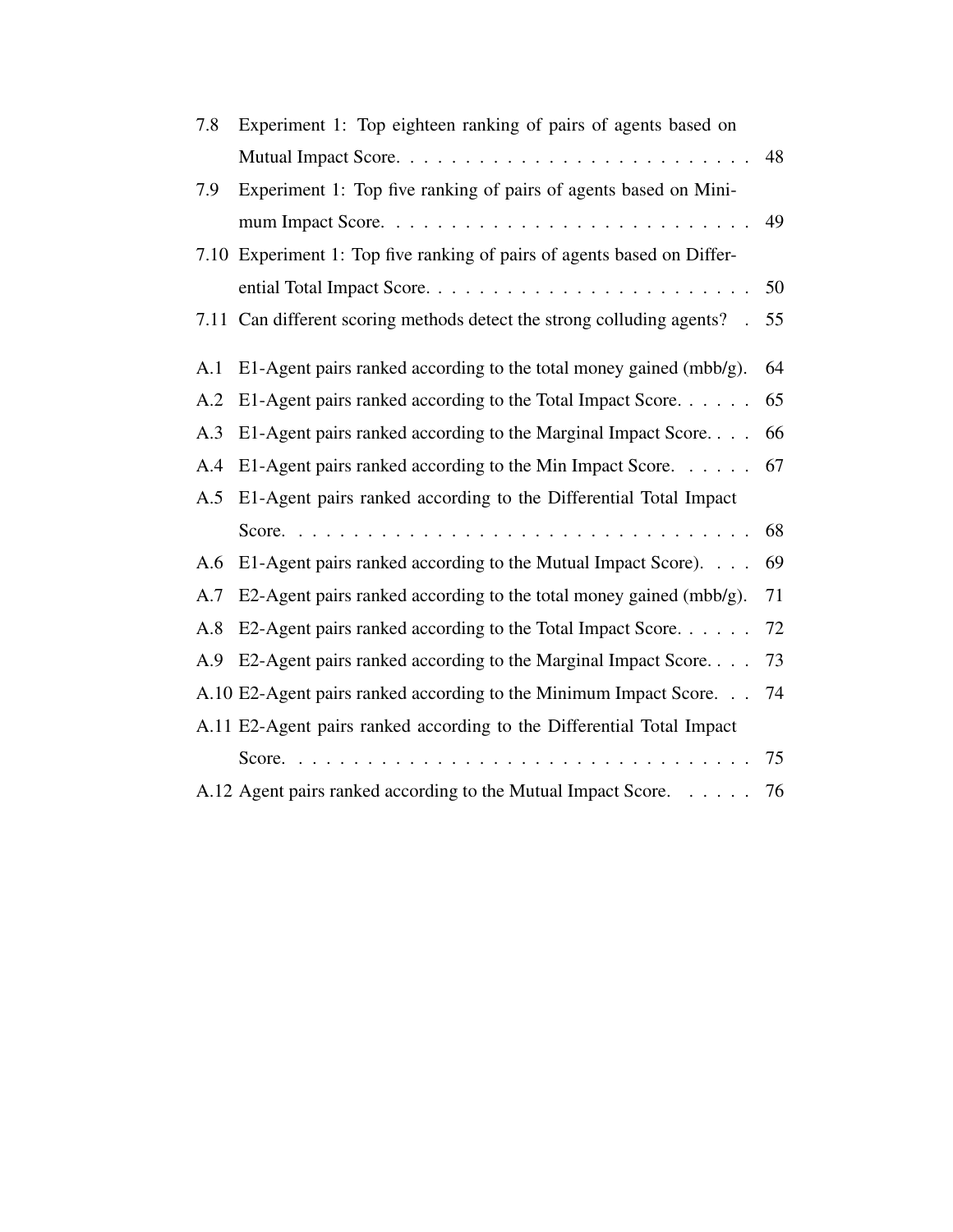7.8 Experiment 1: Top eighteen ranking of pairs of agents based on Mutual Impact Score. . . . . . . . . . . . . . . . . . . . . . . . . 48

7.9 Experiment 1: Top five ranking of pairs of agents based on Minimum Impact Score. . . . . . . . . . . . . . . . . . . . . . . . . . 49

7.10 Experiment 1: Top five ranking of pairs of agents based on Differential Total Impact Score. . . . . . . . . . . . . . . . . . . . . . . . 50

7.11 Can different scoring methods detect the strong colluding agents? . 55

A.1 E1-Agent pairs ranked according to the total money gained (mbb/g). 64

A.2 E1-Agent pairs ranked according to the Total Impact Score. . . . . . 65

A.3 E1-Agent pairs ranked according to the Marginal Impact Score. . . . 66

A.4 E1-Agent pairs ranked according to the Min Impact Score. . . . . . 67

A.5 E1-Agent pairs ranked according to the Differential Total Impact Score. . . . . . . . . . . . . . . . . . . . . . . . . . . . . . . . . . 68

A.6 E1-Agent pairs ranked according to the Mutual Impact Score). . . . 69

A.7 E2-Agent pairs ranked according to the total money gained (mbb/g). 71

A.8 E2-Agent pairs ranked according to the Total Impact Score. . . . . . 72

A.9 E2-Agent pairs ranked according to the Marginal Impact Score. . . . 73

A.10 E2-Agent pairs ranked according to the Minimum Impact Score. . . 74

A.11 E2-Agent pairs ranked according to the Differential Total Impact Score. . . . . . . . . . . . . . . . . . . . . . . . . . . . . . . . . . 75

A.12 Agent pairs ranked according to the Mutual Impact Score. . . . . . 76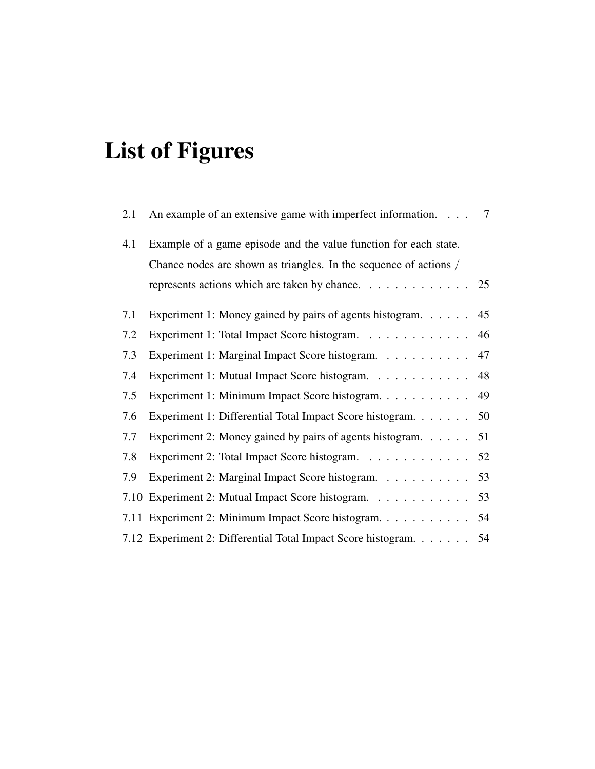# List of Figures

2.1 An example of an extensive game with imperfect information. . . . 7

4.1 Example of a game episode and the value function for each state. Chance nodes are shown as triangles. In the sequence of actions / represents actions which are taken by chance. . . . . . . . . . . . . 25

7.1 Experiment 1: Money gained by pairs of agents histogram. . . . . . 45

7.2 Experiment 1: Total Impact Score histogram. . . . . . . . . . . . . 46

7.3 Experiment 1: Marginal Impact Score histogram. . . . . . . . . . . 47

7.4 Experiment 1: Mutual Impact Score histogram. . . . . . . . . . . . 48

7.5 Experiment 1: Minimum Impact Score histogram. . . . . . . . . . . 49

7.6 Experiment 1: Differential Total Impact Score histogram. . . . . . . 50

7.7 Experiment 2: Money gained by pairs of agents histogram. . . . . . 51

7.8 Experiment 2: Total Impact Score histogram. . . . . . . . . . . . . 52

7.9 Experiment 2: Marginal Impact Score histogram. . . . . . . . . . . 53

7.10 Experiment 2: Mutual Impact Score histogram. . . . . . . . . . . . 53

7.11 Experiment 2: Minimum Impact Score histogram. . . . . . . . . . . 54

7.12 Experiment 2: Differential Total Impact Score histogram. . . . . . . 54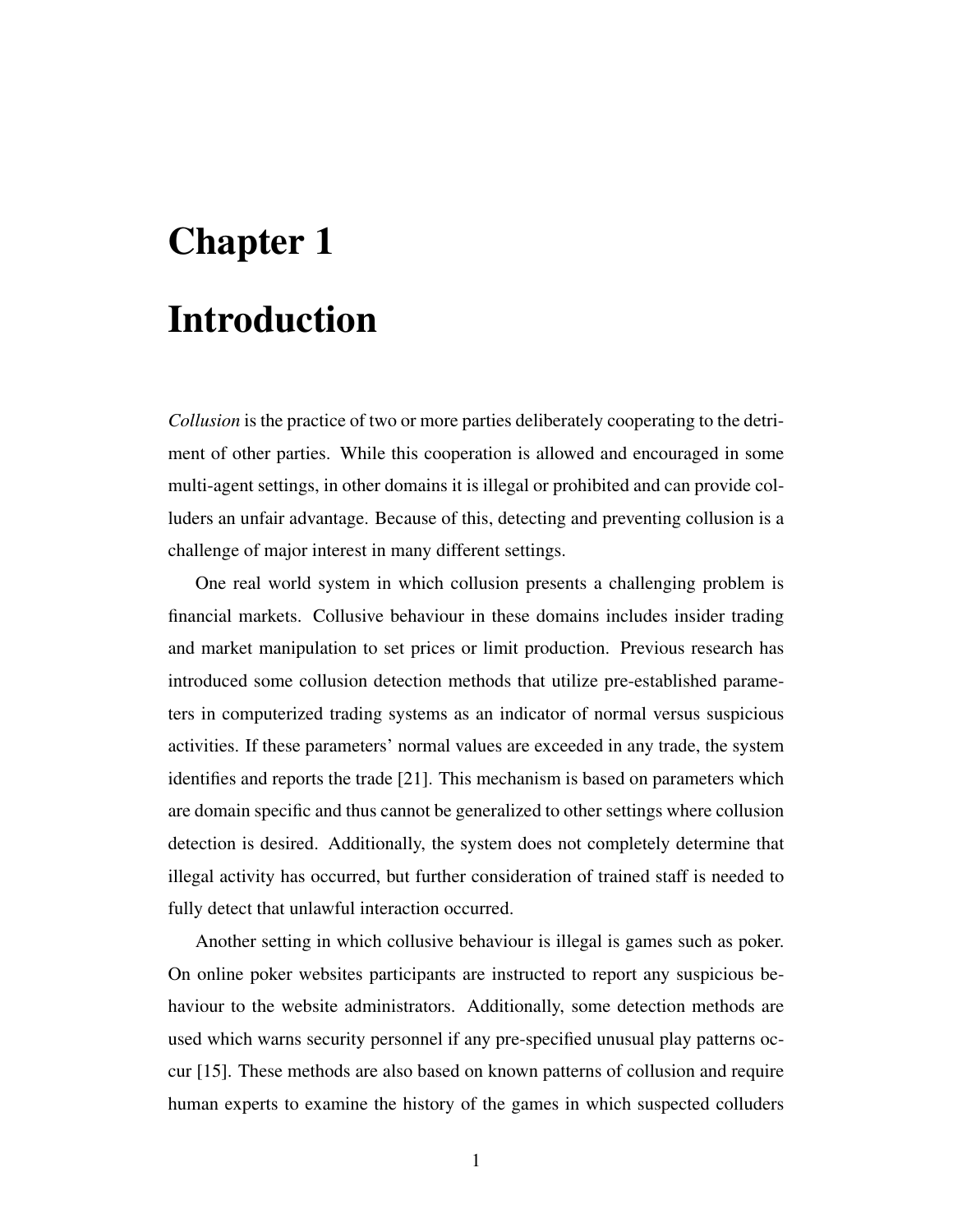# Chapter 1

# Introduction

*Collusion* is the practice of two or more parties deliberately cooperating to the detriment of other parties. While this cooperation is allowed and encouraged in some multi-agent settings, in other domains it is illegal or prohibited and can provide colluders an unfair advantage. Because of this, detecting and preventing collusion is a challenge of major interest in many different settings.

One real world system in which collusion presents a challenging problem is financial markets. Collusive behaviour in these domains includes insider trading and market manipulation to set prices or limit production. Previous research has introduced some collusion detection methods that utilize pre-established parameters in computerized trading systems as an indicator of normal versus suspicious activities. If these parameters' normal values are exceeded in any trade, the system identifies and reports the trade [21]. This mechanism is based on parameters which are domain specific and thus cannot be generalized to other settings where collusion detection is desired. Additionally, the system does not completely determine that illegal activity has occurred, but further consideration of trained staff is needed to fully detect that unlawful interaction occurred.

Another setting in which collusive behaviour is illegal is games such as poker. On online poker websites participants are instructed to report any suspicious behaviour to the website administrators. Additionally, some detection methods are used which warns security personnel if any pre-specified unusual play patterns occur [15]. These methods are also based on known patterns of collusion and require human experts to examine the history of the games in which suspected colluders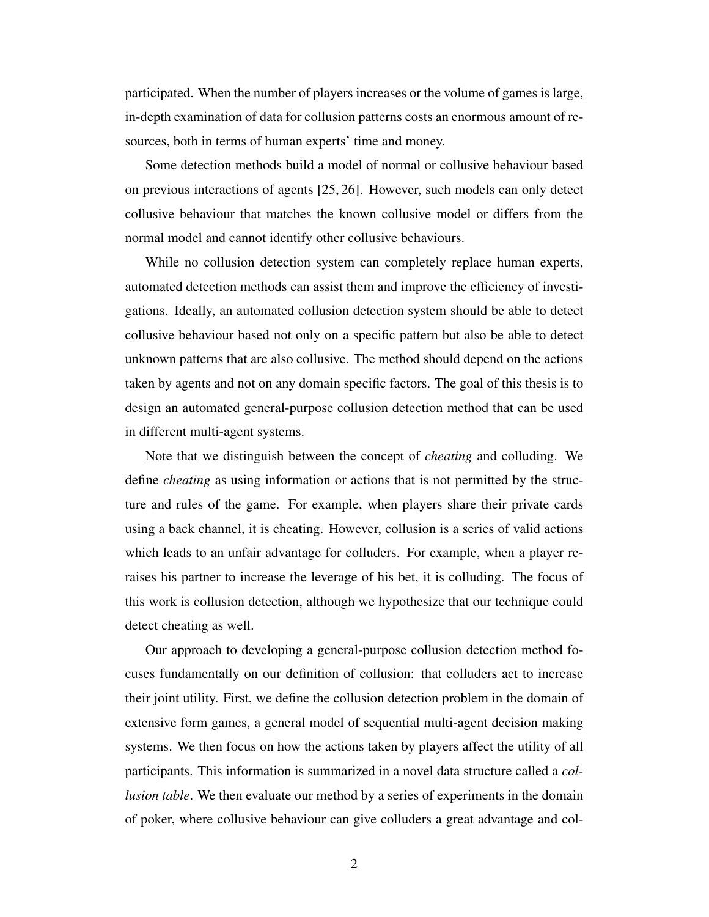participated. When the number of players increases or the volume of games is large, in-depth examination of data for collusion patterns costs an enormous amount of resources, both in terms of human experts' time and money.

Some detection methods build a model of normal or collusive behaviour based on previous interactions of agents [25, 26]. However, such models can only detect collusive behaviour that matches the known collusive model or differs from the normal model and cannot identify other collusive behaviours.

While no collusion detection system can completely replace human experts, automated detection methods can assist them and improve the efficiency of investigations. Ideally, an automated collusion detection system should be able to detect collusive behaviour based not only on a specific pattern but also be able to detect unknown patterns that are also collusive. The method should depend on the actions taken by agents and not on any domain specific factors. The goal of this thesis is to design an automated general-purpose collusion detection method that can be used in different multi-agent systems.

Note that we distinguish between the concept of *cheating* and colluding. We define *cheating* as using information or actions that is not permitted by the structure and rules of the game. For example, when players share their private cards using a back channel, it is cheating. However, collusion is a series of valid actions which leads to an unfair advantage for colluders. For example, when a player reraises his partner to increase the leverage of his bet, it is colluding. The focus of this work is collusion detection, although we hypothesize that our technique could detect cheating as well.

Our approach to developing a general-purpose collusion detection method focuses fundamentally on our definition of collusion: that colluders act to increase their joint utility. First, we define the collusion detection problem in the domain of extensive form games, a general model of sequential multi-agent decision making systems. We then focus on how the actions taken by players affect the utility of all participants. This information is summarized in a novel data structure called a *collusion table*. We then evaluate our method by a series of experiments in the domain of poker, where collusive behaviour can give colluders a great advantage and col-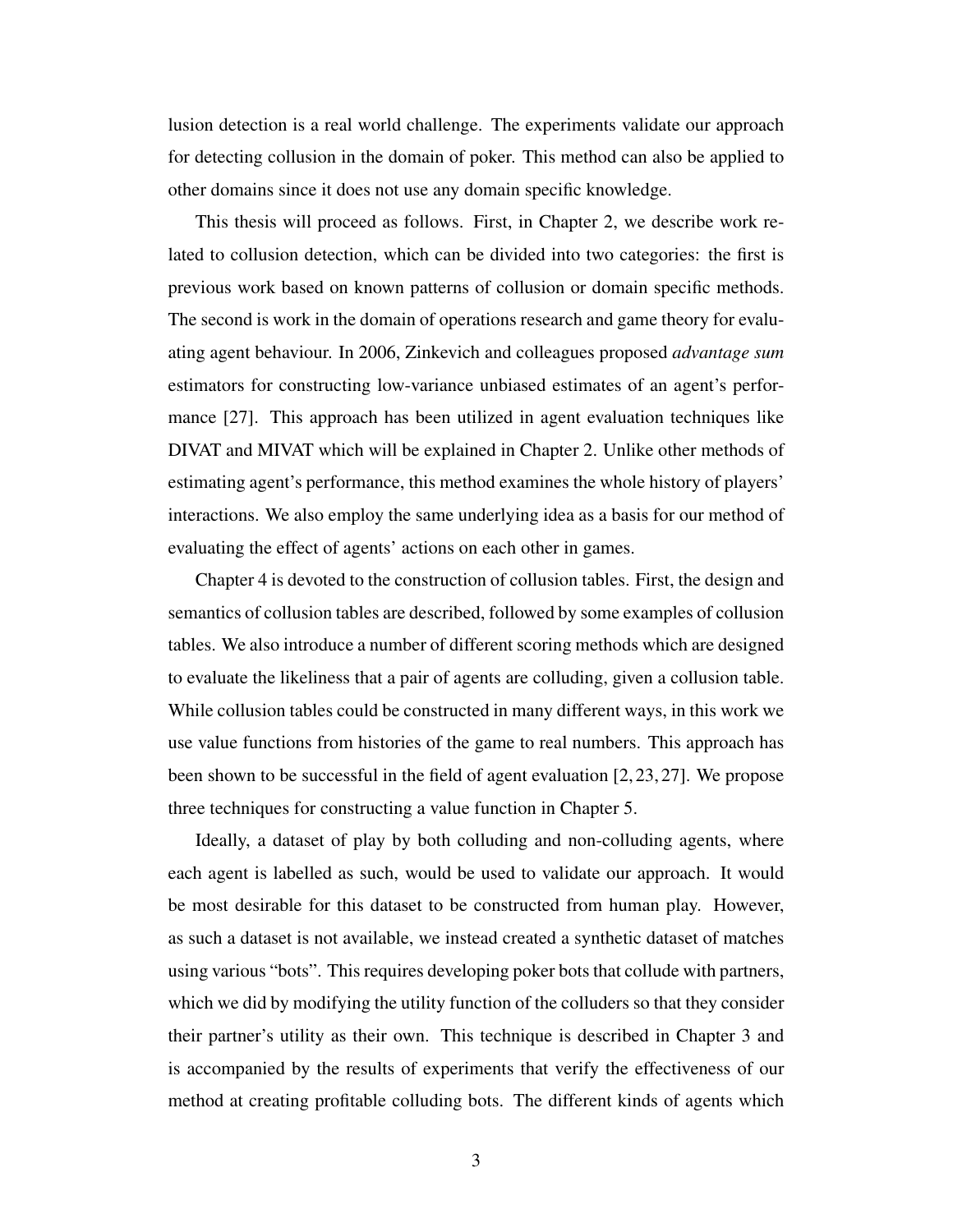lusion detection is a real world challenge. The experiments validate our approach for detecting collusion in the domain of poker. This method can also be applied to other domains since it does not use any domain specific knowledge.

This thesis will proceed as follows. First, in Chapter 2, we describe work related to collusion detection, which can be divided into two categories: the first is previous work based on known patterns of collusion or domain specific methods. The second is work in the domain of operations research and game theory for evaluating agent behaviour. In 2006, Zinkevich and colleagues proposed *advantage sum* estimators for constructing low-variance unbiased estimates of an agent's performance [27]. This approach has been utilized in agent evaluation techniques like DIVAT and MIVAT which will be explained in Chapter 2. Unlike other methods of estimating agent's performance, this method examines the whole history of players' interactions. We also employ the same underlying idea as a basis for our method of evaluating the effect of agents' actions on each other in games.

Chapter 4 is devoted to the construction of collusion tables. First, the design and semantics of collusion tables are described, followed by some examples of collusion tables. We also introduce a number of different scoring methods which are designed to evaluate the likeliness that a pair of agents are colluding, given a collusion table. While collusion tables could be constructed in many different ways, in this work we use value functions from histories of the game to real numbers. This approach has been shown to be successful in the field of agent evaluation [2, 23, 27]. We propose three techniques for constructing a value function in Chapter 5.

Ideally, a dataset of play by both colluding and non-colluding agents, where each agent is labelled as such, would be used to validate our approach. It would be most desirable for this dataset to be constructed from human play. However, as such a dataset is not available, we instead created a synthetic dataset of matches using various "bots". This requires developing poker bots that collude with partners, which we did by modifying the utility function of the colluders so that they consider their partner's utility as their own. This technique is described in Chapter 3 and is accompanied by the results of experiments that verify the effectiveness of our method at creating profitable colluding bots. The different kinds of agents which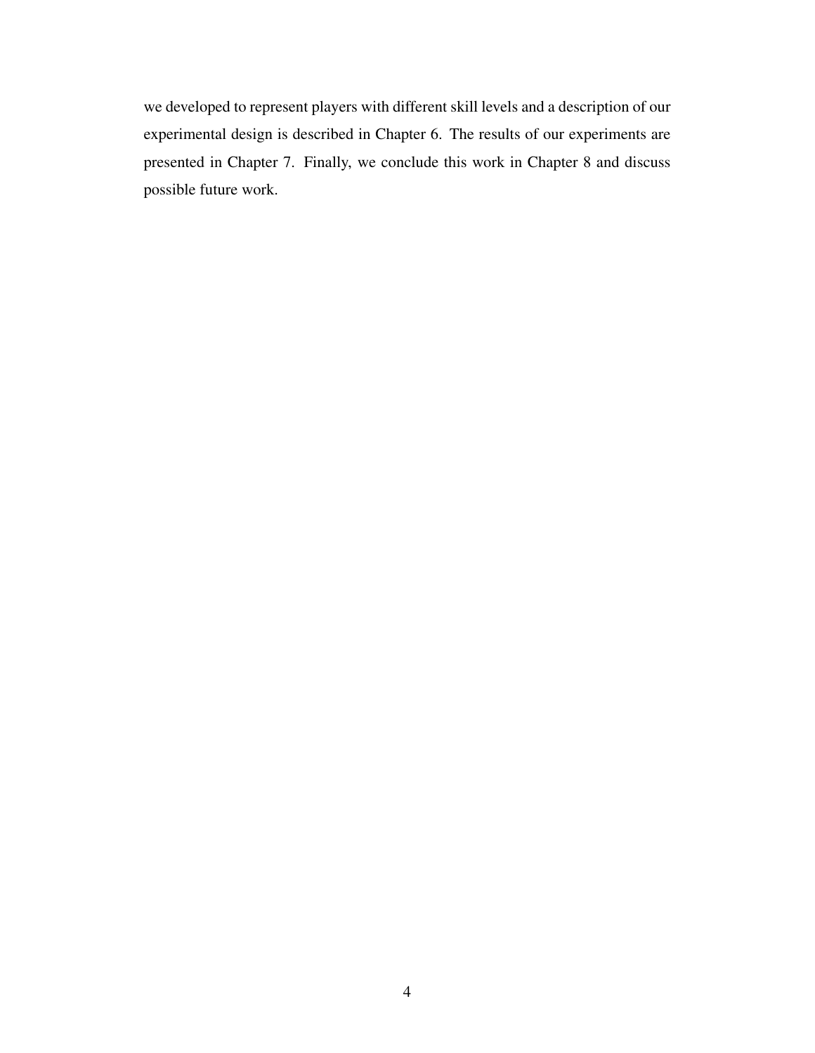we developed to represent players with different skill levels and a description of our experimental design is described in Chapter 6. The results of our experiments are presented in Chapter 7. Finally, we conclude this work in Chapter 8 and discuss possible future work.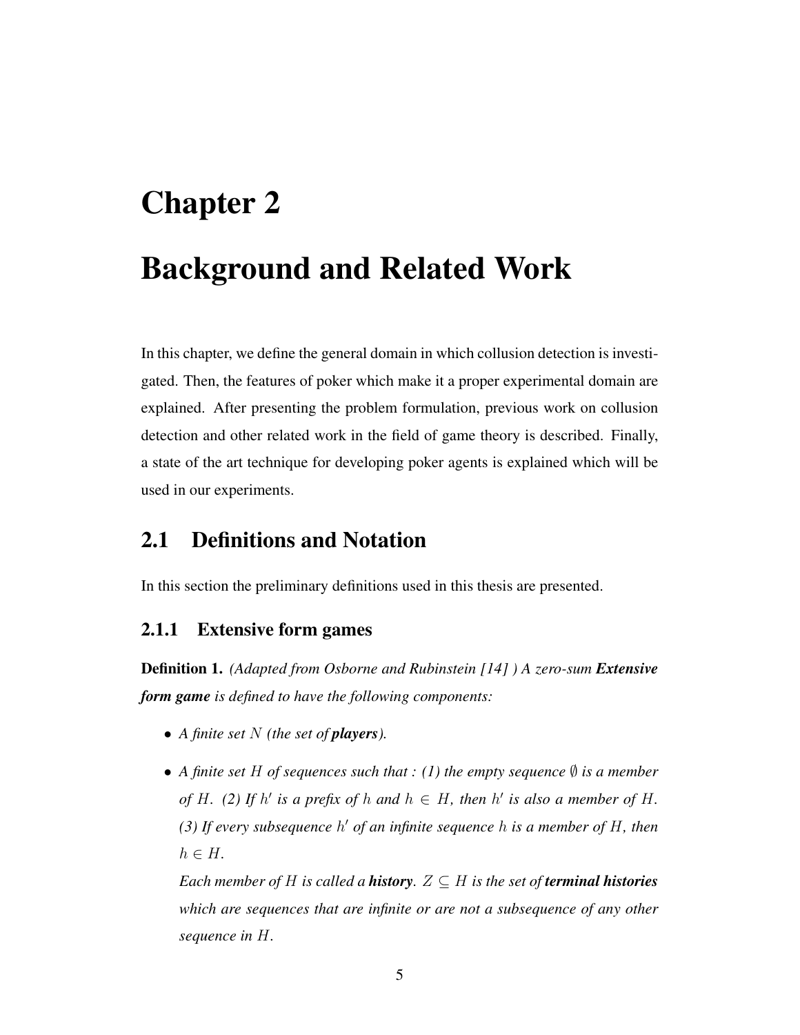# Chapter 2

# Background and Related Work

In this chapter, we define the general domain in which collusion detection is investigated. Then, the features of poker which make it a proper experimental domain are explained. After presenting the problem formulation, previous work on collusion detection and other related work in the field of game theory is described. Finally, a state of the art technique for developing poker agents is explained which will be used in our experiments.

## 2.1 Definitions and Notation

In this section the preliminary definitions used in this thesis are presented.

### 2.1.1 Extensive form games

**Definition 1.** *(Adapted from Osborne and Rubinstein [14] ) A zero-sum* ***Extensive form game*** *is defined to have the following components:*

- *A finite set $N$ (the set of* ***players****).*
- *A finite set $H$ of sequences such that : (1) the empty sequence $\emptyset$ is a member of $H$. (2) If $h'$ is a prefix of $h$ and $h \in H$, then $h'$ is also a member of $H$. (3) If every subsequence $h'$ of an infinite sequence $h$ is a member of $H$, then $h \in H$.*

  *Each member of $H$ is called a* ***history****. $Z \subseteq H$ is the set of* ***terminal histories*** *which are sequences that are infinite or are not a subsequence of any other sequence in $H$.*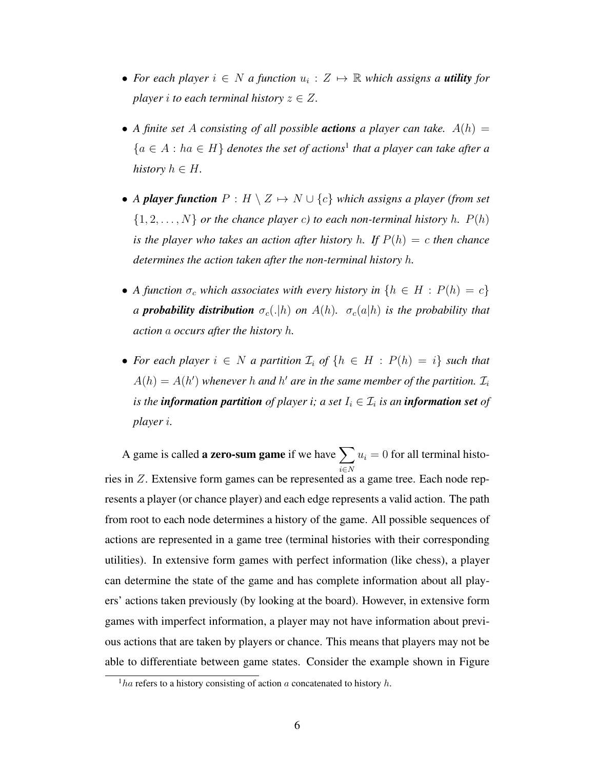- *For each player $i \in N$ a function $u_i : Z \mapsto \mathbb{R}$ which assigns a* ***utility*** *for player $i$ to each terminal history $z \in Z$.*

- *A finite set $A$ consisting of all possible* ***actions*** *a player can take. $A(h) = \{a \in A : ha \in H\}$ denotes the set of actions*[1] *that a player can take after a history $h \in H$.*

- *A* ***player function*** *$P : H \setminus Z \mapsto N \cup \{c\}$ which assigns a player (from set $\{1, 2, \ldots, N\}$ or the chance player $c$) to each non-terminal history $h$. $P(h)$ is the player who takes an action after history $h$. If $P(h) = c$ then chance determines the action taken after the non-terminal history $h$.*

- *A function $\sigma_c$ which associates with every history in $\{h \in H : P(h) = c\}$ a* ***probability distribution*** *$\sigma_c(.|h)$ on $A(h)$. $\sigma_c(a|h)$ is the probability that action $a$ occurs after the history $h$.*

- *For each player $i \in N$ a partition $\mathcal{I}_i$ of $\{h \in H : P(h) = i\}$ such that $A(h) = A(h')$ whenever $h$ and $h'$ are in the same member of the partition. $\mathcal{I}_i$ is the* ***information partition*** *of player i; a set $I_i \in \mathcal{I}_i$ is an* ***information set*** *of player $i$.*

A game is called **a zero-sum game** if we have $\sum_{i \in N} u_i = 0$ for all terminal histories in $Z$. Extensive form games can be represented as a game tree. Each node represents a player (or chance player) and each edge represents a valid action. The path from root to each node determines a history of the game. All possible sequences of actions are represented in a game tree (terminal histories with their corresponding utilities). In extensive form games with perfect information (like chess), a player can determine the state of the game and has complete information about all players' actions taken previously (by looking at the board). However, in extensive form games with imperfect information, a player may not have information about previous actions that are taken by players or chance. This means that players may not be able to differentiate between game states. Consider the example shown in Figure

[1] $ha$ refers to a history consisting of action $a$ concatenated to history $h$.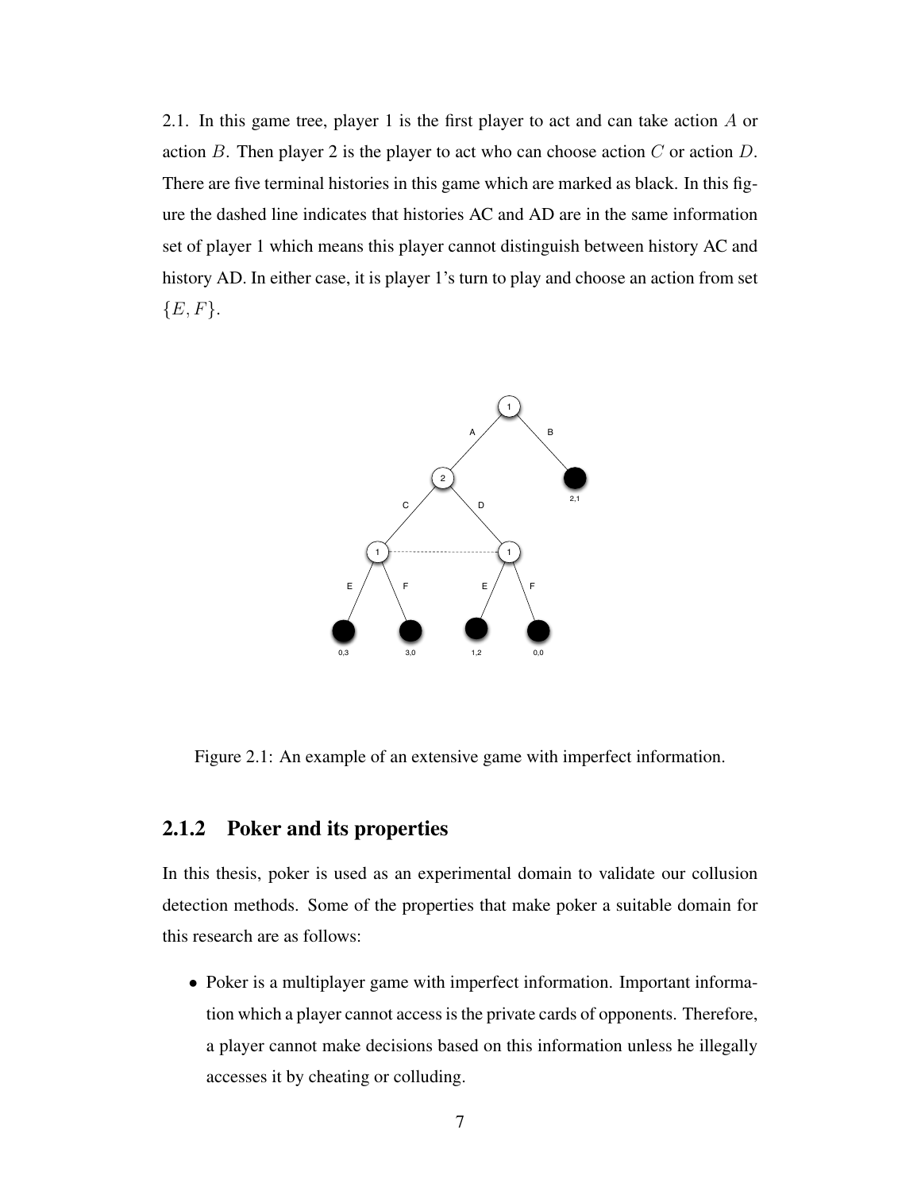2.1. In this game tree, player 1 is the first player to act and can take action $A$ or action $B$. Then player 2 is the player to act who can choose action $C$ or action $D$. There are five terminal histories in this game which are marked as black. In this figure the dashed line indicates that histories AC and AD are in the same information set of player 1 which means this player cannot distinguish between history AC and history AD. In either case, it is player 1's turn to play and choose an action from set $\{E, F\}$.

Figure 2.1: An example of an extensive game with imperfect information.

### 2.1.2 Poker and its properties

In this thesis, poker is used as an experimental domain to validate our collusion detection methods. Some of the properties that make poker a suitable domain for this research are as follows:

- Poker is a multiplayer game with imperfect information. Important information which a player cannot access is the private cards of opponents. Therefore, a player cannot make decisions based on this information unless he illegally accesses it by cheating or colluding.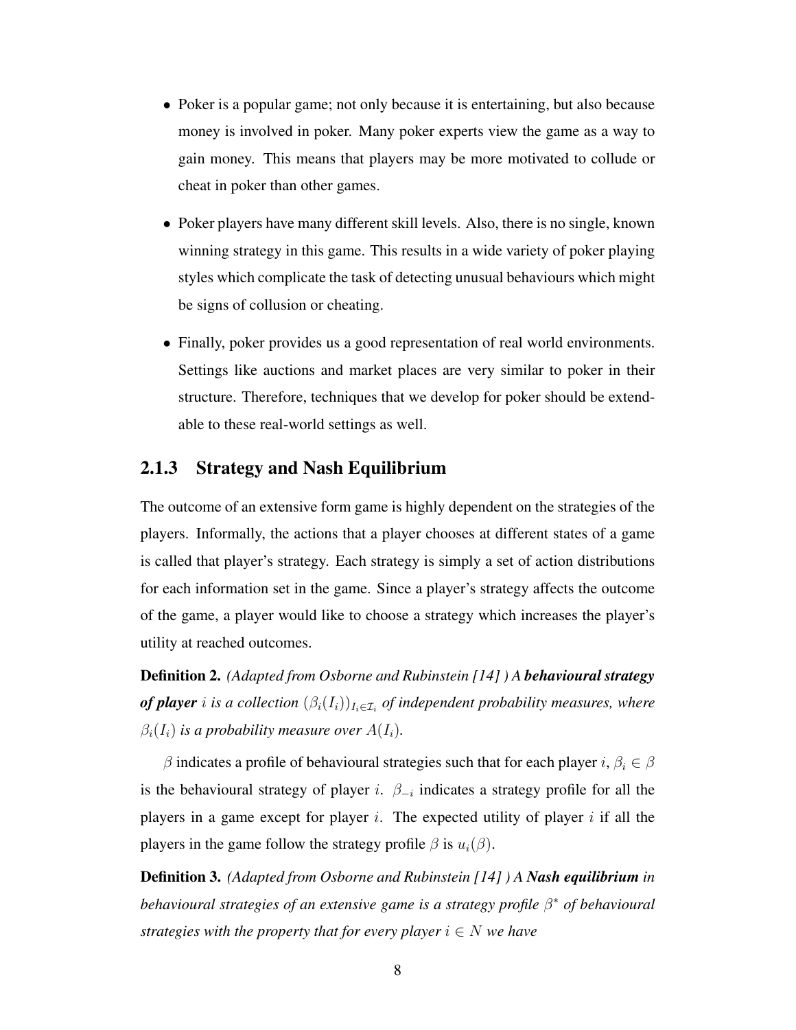- Poker is a popular game; not only because it is entertaining, but also because money is involved in poker. Many poker experts view the game as a way to gain money. This means that players may be more motivated to collude or cheat in poker than other games.

- Poker players have many different skill levels. Also, there is no single, known winning strategy in this game. This results in a wide variety of poker playing styles which complicate the task of detecting unusual behaviours which might be signs of collusion or cheating.

- Finally, poker provides us a good representation of real world environments. Settings like auctions and market places are very similar to poker in their structure. Therefore, techniques that we develop for poker should be extendable to these real-world settings as well.

### 2.1.3 Strategy and Nash Equilibrium

The outcome of an extensive form game is highly dependent on the strategies of the players. Informally, the actions that a player chooses at different states of a game is called that player's strategy. Each strategy is simply a set of action distributions for each information set in the game. Since a player's strategy affects the outcome of the game, a player would like to choose a strategy which increases the player's utility at reached outcomes.

**Definition 2.** *(Adapted from Osborne and Rubinstein [14] ) A* ***behavioural strategy of player*** *$i$ is a collection $(\beta_i(I_i))_{I_i \in \mathcal{I}_i}$ of independent probability measures, where $\beta_i(I_i)$ is a probability measure over $A(I_i)$.*

$\beta$ indicates a profile of behavioural strategies such that for each player $i$, $\beta_i \in \beta$ is the behavioural strategy of player $i$. $\beta_{-i}$ indicates a strategy profile for all the players in a game except for player $i$. The expected utility of player $i$ if all the players in the game follow the strategy profile $\beta$ is $u_i(\beta)$.

**Definition 3.** *(Adapted from Osborne and Rubinstein [14] ) A* ***Nash equilibrium*** *in behavioural strategies of an extensive game is a strategy profile $\beta^*$ of behavioural strategies with the property that for every player $i \in N$ we have*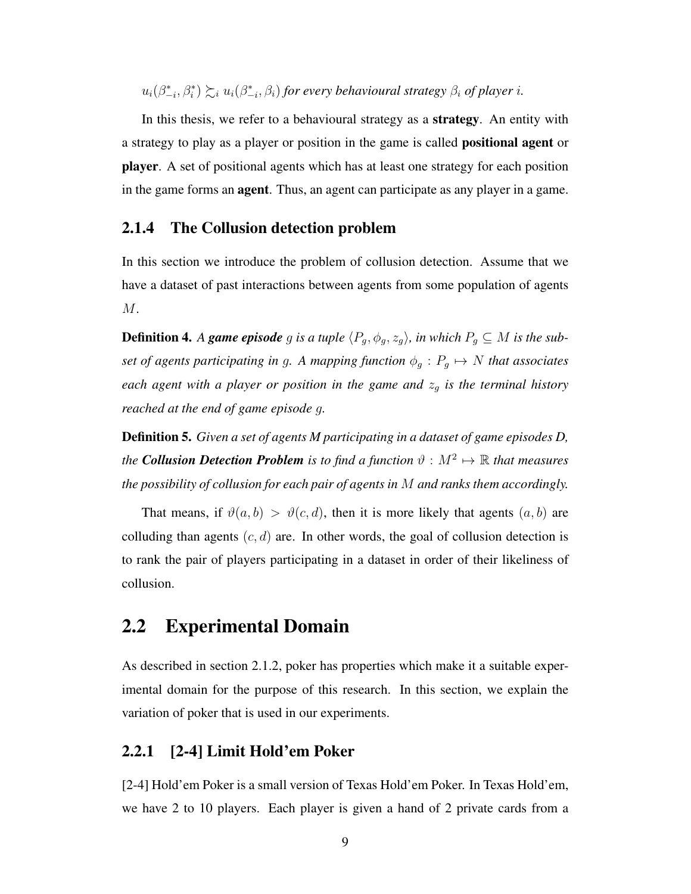$u_i(\beta^*_{-i}, \beta^*_i) \succsim_i u_i(\beta^*_{-i}, \beta_i)$ *for every behavioural strategy* $\beta_i$ *of player* $i$.

In this thesis, we refer to a behavioural strategy as a **strategy**. An entity with a strategy to play as a player or position in the game is called **positional agent** or **player**. A set of positional agents which has at least one strategy for each position in the game forms an **agent**. Thus, an agent can participate as any player in a game.

### 2.1.4 The Collusion detection problem

In this section we introduce the problem of collusion detection. Assume that we have a dataset of past interactions between agents from some population of agents $M$.

**Definition 4.** *A* ***game episode*** $g$ *is a tuple* $\langle P_g, \phi_g, z_g \rangle$*, in which* $P_g \subseteq M$ *is the subset of agents participating in* $g$*. A mapping function* $\phi_g : P_g \mapsto N$ *that associates each agent with a player or position in the game and* $z_g$ *is the terminal history reached at the end of game episode* $g$*.*

**Definition 5.** *Given a set of agents M participating in a dataset of game episodes D, the* ***Collusion Detection Problem*** *is to find a function* $\vartheta : M^2 \mapsto \mathbb{R}$ *that measures the possibility of collusion for each pair of agents in* $M$ *and ranks them accordingly.*

That means, if $\vartheta(a, b) > \vartheta(c, d)$, then it is more likely that agents $(a, b)$ are colluding than agents $(c, d)$ are. In other words, the goal of collusion detection is to rank the pair of players participating in a dataset in order of their likeliness of collusion.

## 2.2 Experimental Domain

As described in section 2.1.2, poker has properties which make it a suitable experimental domain for the purpose of this research. In this section, we explain the variation of poker that is used in our experiments.

### 2.2.1 [2-4] Limit Hold'em Poker

[2-4] Hold'em Poker is a small version of Texas Hold'em Poker. In Texas Hold'em, we have 2 to 10 players. Each player is given a hand of 2 private cards from a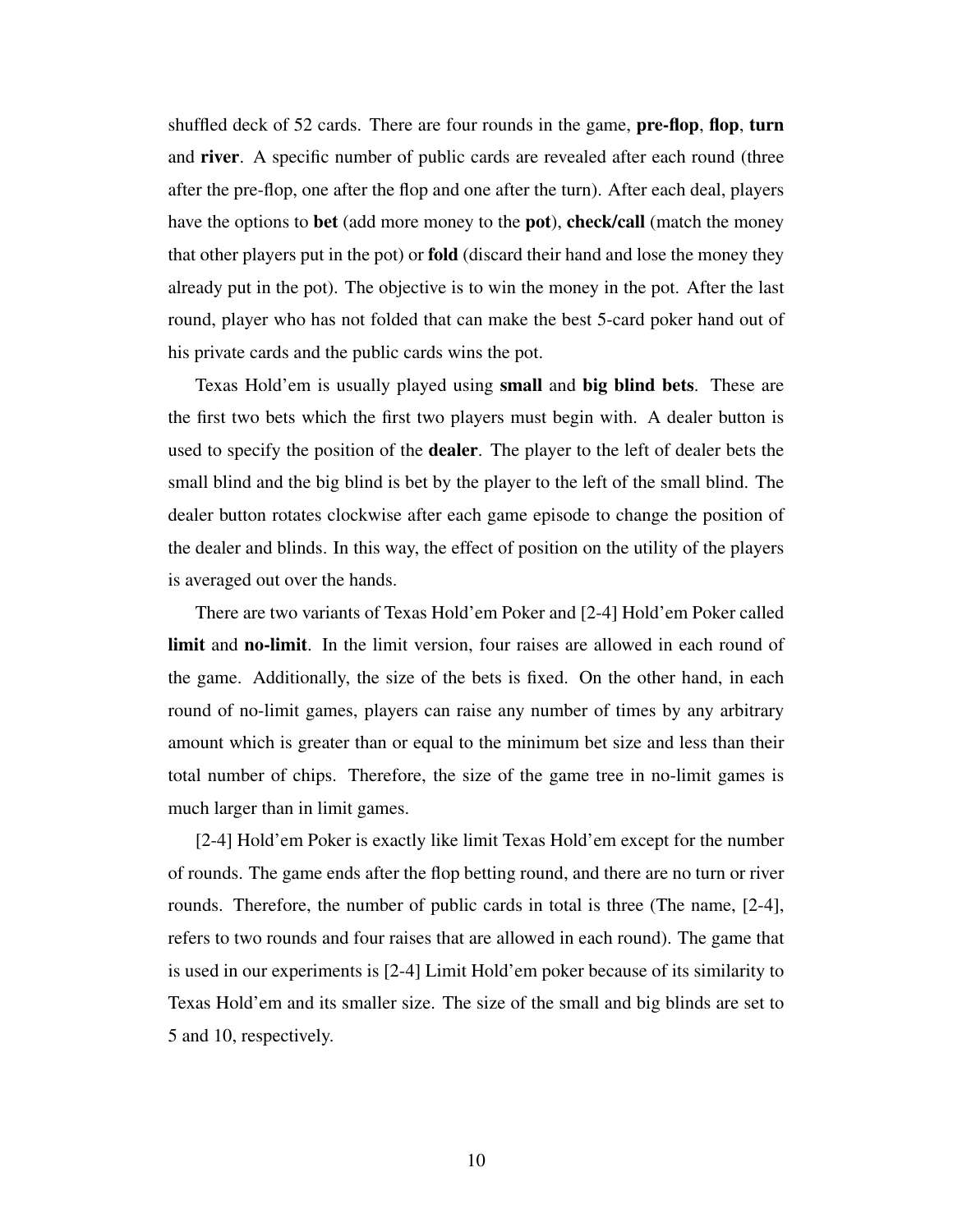shuffled deck of 52 cards. There are four rounds in the game, **pre-flop**, **flop**, **turn** and **river**. A specific number of public cards are revealed after each round (three after the pre-flop, one after the flop and one after the turn). After each deal, players have the options to **bet** (add more money to the **pot**), **check/call** (match the money that other players put in the pot) or **fold** (discard their hand and lose the money they already put in the pot). The objective is to win the money in the pot. After the last round, player who has not folded that can make the best 5-card poker hand out of his private cards and the public cards wins the pot.

Texas Hold'em is usually played using **small** and **big blind bets**. These are the first two bets which the first two players must begin with. A dealer button is used to specify the position of the **dealer**. The player to the left of dealer bets the small blind and the big blind is bet by the player to the left of the small blind. The dealer button rotates clockwise after each game episode to change the position of the dealer and blinds. In this way, the effect of position on the utility of the players is averaged out over the hands.

There are two variants of Texas Hold'em Poker and [2-4] Hold'em Poker called **limit** and **no-limit**. In the limit version, four raises are allowed in each round of the game. Additionally, the size of the bets is fixed. On the other hand, in each round of no-limit games, players can raise any number of times by any arbitrary amount which is greater than or equal to the minimum bet size and less than their total number of chips. Therefore, the size of the game tree in no-limit games is much larger than in limit games.

[2-4] Hold'em Poker is exactly like limit Texas Hold'em except for the number of rounds. The game ends after the flop betting round, and there are no turn or river rounds. Therefore, the number of public cards in total is three (The name, [2-4], refers to two rounds and four raises that are allowed in each round). The game that is used in our experiments is [2-4] Limit Hold'em poker because of its similarity to Texas Hold'em and its smaller size. The size of the small and big blinds are set to 5 and 10, respectively.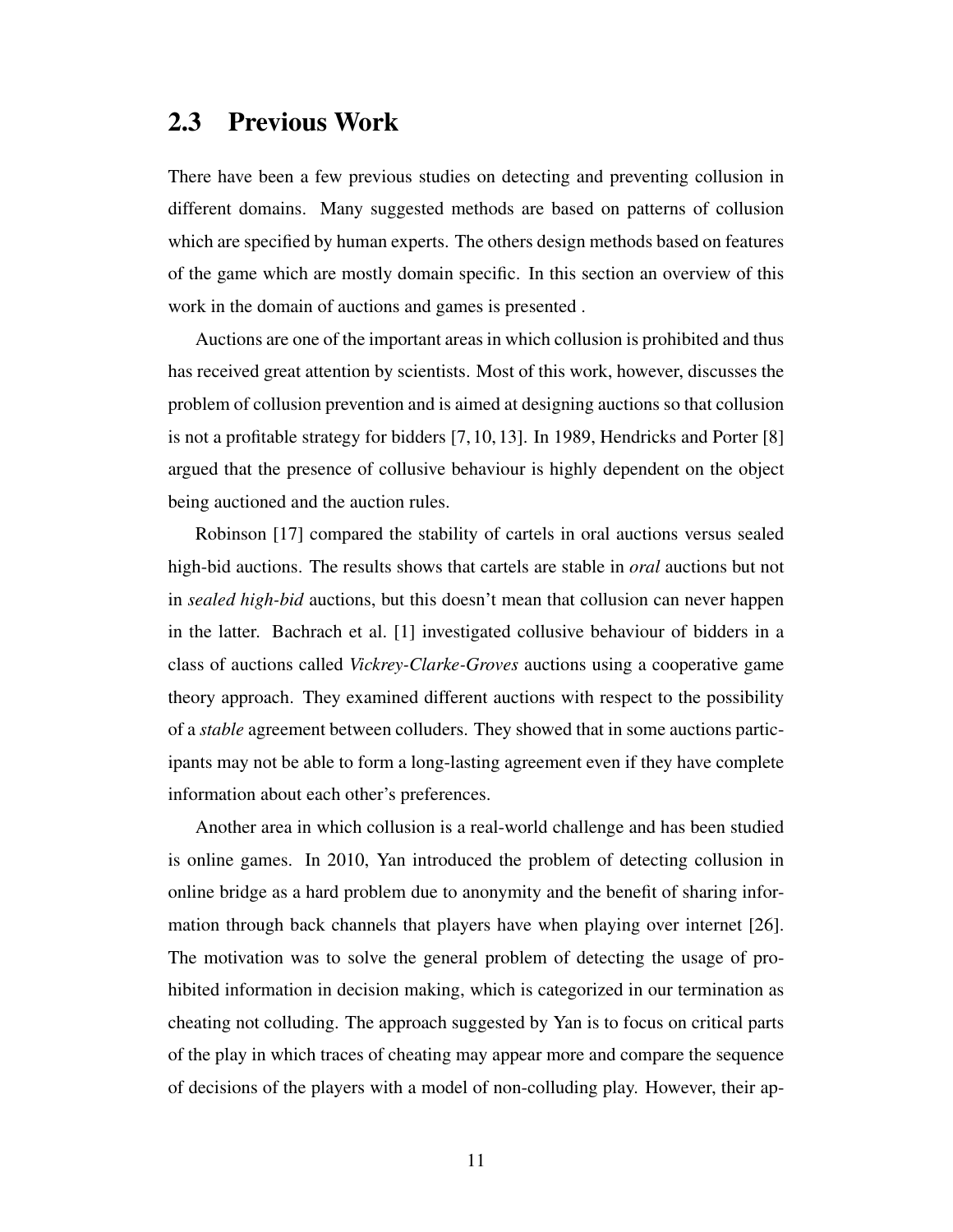## 2.3 Previous Work

There have been a few previous studies on detecting and preventing collusion in different domains. Many suggested methods are based on patterns of collusion which are specified by human experts. The others design methods based on features of the game which are mostly domain specific. In this section an overview of this work in the domain of auctions and games is presented .

Auctions are one of the important areas in which collusion is prohibited and thus has received great attention by scientists. Most of this work, however, discusses the problem of collusion prevention and is aimed at designing auctions so that collusion is not a profitable strategy for bidders [7, 10, 13]. In 1989, Hendricks and Porter [8] argued that the presence of collusive behaviour is highly dependent on the object being auctioned and the auction rules.

Robinson [17] compared the stability of cartels in oral auctions versus sealed high-bid auctions. The results shows that cartels are stable in *oral* auctions but not in *sealed high-bid* auctions, but this doesn't mean that collusion can never happen in the latter. Bachrach et al. [1] investigated collusive behaviour of bidders in a class of auctions called *Vickrey-Clarke-Groves* auctions using a cooperative game theory approach. They examined different auctions with respect to the possibility of a *stable* agreement between colluders. They showed that in some auctions participants may not be able to form a long-lasting agreement even if they have complete information about each other's preferences.

Another area in which collusion is a real-world challenge and has been studied is online games. In 2010, Yan introduced the problem of detecting collusion in online bridge as a hard problem due to anonymity and the benefit of sharing information through back channels that players have when playing over internet [26]. The motivation was to solve the general problem of detecting the usage of prohibited information in decision making, which is categorized in our termination as cheating not colluding. The approach suggested by Yan is to focus on critical parts of the play in which traces of cheating may appear more and compare the sequence of decisions of the players with a model of non-colluding play. However, their ap-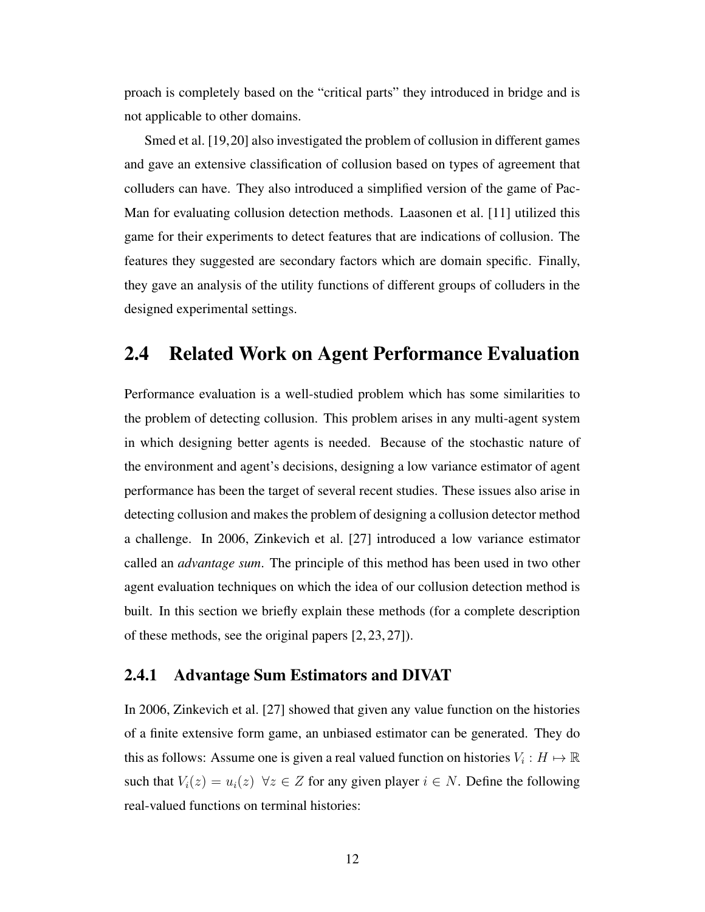proach is completely based on the "critical parts" they introduced in bridge and is not applicable to other domains.

Smed et al. [19,20] also investigated the problem of collusion in different games and gave an extensive classification of collusion based on types of agreement that colluders can have. They also introduced a simplified version of the game of Pac-Man for evaluating collusion detection methods. Laasonen et al. [11] utilized this game for their experiments to detect features that are indications of collusion. The features they suggested are secondary factors which are domain specific. Finally, they gave an analysis of the utility functions of different groups of colluders in the designed experimental settings.

## 2.4 Related Work on Agent Performance Evaluation

Performance evaluation is a well-studied problem which has some similarities to the problem of detecting collusion. This problem arises in any multi-agent system in which designing better agents is needed. Because of the stochastic nature of the environment and agent's decisions, designing a low variance estimator of agent performance has been the target of several recent studies. These issues also arise in detecting collusion and makes the problem of designing a collusion detector method a challenge. In 2006, Zinkevich et al. [27] introduced a low variance estimator called an *advantage sum*. The principle of this method has been used in two other agent evaluation techniques on which the idea of our collusion detection method is built. In this section we briefly explain these methods (for a complete description of these methods, see the original papers [2, 23, 27]).

### 2.4.1 Advantage Sum Estimators and DIVAT

In 2006, Zinkevich et al. [27] showed that given any value function on the histories of a finite extensive form game, an unbiased estimator can be generated. They do this as follows: Assume one is given a real valued function on histories $V_i : H \mapsto \mathbb{R}$ such that $V_i(z) = u_i(z) \ \ \forall z \in Z$ for any given player $i \in N$. Define the following real-valued functions on terminal histories: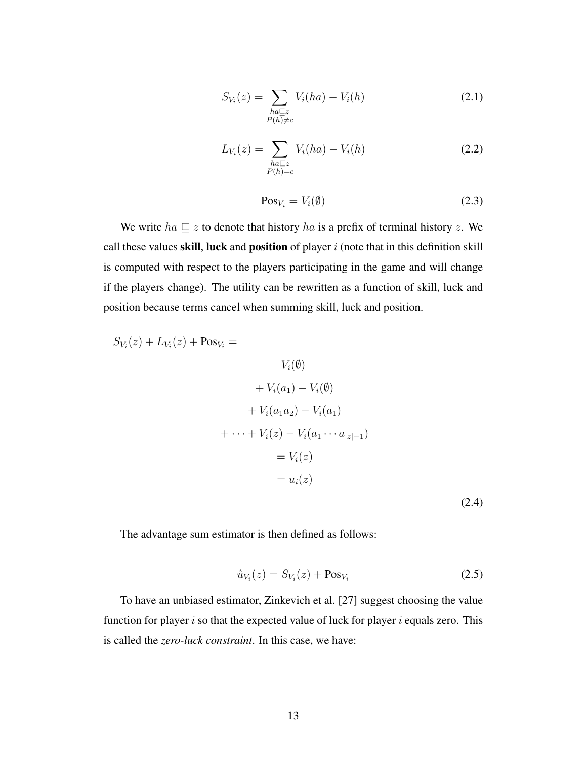$$S_{V_i}(z) = \sum_{\substack{ha \sqsubseteq z \\ P(h) \neq c}} V_i(ha) - V_i(h) \tag{2.1}$$

$$L_{V_i}(z) = \sum_{\substack{ha \sqsubseteq z \\ P(h) = c}} V_i(ha) - V_i(h) \tag{2.2}$$

$$\text{Pos}_{V_i} = V_i(\emptyset) \tag{2.3}$$

We write $ha \sqsubseteq z$ to denote that history $ha$ is a prefix of terminal history $z$. We call these values **skill**, **luck** and **position** of player $i$ (note that in this definition skill is computed with respect to the players participating in the game and will change if the players change). The utility can be rewritten as a function of skill, luck and position because terms cancel when summing skill, luck and position.

$$
\begin{aligned}
S_{V_i}(z) + L_{V_i}(z) + \text{Pos}_{V_i} = \\
& V_i(\emptyset) \\
& + V_i(a_1) - V_i(\emptyset) \\
& + V_i(a_1 a_2) - V_i(a_1) \\
& + \cdots + V_i(z) - V_i(a_1 \cdots a_{|z|-1}) \\
& = V_i(z) \\
& = u_i(z)
\end{aligned}
\tag{2.4}
$$

The advantage sum estimator is then defined as follows:

$$\hat{u}_{V_i}(z) = S_{V_i}(z) + \text{Pos}_{V_i} \tag{2.5}$$

To have an unbiased estimator, Zinkevich et al. [27] suggest choosing the value function for player $i$ so that the expected value of luck for player $i$ equals zero. This is called the *zero-luck constraint*. In this case, we have: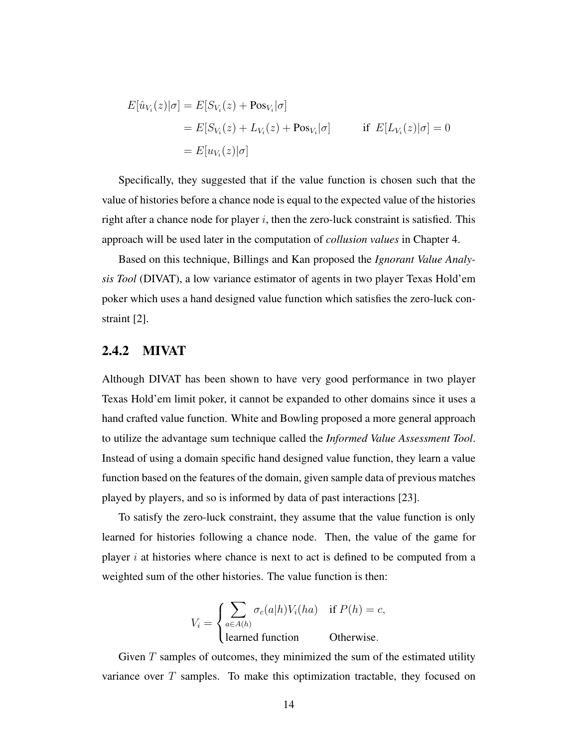$$
\begin{aligned}
E[\hat{u}_{V_i}(z)|\sigma] &= E[S_{V_i}(z) + \text{Pos}_{V_i}|\sigma] \\
&= E[S_{V_i}(z) + L_{V_i}(z) + \text{Pos}_{V_i}|\sigma] \qquad \text{if } E[L_{V_i}(z)|\sigma] = 0 \\
&= E[u_{V_i}(z)|\sigma]
\end{aligned}
$$

Specifically, they suggested that if the value function is chosen such that the value of histories before a chance node is equal to the expected value of the histories right after a chance node for player $i$, then the zero-luck constraint is satisfied. This approach will be used later in the computation of *collusion values* in Chapter 4.

Based on this technique, Billings and Kan proposed the *Ignorant Value Analysis Tool* (DIVAT), a low variance estimator of agents in two player Texas Hold'em poker which uses a hand designed value function which satisfies the zero-luck constraint [2].

### 2.4.2 MIVAT

Although DIVAT has been shown to have very good performance in two player Texas Hold'em limit poker, it cannot be expanded to other domains since it uses a hand crafted value function. White and Bowling proposed a more general approach to utilize the advantage sum technique called the *Informed Value Assessment Tool*. Instead of using a domain specific hand designed value function, they learn a value function based on the features of the domain, given sample data of previous matches played by players, and so is informed by data of past interactions [23].

To satisfy the zero-luck constraint, they assume that the value function is only learned for histories following a chance node. Then, the value of the game for player $i$ at histories where chance is next to act is defined to be computed from a weighted sum of the other histories. The value function is then:

$$
V_i = \begin{cases} \sum_{a \in A(h)} \sigma_c(a|h) V_i(ha) & \text{if } P(h) = c, \\ \text{learned function} & \text{Otherwise}. \end{cases}
$$

Given $T$ samples of outcomes, they minimized the sum of the estimated utility variance over $T$ samples. To make this optimization tractable, they focused on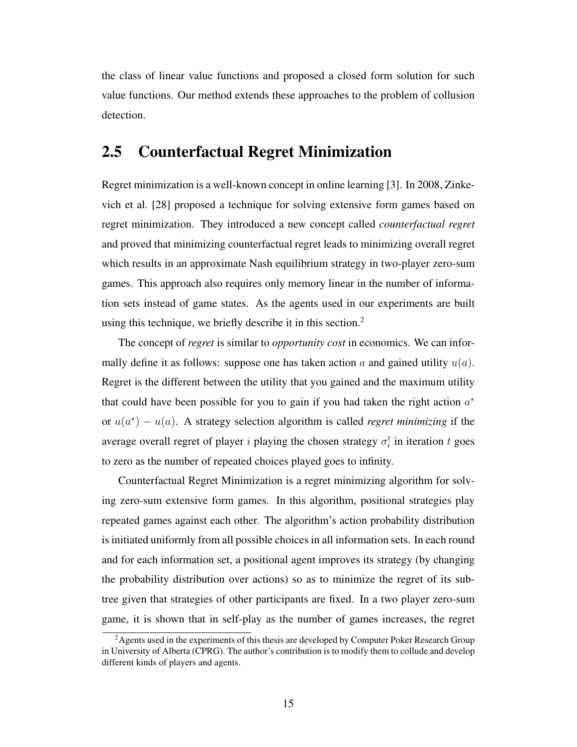the class of linear value functions and proposed a closed form solution for such value functions. Our method extends these approaches to the problem of collusion detection.

## 2.5 Counterfactual Regret Minimization

Regret minimization is a well-known concept in online learning [3]. In 2008, Zinkevich et al. [28] proposed a technique for solving extensive form games based on regret minimization. They introduced a new concept called *counterfactual regret* and proved that minimizing counterfactual regret leads to minimizing overall regret which results in an approximate Nash equilibrium strategy in two-player zero-sum games. This approach also requires only memory linear in the number of information sets instead of game states. As the agents used in our experiments are built using this technique, we briefly describe it in this section.[2]

The concept of *regret* is similar to *opportunity cost* in economics. We can informally define it as follows: suppose one has taken action $a$ and gained utility $u(a)$. Regret is the different between the utility that you gained and the maximum utility that could have been possible for you to gain if you had taken the right action $a^*$ or $u(a^*) - u(a)$. A strategy selection algorithm is called *regret minimizing* if the average overall regret of player $i$ playing the chosen strategy $\sigma_i^t$ in iteration $t$ goes to zero as the number of repeated choices played goes to infinity.

Counterfactual Regret Minimization is a regret minimizing algorithm for solving zero-sum extensive form games. In this algorithm, positional strategies play repeated games against each other. The algorithm's action probability distribution is initiated uniformly from all possible choices in all information sets. In each round and for each information set, a positional agent improves its strategy (by changing the probability distribution over actions) so as to minimize the regret of its subtree given that strategies of other participants are fixed. In a two player zero-sum game, it is shown that in self-play as the number of games increases, the regret

[2] Agents used in the experiments of this thesis are developed by Computer Poker Research Group in University of Alberta (CPRG). The author's contribution is to modify them to collude and develop different kinds of players and agents.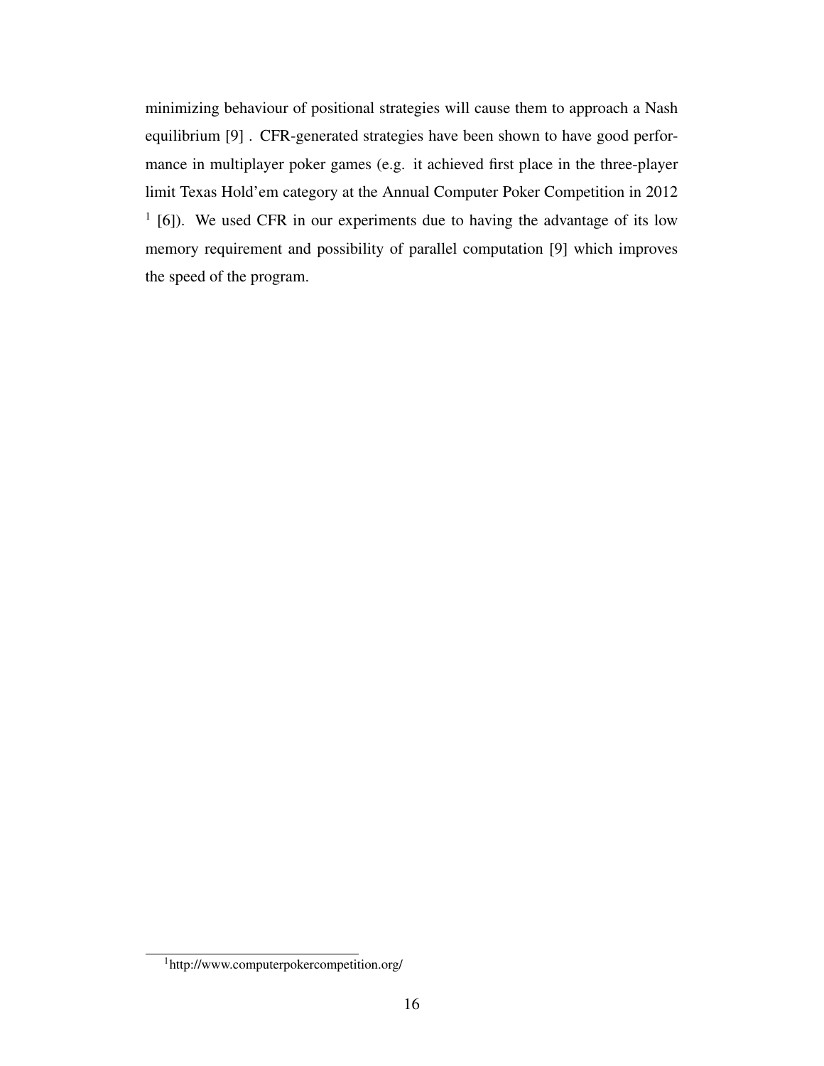minimizing behaviour of positional strategies will cause them to approach a Nash equilibrium [9] . CFR-generated strategies have been shown to have good performance in multiplayer poker games (e.g. it achieved first place in the three-player limit Texas Hold'em category at the Annual Computer Poker Competition in 2012 [1] [6]). We used CFR in our experiments due to having the advantage of its low memory requirement and possibility of parallel computation [9] which improves the speed of the program.

[1] http://www.computerpokercompetition.org/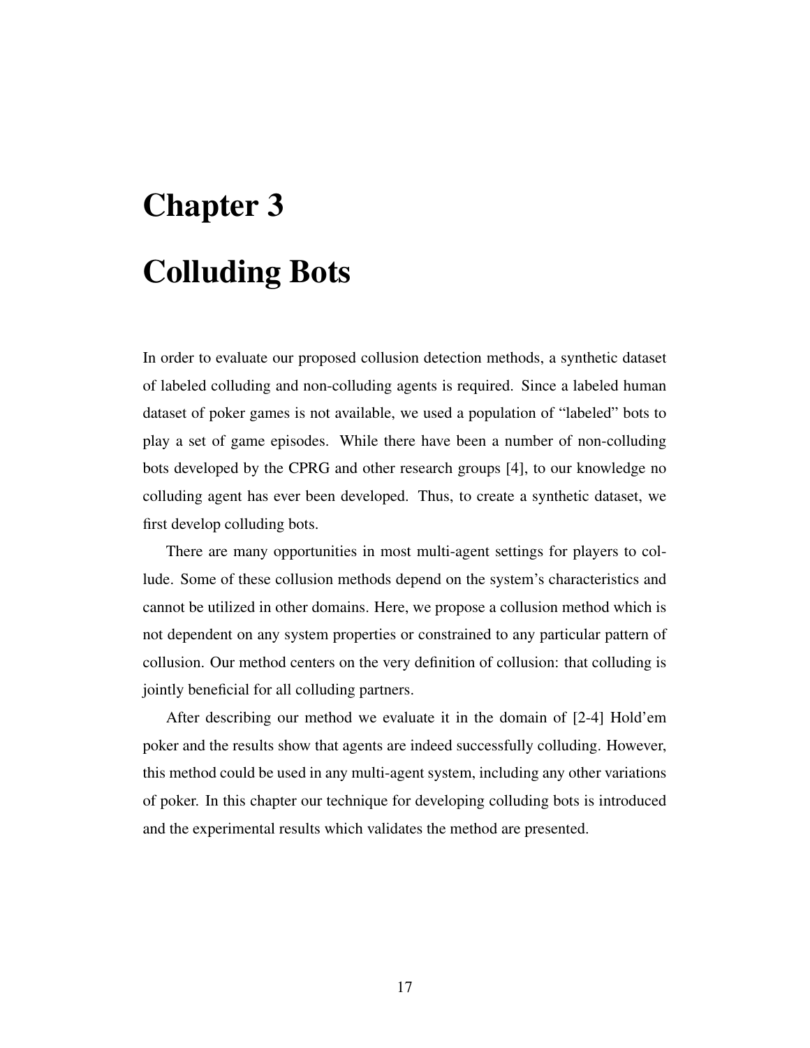# Chapter 3

# Colluding Bots

In order to evaluate our proposed collusion detection methods, a synthetic dataset of labeled colluding and non-colluding agents is required. Since a labeled human dataset of poker games is not available, we used a population of "labeled" bots to play a set of game episodes. While there have been a number of non-colluding bots developed by the CPRG and other research groups [4], to our knowledge no colluding agent has ever been developed. Thus, to create a synthetic dataset, we first develop colluding bots.

There are many opportunities in most multi-agent settings for players to collude. Some of these collusion methods depend on the system's characteristics and cannot be utilized in other domains. Here, we propose a collusion method which is not dependent on any system properties or constrained to any particular pattern of collusion. Our method centers on the very definition of collusion: that colluding is jointly beneficial for all colluding partners.

After describing our method we evaluate it in the domain of [2-4] Hold'em poker and the results show that agents are indeed successfully colluding. However, this method could be used in any multi-agent system, including any other variations of poker. In this chapter our technique for developing colluding bots is introduced and the experimental results which validates the method are presented.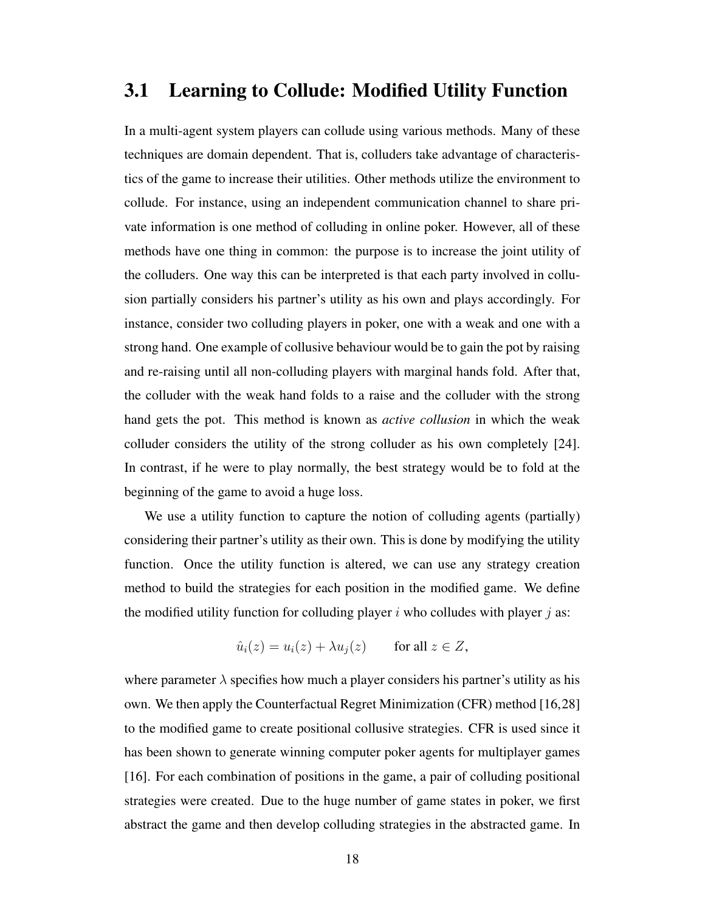## 3.1 Learning to Collude: Modified Utility Function

In a multi-agent system players can collude using various methods. Many of these techniques are domain dependent. That is, colluders take advantage of characteristics of the game to increase their utilities. Other methods utilize the environment to collude. For instance, using an independent communication channel to share private information is one method of colluding in online poker. However, all of these methods have one thing in common: the purpose is to increase the joint utility of the colluders. One way this can be interpreted is that each party involved in collusion partially considers his partner's utility as his own and plays accordingly. For instance, consider two colluding players in poker, one with a weak and one with a strong hand. One example of collusive behaviour would be to gain the pot by raising and re-raising until all non-colluding players with marginal hands fold. After that, the colluder with the weak hand folds to a raise and the colluder with the strong hand gets the pot. This method is known as *active collusion* in which the weak colluder considers the utility of the strong colluder as his own completely [24]. In contrast, if he were to play normally, the best strategy would be to fold at the beginning of the game to avoid a huge loss.

We use a utility function to capture the notion of colluding agents (partially) considering their partner's utility as their own. This is done by modifying the utility function. Once the utility function is altered, we can use any strategy creation method to build the strategies for each position in the modified game. We define the modified utility function for colluding player $i$ who colludes with player $j$ as:

$$\hat{u}_i(z) = u_i(z) + \lambda u_j(z) \qquad \text{for all } z \in Z,$$

where parameter $\lambda$ specifies how much a player considers his partner's utility as his own. We then apply the Counterfactual Regret Minimization (CFR) method [16,28] to the modified game to create positional collusive strategies. CFR is used since it has been shown to generate winning computer poker agents for multiplayer games [16]. For each combination of positions in the game, a pair of colluding positional strategies were created. Due to the huge number of game states in poker, we first abstract the game and then develop colluding strategies in the abstracted game. In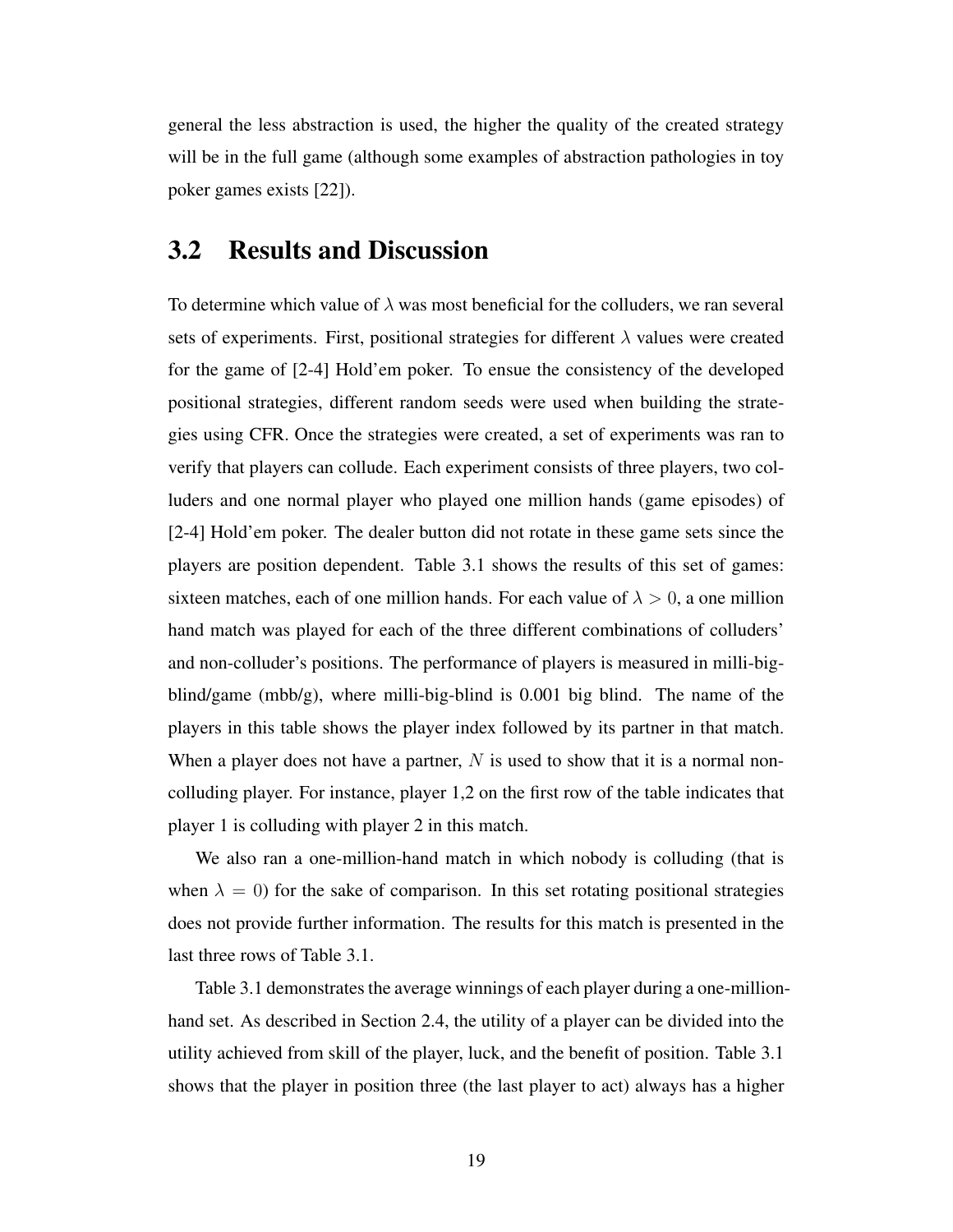general the less abstraction is used, the higher the quality of the created strategy will be in the full game (although some examples of abstraction pathologies in toy poker games exists [22]).

## 3.2 Results and Discussion

To determine which value of $\lambda$ was most beneficial for the colluders, we ran several sets of experiments. First, positional strategies for different $\lambda$ values were created for the game of [2-4] Hold'em poker. To ensue the consistency of the developed positional strategies, different random seeds were used when building the strategies using CFR. Once the strategies were created, a set of experiments was ran to verify that players can collude. Each experiment consists of three players, two colluders and one normal player who played one million hands (game episodes) of [2-4] Hold'em poker. The dealer button did not rotate in these game sets since the players are position dependent. Table 3.1 shows the results of this set of games: sixteen matches, each of one million hands. For each value of $\lambda > 0$, a one million hand match was played for each of the three different combinations of colluders' and non-colluder's positions. The performance of players is measured in milli-big-blind/game (mbb/g), where milli-big-blind is 0.001 big blind. The name of the players in this table shows the player index followed by its partner in that match. When a player does not have a partner, $N$ is used to show that it is a normal non-colluding player. For instance, player 1,2 on the first row of the table indicates that player 1 is colluding with player 2 in this match.

We also ran a one-million-hand match in which nobody is colluding (that is when $\lambda = 0$) for the sake of comparison. In this set rotating positional strategies does not provide further information. The results for this match is presented in the last three rows of Table 3.1.

Table 3.1 demonstrates the average winnings of each player during a one-million-hand set. As described in Section 2.4, the utility of a player can be divided into the utility achieved from skill of the player, luck, and the benefit of position. Table 3.1 shows that the player in position three (the last player to act) always has a higher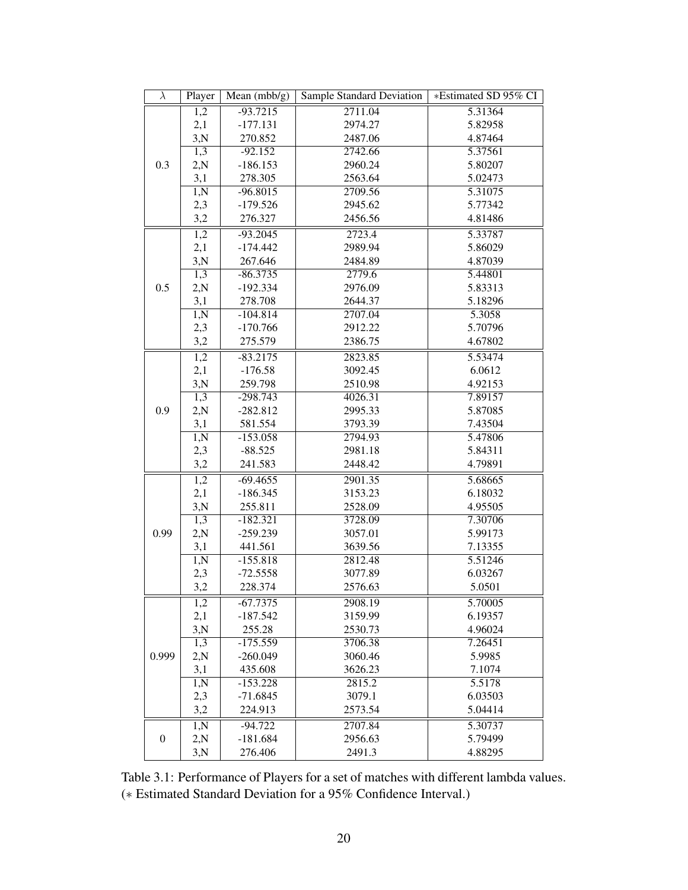| $\lambda$ | Player | Mean (mbb/g) | Sample Standard Deviation | *Estimated SD 95% CI |
|---|---|---|---|---|
| 0.3 | 1,2 | -93.7215 | 2711.04 | 5.31364 |
| | 2,1 | -177.131 | 2974.27 | 5.82958 |
| | 3,N | 270.852 | 2487.06 | 4.87464 |
| | 1,3 | -92.152 | 2742.66 | 5.37561 |
| | 2,N | -186.153 | 2960.24 | 5.80207 |
| | 3,1 | 278.305 | 2563.64 | 5.02473 |
| | 1,N | -96.8015 | 2709.56 | 5.31075 |
| | 2,3 | -179.526 | 2945.62 | 5.77342 |
| | 3,2 | 276.327 | 2456.56 | 4.81486 |
| 0.5 | 1,2 | -93.2045 | 2723.4 | 5.33787 |
| | 2,1 | -174.442 | 2989.94 | 5.86029 |
| | 3,N | 267.646 | 2484.89 | 4.87039 |
| | 1,3 | -86.3735 | 2779.6 | 5.44801 |
| | 2,N | -192.334 | 2976.09 | 5.83313 |
| | 3,1 | 278.708 | 2644.37 | 5.18296 |
| | 1,N | -104.814 | 2707.04 | 5.3058 |
| | 2,3 | -170.766 | 2912.22 | 5.70796 |
| | 3,2 | 275.579 | 2386.75 | 4.67802 |
| 0.9 | 1,2 | -83.2175 | 2823.85 | 5.53474 |
| | 2,1 | -176.58 | 3092.45 | 6.0612 |
| | 3,N | 259.798 | 2510.98 | 4.92153 |
| | 1,3 | -298.743 | 4026.31 | 7.89157 |
| | 2,N | -282.812 | 2995.33 | 5.87085 |
| | 3,1 | 581.554 | 3793.39 | 7.43504 |
| | 1,N | -153.058 | 2794.93 | 5.47806 |
| | 2,3 | -88.525 | 2981.18 | 5.84311 |
| | 3,2 | 241.583 | 2448.42 | 4.79891 |
| 0.99 | 1,2 | -69.4655 | 2901.35 | 5.68665 |
| | 2,1 | -186.345 | 3153.23 | 6.18032 |
| | 3,N | 255.811 | 2528.09 | 4.95505 |
| | 1,3 | -182.321 | 3728.09 | 7.30706 |
| | 2,N | -259.239 | 3057.01 | 5.99173 |
| | 3,1 | 441.561 | 3639.56 | 7.13355 |
| | 1,N | -155.818 | 2812.48 | 5.51246 |
| | 2,3 | -72.5558 | 3077.89 | 6.03267 |
| | 3,2 | 228.374 | 2576.63 | 5.0501 |
| 0.999 | 1,2 | -67.7375 | 2908.19 | 5.70005 |
| | 2,1 | -187.542 | 3159.99 | 6.19357 |
| | 3,N | 255.28 | 2530.73 | 4.96024 |
| | 1,3 | -175.559 | 3706.38 | 7.26451 |
| | 2,N | -260.049 | 3060.46 | 5.9985 |
| | 3,1 | 435.608 | 3626.23 | 7.1074 |
| | 1,N | -153.228 | 2815.2 | 5.5178 |
| | 2,3 | -71.6845 | 3079.1 | 6.03503 |
| | 3,2 | 224.913 | 2573.54 | 5.04414 |
| 0 | 1,N | -94.722 | 2707.84 | 5.30737 |
| | 2,N | -181.684 | 2956.63 | 5.79499 |
| | 3,N | 276.406 | 2491.3 | 4.88295 |

Table 3.1: Performance of Players for a set of matches with different lambda values. (* Estimated Standard Deviation for a 95% Confidence Interval.)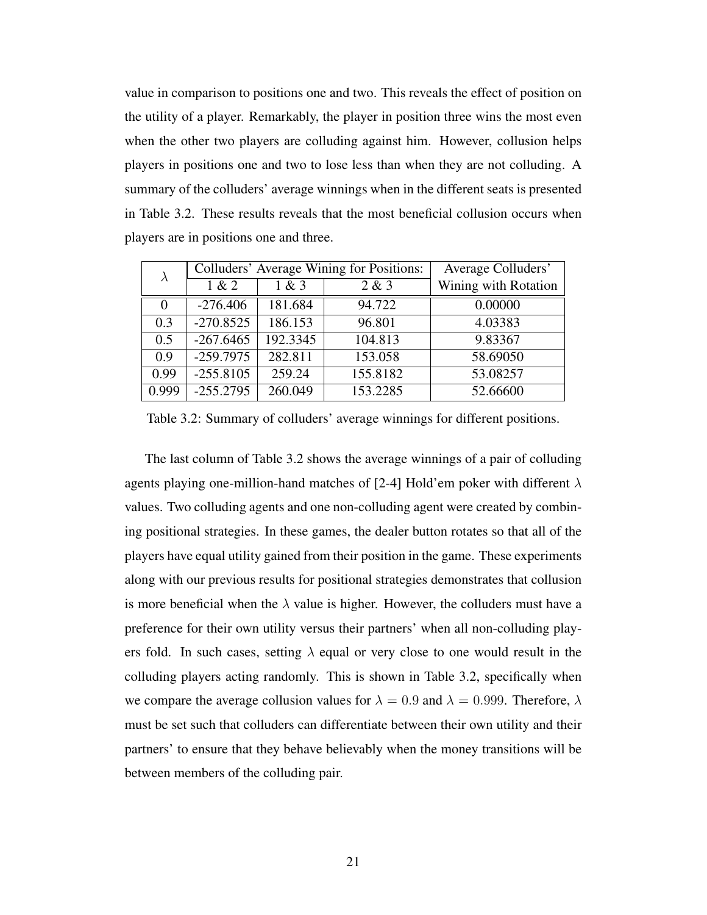value in comparison to positions one and two. This reveals the effect of position on the utility of a player. Remarkably, the player in position three wins the most even when the other two players are colluding against him. However, collusion helps players in positions one and two to lose less than when they are not colluding. A summary of the colluders' average winnings when in the different seats is presented in Table 3.2. These results reveals that the most beneficial collusion occurs when players are in positions one and three.

| $\lambda$ | Colluders' Average Wining for Positions: | | | Average Colluders' Wining with Rotation |
|---|---|---|---|---|
| | 1 & 2 | 1 & 3 | 2 & 3 | |
| 0 | -276.406 | 181.684 | 94.722 | 0.00000 |
| 0.3 | -270.8525 | 186.153 | 96.801 | 4.03383 |
| 0.5 | -267.6465 | 192.3345 | 104.813 | 9.83367 |
| 0.9 | -259.7975 | 282.811 | 153.058 | 58.69050 |
| 0.99 | -255.8105 | 259.24 | 155.8182 | 53.08257 |
| 0.999 | -255.2795 | 260.049 | 153.2285 | 52.66600 |

Table 3.2: Summary of colluders' average winnings for different positions.

The last column of Table 3.2 shows the average winnings of a pair of colluding agents playing one-million-hand matches of [2-4] Hold'em poker with different $\lambda$ values. Two colluding agents and one non-colluding agent were created by combining positional strategies. In these games, the dealer button rotates so that all of the players have equal utility gained from their position in the game. These experiments along with our previous results for positional strategies demonstrates that collusion is more beneficial when the $\lambda$ value is higher. However, the colluders must have a preference for their own utility versus their partners' when all non-colluding players fold. In such cases, setting $\lambda$ equal or very close to one would result in the colluding players acting randomly. This is shown in Table 3.2, specifically when we compare the average collusion values for $\lambda = 0.9$ and $\lambda = 0.999$. Therefore, $\lambda$ must be set such that colluders can differentiate between their own utility and their partners' to ensure that they behave believably when the money transitions will be between members of the colluding pair.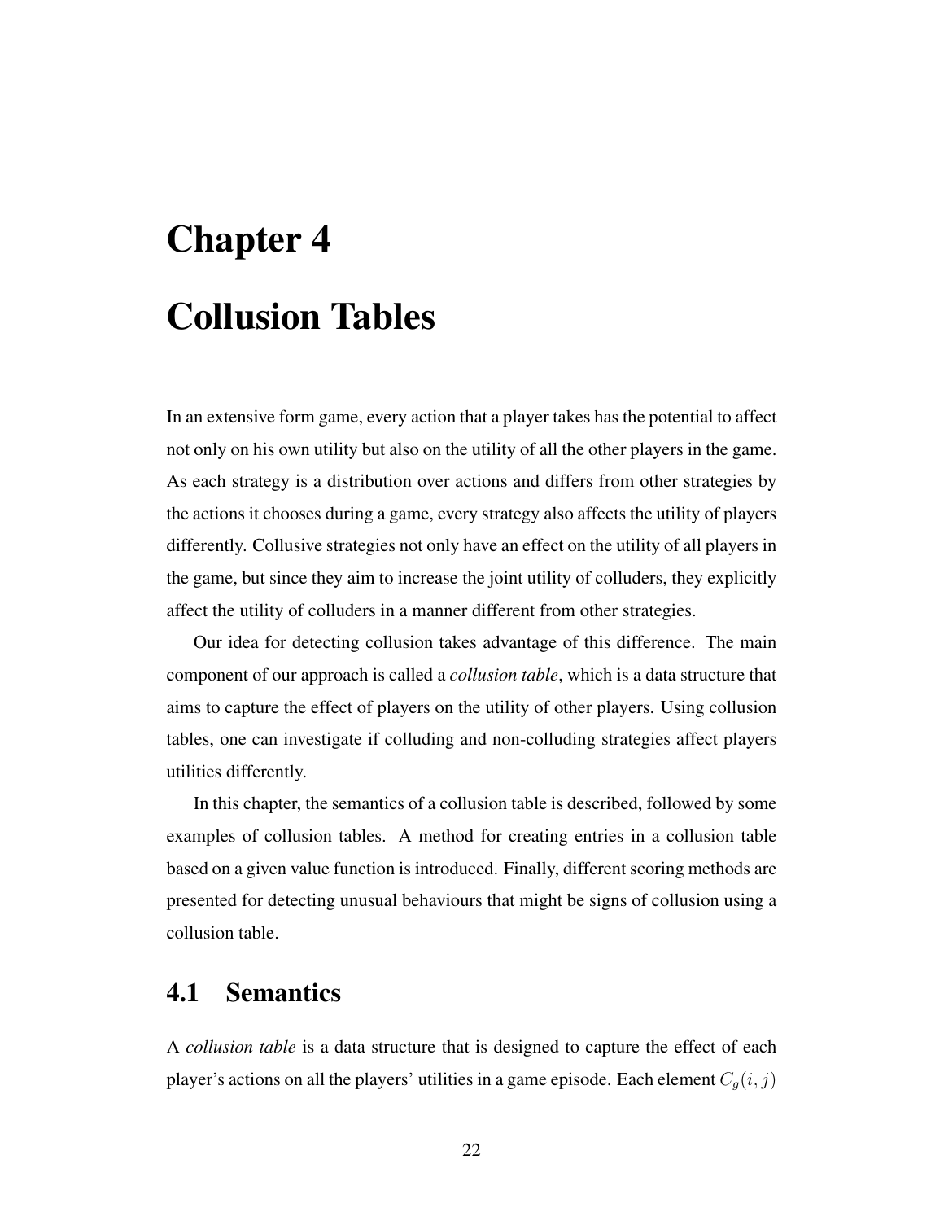# Chapter 4

# Collusion Tables

In an extensive form game, every action that a player takes has the potential to affect not only on his own utility but also on the utility of all the other players in the game. As each strategy is a distribution over actions and differs from other strategies by the actions it chooses during a game, every strategy also affects the utility of players differently. Collusive strategies not only have an effect on the utility of all players in the game, but since they aim to increase the joint utility of colluders, they explicitly affect the utility of colluders in a manner different from other strategies.

Our idea for detecting collusion takes advantage of this difference. The main component of our approach is called a *collusion table*, which is a data structure that aims to capture the effect of players on the utility of other players. Using collusion tables, one can investigate if colluding and non-colluding strategies affect players utilities differently.

In this chapter, the semantics of a collusion table is described, followed by some examples of collusion tables. A method for creating entries in a collusion table based on a given value function is introduced. Finally, different scoring methods are presented for detecting unusual behaviours that might be signs of collusion using a collusion table.

## 4.1 Semantics

A *collusion table* is a data structure that is designed to capture the effect of each player's actions on all the players' utilities in a game episode. Each element $C_g(i, j)$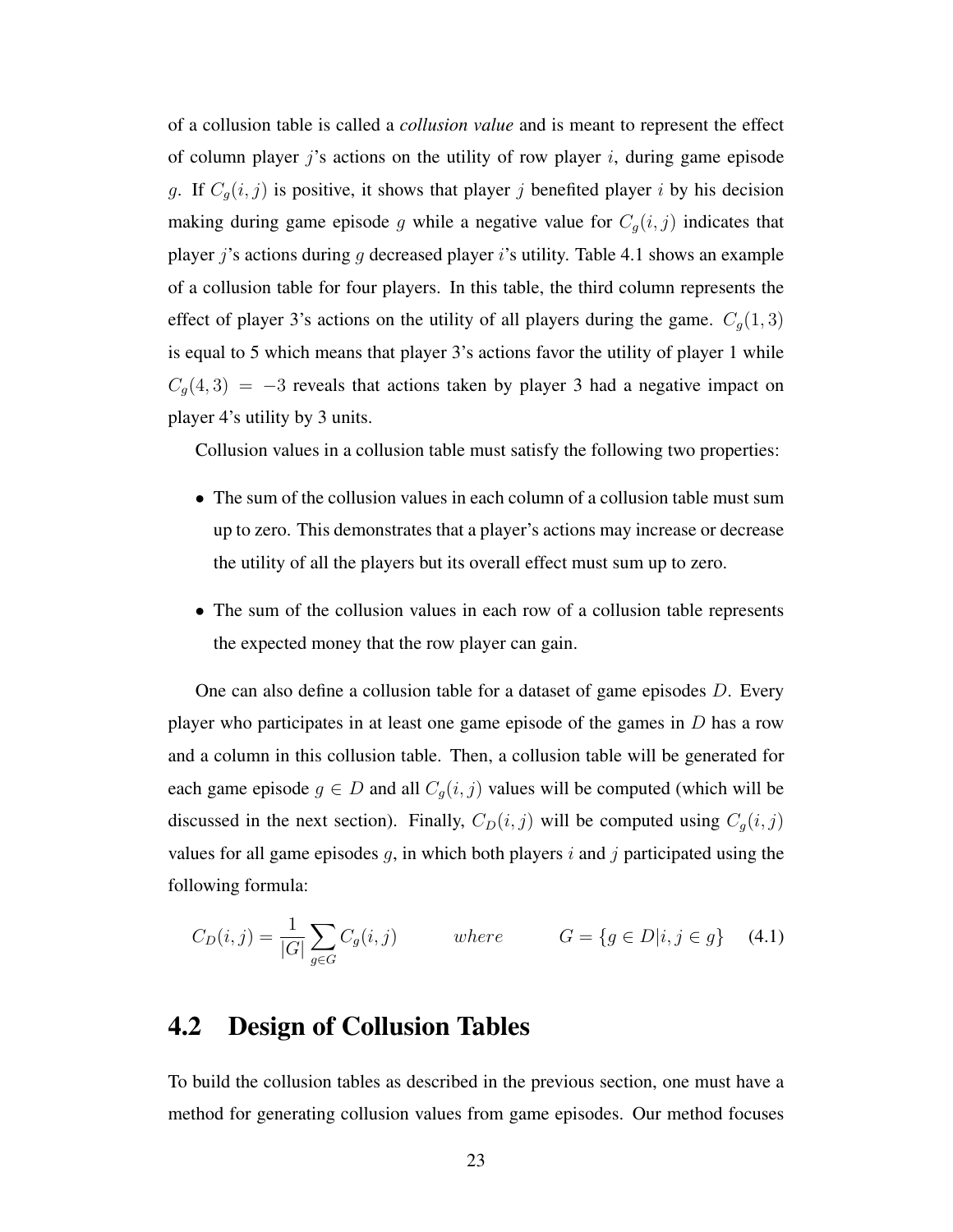of a collusion table is called a *collusion value* and is meant to represent the effect of column player $j$'s actions on the utility of row player $i$, during game episode $g$. If $C_g(i, j)$ is positive, it shows that player $j$ benefited player $i$ by his decision making during game episode $g$ while a negative value for $C_g(i, j)$ indicates that player $j$'s actions during $g$ decreased player $i$'s utility. Table 4.1 shows an example of a collusion table for four players. In this table, the third column represents the effect of player 3's actions on the utility of all players during the game. $C_g(1, 3)$ is equal to 5 which means that player 3's actions favor the utility of player 1 while $C_g(4, 3) = -3$ reveals that actions taken by player 3 had a negative impact on player 4's utility by 3 units.

Collusion values in a collusion table must satisfy the following two properties:

- The sum of the collusion values in each column of a collusion table must sum up to zero. This demonstrates that a player's actions may increase or decrease the utility of all the players but its overall effect must sum up to zero.
- The sum of the collusion values in each row of a collusion table represents the expected money that the row player can gain.

One can also define a collusion table for a dataset of game episodes $D$. Every player who participates in at least one game episode of the games in $D$ has a row and a column in this collusion table. Then, a collusion table will be generated for each game episode $g \in D$ and all $C_g(i, j)$ values will be computed (which will be discussed in the next section). Finally, $C_D(i, j)$ will be computed using $C_g(i, j)$ values for all game episodes $g$, in which both players $i$ and $j$ participated using the following formula:

$$C_D(i, j) = \frac{1}{|G|} \sum_{g \in G} C_g(i, j) \qquad where \qquad G = \{g \in D | i, j \in g\} \tag{4.1}$$

## 4.2 Design of Collusion Tables

To build the collusion tables as described in the previous section, one must have a method for generating collusion values from game episodes. Our method focuses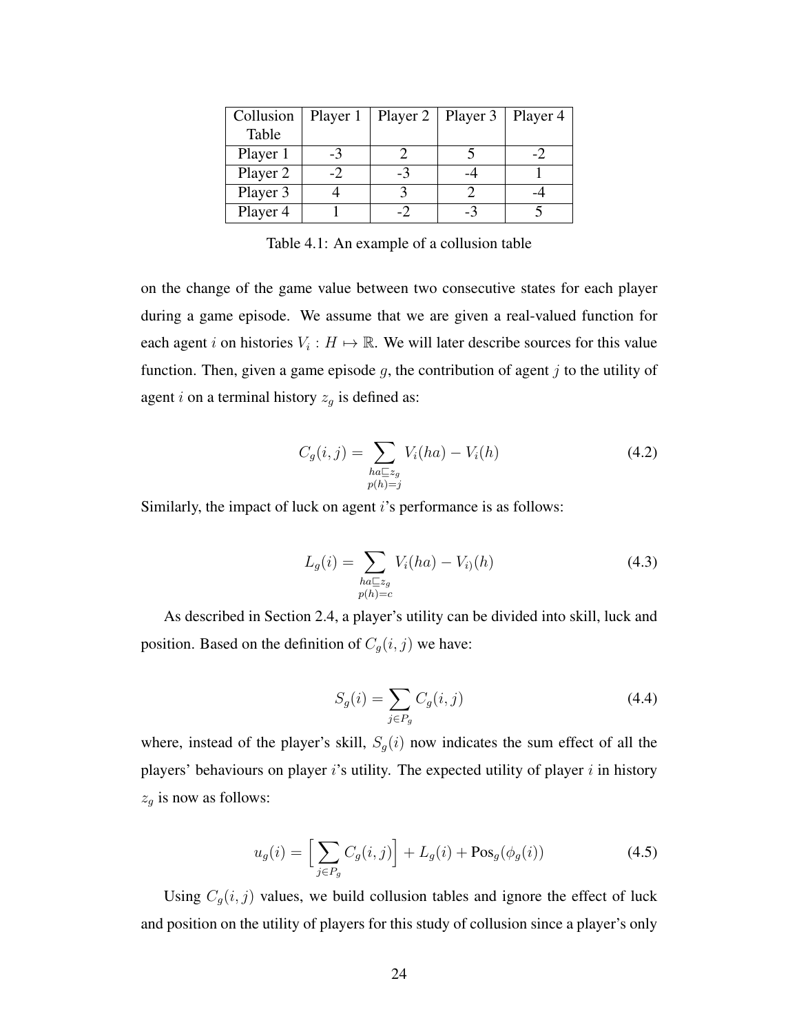| Collusion Table | Player 1 | Player 2 | Player 3 | Player 4 |
|---|---|---|---|---|
| Player 1 | -3 | 2 | 5 | -2 |
| Player 2 | -2 | -3 | -4 | 1 |
| Player 3 | 4 | 3 | 2 | -4 |
| Player 4 | 1 | -2 | -3 | 5 |

Table 4.1: An example of a collusion table

on the change of the game value between two consecutive states for each player during a game episode. We assume that we are given a real-valued function for each agent $i$ on histories $V_i : H \mapsto \mathbb{R}$. We will later describe sources for this value function. Then, given a game episode $g$, the contribution of agent $j$ to the utility of agent $i$ on a terminal history $z_g$ is defined as:

$$C_g(i, j) = \sum_{\substack{ha \sqsubseteq z_g \\ p(h)=j}} V_i(ha) - V_i(h) \tag{4.2}$$

Similarly, the impact of luck on agent $i$'s performance is as follows:

$$L_g(i) = \sum_{\substack{ha \sqsubseteq z_g \\ p(h)=c}} V_i(ha) - V_{i)}(h) \tag{4.3}$$

As described in Section 2.4, a player's utility can be divided into skill, luck and position. Based on the definition of $C_g(i, j)$ we have:

$$S_g(i) = \sum_{j \in P_g} C_g(i, j) \tag{4.4}$$

where, instead of the player's skill, $S_g(i)$ now indicates the sum effect of all the players' behaviours on player $i$'s utility. The expected utility of player $i$ in history $z_g$ is now as follows:

$$u_g(i) = \Big[ \sum_{j \in P_g} C_g(i, j) \Big] + L_g(i) + \text{Pos}_g(\phi_g(i)) \tag{4.5}$$

Using $C_g(i, j)$ values, we build collusion tables and ignore the effect of luck and position on the utility of players for this study of collusion since a player's only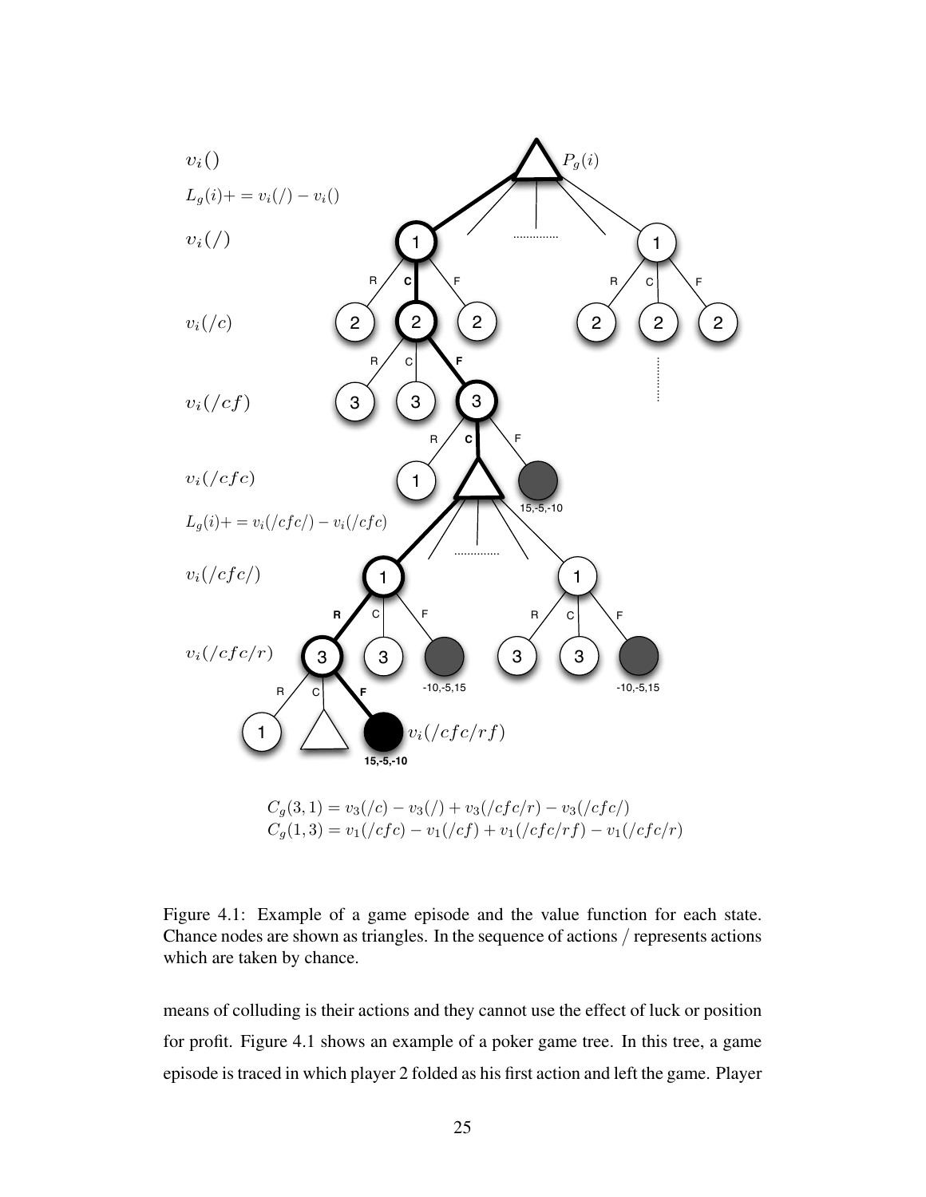$$C_g(3,1) = v_3(/c) - v_3(/) + v_3(/cfc/r) - v_3(/cfc/)$$
$$C_g(1,3) = v_1(/cfc) - v_1(/cf) + v_1(/cfc/rf) - v_1(/cfc/r)$$

Figure 4.1: Example of a game episode and the value function for each state. Chance nodes are shown as triangles. In the sequence of actions / represents actions which are taken by chance.

means of colluding is their actions and they cannot use the effect of luck or position for profit. Figure 4.1 shows an example of a poker game tree. In this tree, a game episode is traced in which player 2 folded as his first action and left the game. Player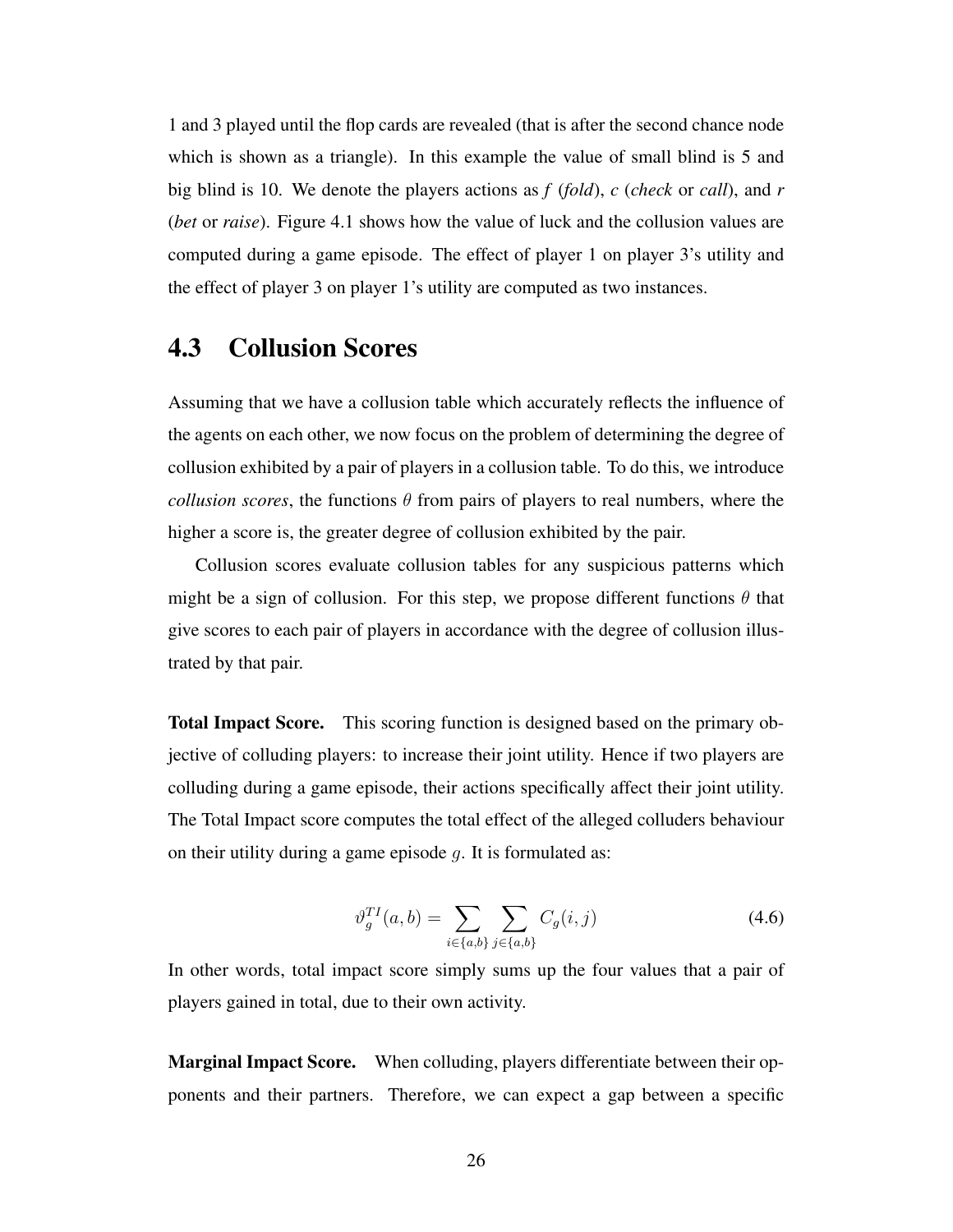1 and 3 played until the flop cards are revealed (that is after the second chance node which is shown as a triangle). In this example the value of small blind is 5 and big blind is 10. We denote the players actions as *f* (*fold*), *c* (*check* or *call*), and *r* (*bet* or *raise*). Figure 4.1 shows how the value of luck and the collusion values are computed during a game episode. The effect of player 1 on player 3's utility and the effect of player 3 on player 1's utility are computed as two instances.

## 4.3 Collusion Scores

Assuming that we have a collusion table which accurately reflects the influence of the agents on each other, we now focus on the problem of determining the degree of collusion exhibited by a pair of players in a collusion table. To do this, we introduce *collusion scores*, the functions $\theta$ from pairs of players to real numbers, where the higher a score is, the greater degree of collusion exhibited by the pair.

Collusion scores evaluate collusion tables for any suspicious patterns which might be a sign of collusion. For this step, we propose different functions $\theta$ that give scores to each pair of players in accordance with the degree of collusion illustrated by that pair.

**Total Impact Score.** This scoring function is designed based on the primary objective of colluding players: to increase their joint utility. Hence if two players are colluding during a game episode, their actions specifically affect their joint utility. The Total Impact score computes the total effect of the alleged colluders behaviour on their utility during a game episode $g$. It is formulated as:

$$\vartheta_g^{TI}(a,b) = \sum_{i \in \{a,b\}} \sum_{j \in \{a,b\}} C_g(i,j) \tag{4.6}$$

In other words, total impact score simply sums up the four values that a pair of players gained in total, due to their own activity.

**Marginal Impact Score.** When colluding, players differentiate between their opponents and their partners. Therefore, we can expect a gap between a specific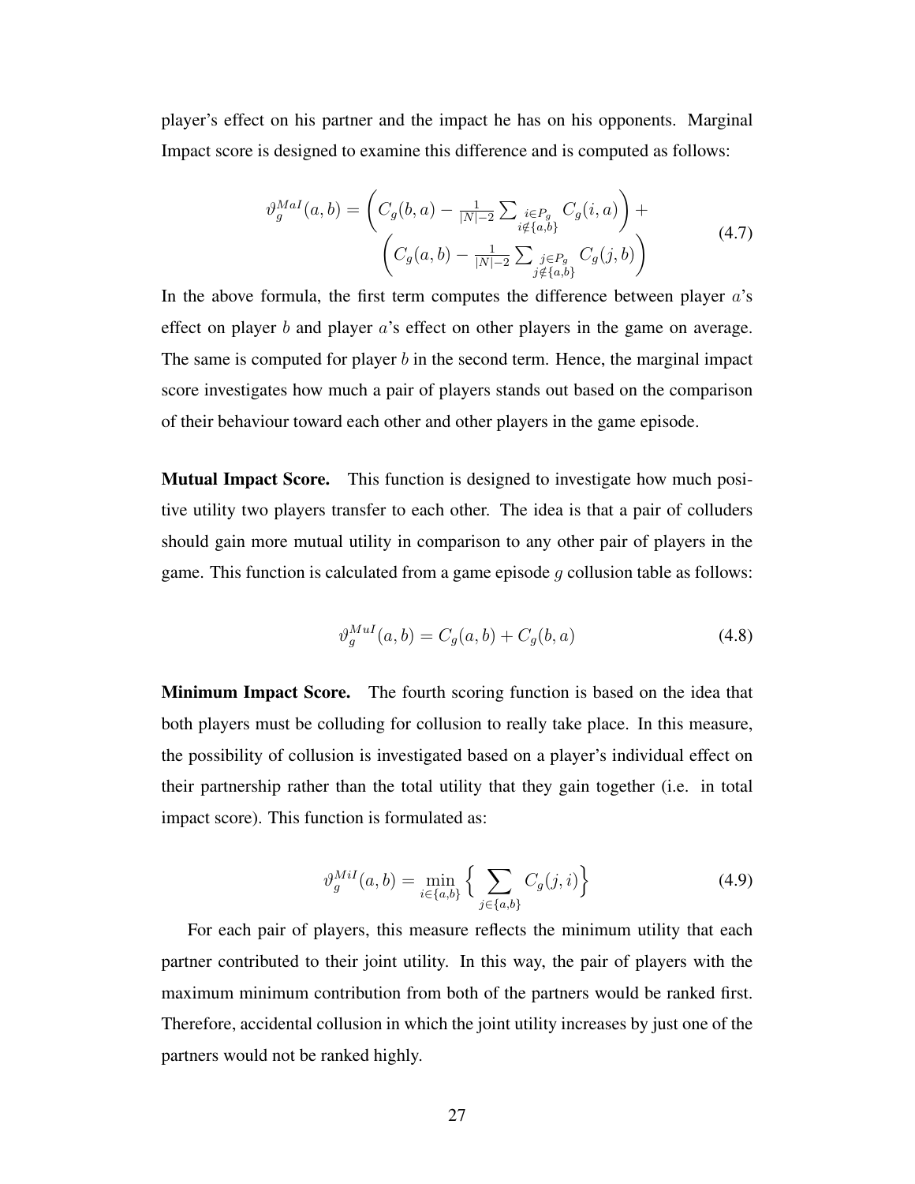player's effect on his partner and the impact he has on his opponents. Marginal Impact score is designed to examine this difference and is computed as follows:

$$\vartheta_g^{MaI}(a,b) = \left( C_g(b,a) - \frac{1}{|N|-2} \sum_{\substack{i \in P_g \\ i \notin \{a,b\}}} C_g(i,a) \right) + \left( C_g(a,b) - \frac{1}{|N|-2} \sum_{\substack{j \in P_g \\ j \notin \{a,b\}}} C_g(j,b) \right) \tag{4.7}$$

In the above formula, the first term computes the difference between player $a$'s effect on player $b$ and player $a$'s effect on other players in the game on average. The same is computed for player $b$ in the second term. Hence, the marginal impact score investigates how much a pair of players stands out based on the comparison of their behaviour toward each other and other players in the game episode.

**Mutual Impact Score.** This function is designed to investigate how much positive utility two players transfer to each other. The idea is that a pair of colluders should gain more mutual utility in comparison to any other pair of players in the game. This function is calculated from a game episode $g$ collusion table as follows:

$$\vartheta_g^{MuI}(a,b) = C_g(a,b) + C_g(b,a) \tag{4.8}$$

**Minimum Impact Score.** The fourth scoring function is based on the idea that both players must be colluding for collusion to really take place. In this measure, the possibility of collusion is investigated based on a player's individual effect on their partnership rather than the total utility that they gain together (i.e. in total impact score). This function is formulated as:

$$\vartheta_g^{MiI}(a,b) = \min_{i \in \{a,b\}} \Big\{ \sum_{j \in \{a,b\}} C_g(j,i) \Big\} \tag{4.9}$$

For each pair of players, this measure reflects the minimum utility that each partner contributed to their joint utility. In this way, the pair of players with the maximum minimum contribution from both of the partners would be ranked first. Therefore, accidental collusion in which the joint utility increases by just one of the partners would not be ranked highly.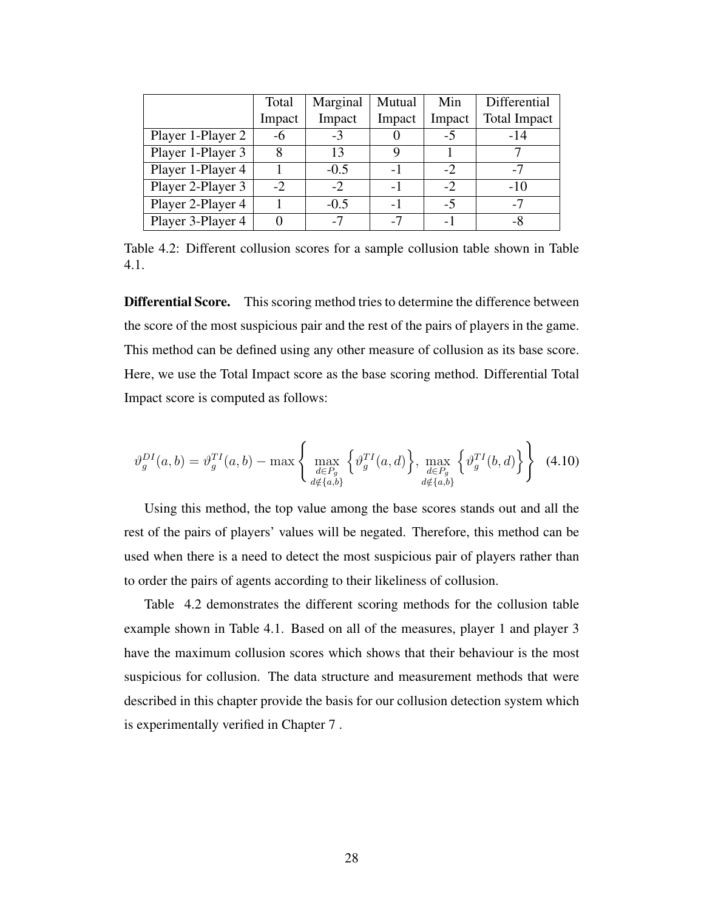|  | Total Impact | Marginal Impact | Mutual Impact | Min Impact | Differential Total Impact |
|---|---|---|---|---|---|
| Player 1-Player 2 | -6 | -3 | 0 | -5 | -14 |
| Player 1-Player 3 | 8 | 13 | 9 | 1 | 7 |
| Player 1-Player 4 | 1 | -0.5 | -1 | -2 | -7 |
| Player 2-Player 3 | -2 | -2 | -1 | -2 | -10 |
| Player 2-Player 4 | 1 | -0.5 | -1 | -5 | -7 |
| Player 3-Player 4 | 0 | -7 | -7 | -1 | -8 |

Table 4.2: Different collusion scores for a sample collusion table shown in Table 4.1.

**Differential Score.** This scoring method tries to determine the difference between the score of the most suspicious pair and the rest of the pairs of players in the game. This method can be defined using any other measure of collusion as its base score. Here, we use the Total Impact score as the base scoring method. Differential Total Impact score is computed as follows:

$$\vartheta_g^{DI}(a,b) = \vartheta_g^{TI}(a,b) - \max\left\{ \max_{\substack{d \in P_g \\ d \notin \{a,b\}}} \left\{\vartheta_g^{TI}(a,d)\right\}, \max_{\substack{d \in P_g \\ d \notin \{a,b\}}} \left\{\vartheta_g^{TI}(b,d)\right\} \right\} \quad (4.10)$$

Using this method, the top value among the base scores stands out and all the rest of the pairs of players' values will be negated. Therefore, this method can be used when there is a need to detect the most suspicious pair of players rather than to order the pairs of agents according to their likeliness of collusion.

Table 4.2 demonstrates the different scoring methods for the collusion table example shown in Table 4.1. Based on all of the measures, player 1 and player 3 have the maximum collusion scores which shows that their behaviour is the most suspicious for collusion. The data structure and measurement methods that were described in this chapter provide the basis for our collusion detection system which is experimentally verified in Chapter 7 .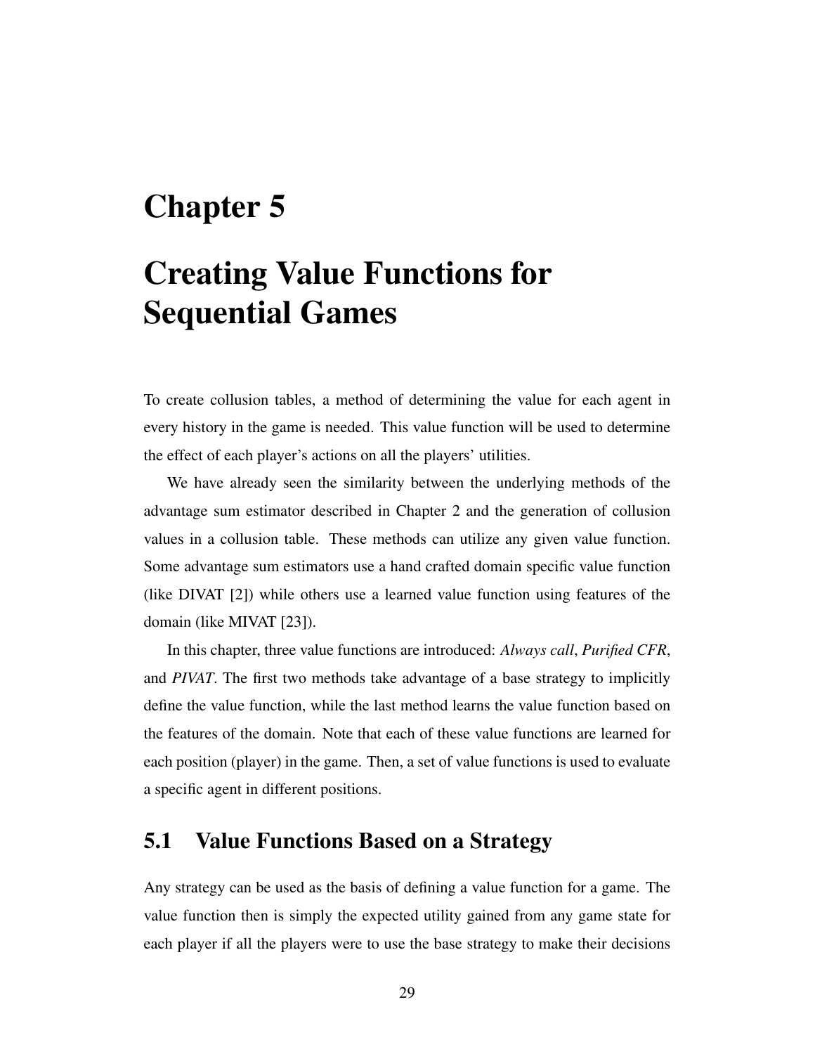# Chapter 5

# Creating Value Functions for Sequential Games

To create collusion tables, a method of determining the value for each agent in every history in the game is needed. This value function will be used to determine the effect of each player's actions on all the players' utilities.

We have already seen the similarity between the underlying methods of the advantage sum estimator described in Chapter 2 and the generation of collusion values in a collusion table. These methods can utilize any given value function. Some advantage sum estimators use a hand crafted domain specific value function (like DIVAT [2]) while others use a learned value function using features of the domain (like MIVAT [23]).

In this chapter, three value functions are introduced: *Always call*, *Purified CFR*, and *PIVAT*. The first two methods take advantage of a base strategy to implicitly define the value function, while the last method learns the value function based on the features of the domain. Note that each of these value functions are learned for each position (player) in the game. Then, a set of value functions is used to evaluate a specific agent in different positions.

## 5.1 Value Functions Based on a Strategy

Any strategy can be used as the basis of defining a value function for a game. The value function then is simply the expected utility gained from any game state for each player if all the players were to use the base strategy to make their decisions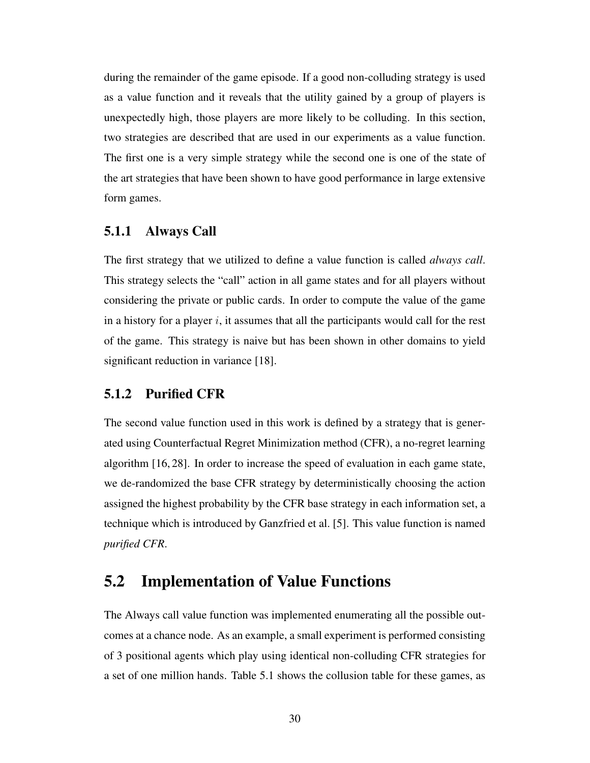during the remainder of the game episode. If a good non-colluding strategy is used as a value function and it reveals that the utility gained by a group of players is unexpectedly high, those players are more likely to be colluding. In this section, two strategies are described that are used in our experiments as a value function. The first one is a very simple strategy while the second one is one of the state of the art strategies that have been shown to have good performance in large extensive form games.

### 5.1.1 Always Call

The first strategy that we utilized to define a value function is called *always call*. This strategy selects the "call" action in all game states and for all players without considering the private or public cards. In order to compute the value of the game in a history for a player $i$, it assumes that all the participants would call for the rest of the game. This strategy is naive but has been shown in other domains to yield significant reduction in variance [18].

### 5.1.2 Purified CFR

The second value function used in this work is defined by a strategy that is generated using Counterfactual Regret Minimization method (CFR), a no-regret learning algorithm [16, 28]. In order to increase the speed of evaluation in each game state, we de-randomized the base CFR strategy by deterministically choosing the action assigned the highest probability by the CFR base strategy in each information set, a technique which is introduced by Ganzfried et al. [5]. This value function is named *purified CFR*.

## 5.2 Implementation of Value Functions

The Always call value function was implemented enumerating all the possible outcomes at a chance node. As an example, a small experiment is performed consisting of 3 positional agents which play using identical non-colluding CFR strategies for a set of one million hands. Table 5.1 shows the collusion table for these games, as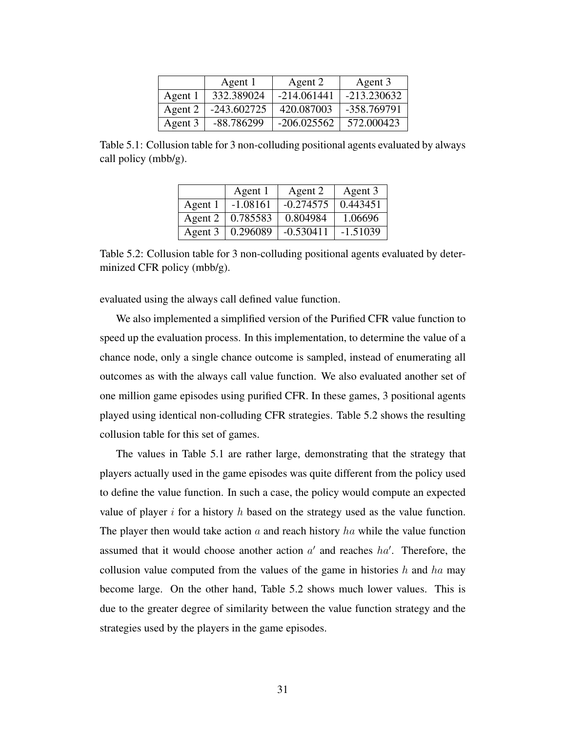| | Agent 1 | Agent 2 | Agent 3 |
|---|---|---|---|
| Agent 1 | 332.389024 | -214.061441 | -213.230632 |
| Agent 2 | -243.602725 | 420.087003 | -358.769791 |
| Agent 3 | -88.786299 | -206.025562 | 572.000423 |

Table 5.1: Collusion table for 3 non-colluding positional agents evaluated by always call policy (mbb/g).

| | Agent 1 | Agent 2 | Agent 3 |
|---|---|---|---|
| Agent 1 | -1.08161 | -0.274575 | 0.443451 |
| Agent 2 | 0.785583 | 0.804984 | 1.06696 |
| Agent 3 | 0.296089 | -0.530411 | -1.51039 |

Table 5.2: Collusion table for 3 non-colluding positional agents evaluated by determinized CFR policy (mbb/g).

evaluated using the always call defined value function.

We also implemented a simplified version of the Purified CFR value function to speed up the evaluation process. In this implementation, to determine the value of a chance node, only a single chance outcome is sampled, instead of enumerating all outcomes as with the always call value function. We also evaluated another set of one million game episodes using purified CFR. In these games, 3 positional agents played using identical non-colluding CFR strategies. Table 5.2 shows the resulting collusion table for this set of games.

The values in Table 5.1 are rather large, demonstrating that the strategy that players actually used in the game episodes was quite different from the policy used to define the value function. In such a case, the policy would compute an expected value of player $i$ for a history $h$ based on the strategy used as the value function. The player then would take action $a$ and reach history $ha$ while the value function assumed that it would choose another action $a'$ and reaches $ha'$. Therefore, the collusion value computed from the values of the game in histories $h$ and $ha$ may become large. On the other hand, Table 5.2 shows much lower values. This is due to the greater degree of similarity between the value function strategy and the strategies used by the players in the game episodes.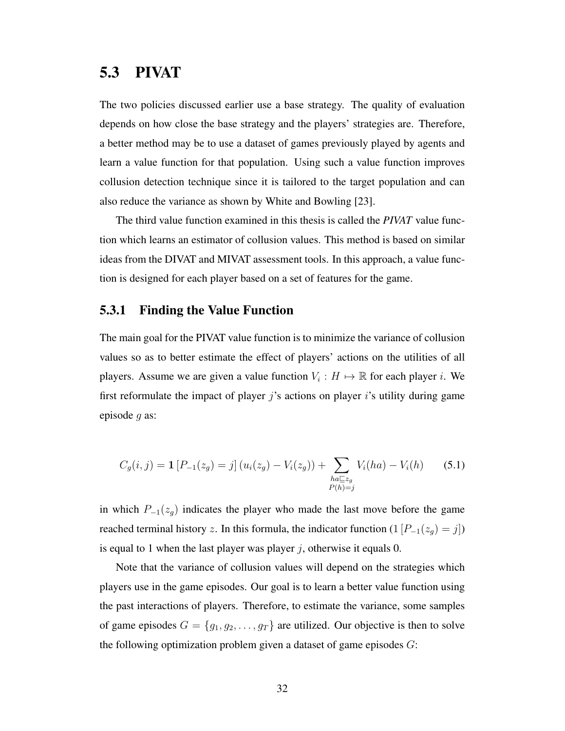## 5.3 PIVAT

The two policies discussed earlier use a base strategy. The quality of evaluation depends on how close the base strategy and the players' strategies are. Therefore, a better method may be to use a dataset of games previously played by agents and learn a value function for that population. Using such a value function improves collusion detection technique since it is tailored to the target population and can also reduce the variance as shown by White and Bowling [23].

The third value function examined in this thesis is called the ***PIVAT*** value function which learns an estimator of collusion values. This method is based on similar ideas from the DIVAT and MIVAT assessment tools. In this approach, a value function is designed for each player based on a set of features for the game.

### 5.3.1 Finding the Value Function

The main goal for the PIVAT value function is to minimize the variance of collusion values so as to better estimate the effect of players' actions on the utilities of all players. Assume we are given a value function $V_i : H \mapsto \mathbb{R}$ for each player $i$. We first reformulate the impact of player $j$'s actions on player $i$'s utility during game episode $g$ as:

$$C_g(i,j) = \mathbf{1}\left[P_{-1}(z_g) = j\right](u_i(z_g) - V_i(z_g)) + \sum_{\substack{ha \sqsubseteq z_g \\ P(h)=j}} V_i(ha) - V_i(h) \tag{5.1}$$

in which $P_{-1}(z_g)$ indicates the player who made the last move before the game reached terminal history $z$. In this formula, the indicator function ($1\left[P_{-1}(z_g) = j\right]$) is equal to 1 when the last player was player $j$, otherwise it equals 0.

Note that the variance of collusion values will depend on the strategies which players use in the game episodes. Our goal is to learn a better value function using the past interactions of players. Therefore, to estimate the variance, some samples of game episodes $G = \{g_1, g_2, \ldots, g_T\}$ are utilized. Our objective is then to solve the following optimization problem given a dataset of game episodes $G$: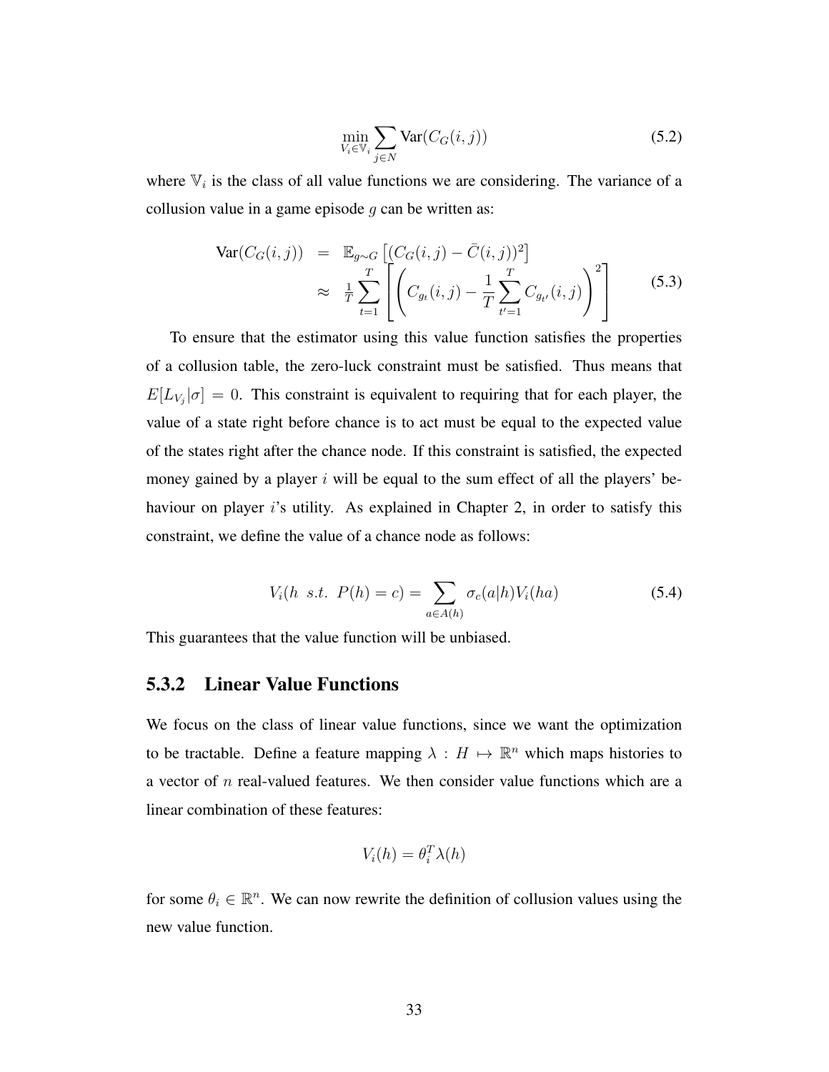$$\min_{V_i \in \mathbb{V}_i} \sum_{j \in N} \text{Var}(C_G(i,j)) \tag{5.2}$$

where $\mathbb{V}_i$ is the class of all value functions we are considering. The variance of a collusion value in a game episode $g$ can be written as:

$$\begin{aligned} \text{Var}(C_G(i,j)) &= \mathbb{E}_{g \sim G}\left[(C_G(i,j) - \bar{C}(i,j))^2\right] \\ &\approx \tfrac{1}{T} \sum_{t=1}^{T} \left[ \left( C_{g_t}(i,j) - \frac{1}{T} \sum_{t'=1}^{T} C_{g_{t'}}(i,j) \right)^2 \right] \end{aligned} \tag{5.3}$$

To ensure that the estimator using this value function satisfies the properties of a collusion table, the zero-luck constraint must be satisfied. Thus means that $E[L_{V_j}|\sigma] = 0$. This constraint is equivalent to requiring that for each player, the value of a state right before chance is to act must be equal to the expected value of the states right after the chance node. If this constraint is satisfied, the expected money gained by a player $i$ will be equal to the sum effect of all the players' behaviour on player $i$'s utility. As explained in Chapter 2, in order to satisfy this constraint, we define the value of a chance node as follows:

$$V_i(h \ \ s.t. \ \ P(h) = c) = \sum_{a \in A(h)} \sigma_c(a|h) V_i(ha) \tag{5.4}$$

This guarantees that the value function will be unbiased.

### 5.3.2 Linear Value Functions

We focus on the class of linear value functions, since we want the optimization to be tractable. Define a feature mapping $\lambda : H \mapsto \mathbb{R}^n$ which maps histories to a vector of $n$ real-valued features. We then consider value functions which are a linear combination of these features:

$$V_i(h) = \theta_i^T \lambda(h)$$

for some $\theta_i \in \mathbb{R}^n$. We can now rewrite the definition of collusion values using the new value function.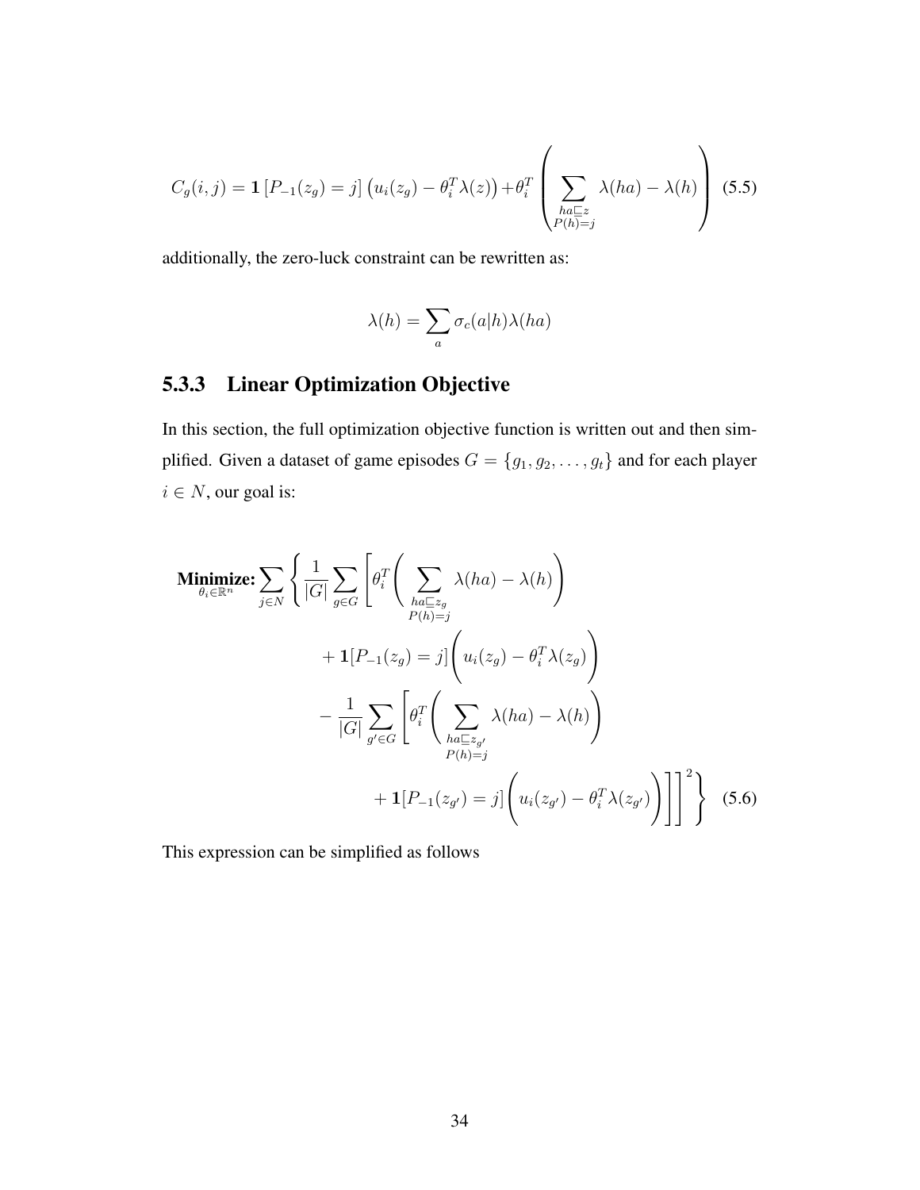$$C_g(i,j) = \mathbf{1}\left[P_{-1}(z_g) = j\right]\left(u_i(z_g) - \theta_i^T \lambda(z)\right) + \theta_i^T \left( \sum_{\substack{ha \sqsubseteq z \\ P(h)=j}} \lambda(ha) - \lambda(h) \right) \tag{5.5}$$

additionally, the zero-luck constraint can be rewritten as:

$$\lambda(h) = \sum_a \sigma_c(a|h)\lambda(ha)$$

### 5.3.3 Linear Optimization Objective

In this section, the full optimization objective function is written out and then simplified. Given a dataset of game episodes $G = \{g_1, g_2, \ldots, g_t\}$ and for each player $i \in N$, our goal is:

$$\begin{aligned}
\underset{\theta_i \in \mathbb{R}^n}{\textbf{Minimize:}} \sum_{j \in N} \Bigg\{ \frac{1}{|G|} \sum_{g \in G} \Bigg[ & \theta_i^T \Bigg( \sum_{\substack{ha \sqsubseteq z_g \\ P(h)=j}} \lambda(ha) - \lambda(h) \Bigg) \\
& + \mathbf{1}[P_{-1}(z_g) = j] \Bigg( u_i(z_g) - \theta_i^T \lambda(z_g) \Bigg) \\
& - \frac{1}{|G|} \sum_{g' \in G} \Bigg[ \theta_i^T \Bigg( \sum_{\substack{ha \sqsubseteq z_{g'} \\ P(h)=j}} \lambda(ha) - \lambda(h) \Bigg) \\
& \qquad + \mathbf{1}[P_{-1}(z_{g'}) = j] \Bigg( u_i(z_{g'}) - \theta_i^T \lambda(z_{g'}) \Bigg) \Bigg] \Bigg]^2 \Bigg\}
\end{aligned} \tag{5.6}$$

This expression can be simplified as follows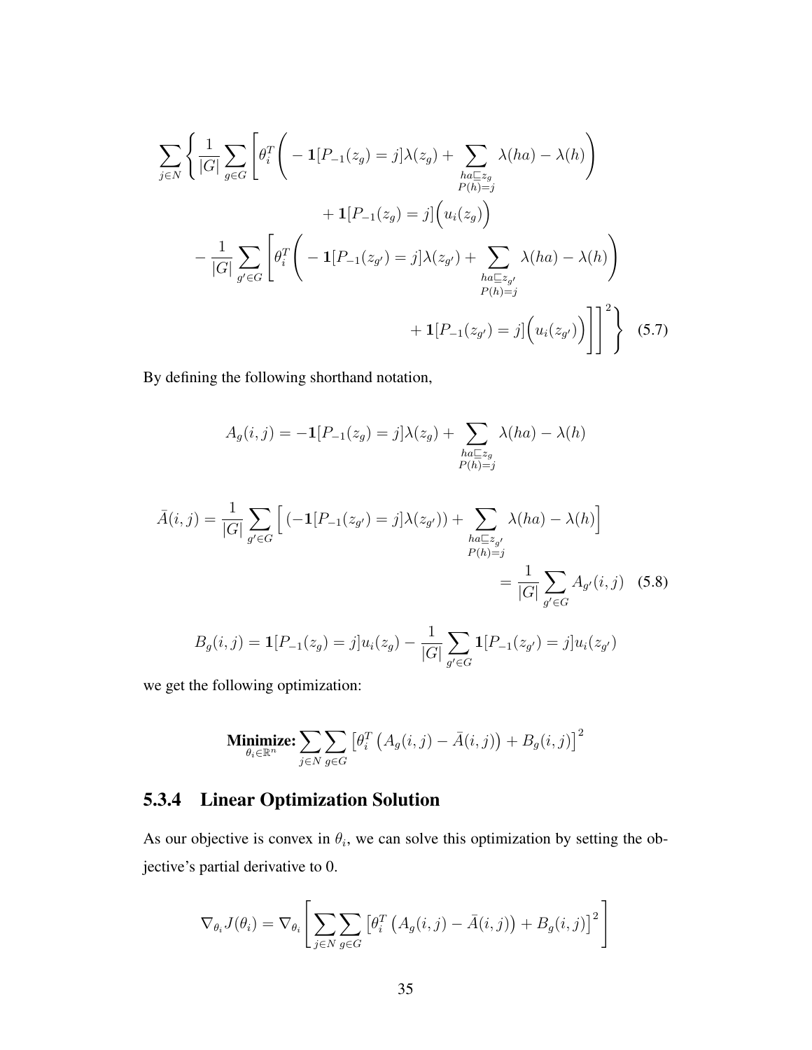$$
\sum_{j \in N} \Bigg\{ \frac{1}{|G|} \sum_{g \in G} \Bigg[ \theta_i^T \Bigg( -\mathbf{1}[P_{-1}(z_g) = j]\lambda(z_g) + \sum_{\substack{ha \sqsubseteq z_g \\ P(h)=j}} \lambda(ha) - \lambda(h) \Bigg) + \mathbf{1}[P_{-1}(z_g) = j]\Big( u_i(z_g) \Big) - \frac{1}{|G|} \sum_{g' \in G} \Bigg[ \theta_i^T \Bigg( -\mathbf{1}[P_{-1}(z_{g'}) = j]\lambda(z_{g'}) + \sum_{\substack{ha \sqsubseteq z_{g'} \\ P(h)=j}} \lambda(ha) - \lambda(h) \Bigg) + \mathbf{1}[P_{-1}(z_{g'}) = j]\Big( u_i(z_{g'}) \Big) \Bigg] \Bigg]^2 \Bigg\} \quad (5.7)
$$

By defining the following shorthand notation,

$$
A_g(i,j) = -\mathbf{1}[P_{-1}(z_g) = j]\lambda(z_g) + \sum_{\substack{ha \sqsubseteq z_g \\ P(h)=j}} \lambda(ha) - \lambda(h)
$$

$$
\bar{A}(i,j) = \frac{1}{|G|} \sum_{g' \in G} \Big[ (-\mathbf{1}[P_{-1}(z_{g'}) = j]\lambda(z_{g'})) + \sum_{\substack{ha \sqsubseteq z_{g'} \\ P(h)=j}} \lambda(ha) - \lambda(h) \Big] = \frac{1}{|G|} \sum_{g' \in G} A_{g'}(i,j) \quad (5.8)
$$

$$
B_g(i,j) = \mathbf{1}[P_{-1}(z_g) = j]u_i(z_g) - \frac{1}{|G|} \sum_{g' \in G} \mathbf{1}[P_{-1}(z_{g'}) = j]u_i(z_{g'})
$$

we get the following optimization:

$$
\underset{\theta_i \in \mathbb{R}^n}{\textbf{Minimize:}} \sum_{j \in N} \sum_{g \in G} \left[ \theta_i^T \left( A_g(i,j) - \bar{A}(i,j) \right) + B_g(i,j) \right]^2
$$

### 5.3.4 Linear Optimization Solution

As our objective is convex in $\theta_i$, we can solve this optimization by setting the objective's partial derivative to 0.

$$
\nabla_{\theta_i} J(\theta_i) = \nabla_{\theta_i} \left[ \sum_{j \in N} \sum_{g \in G} \left[ \theta_i^T \left( A_g(i,j) - \bar{A}(i,j) \right) + B_g(i,j) \right]^2 \right]
$$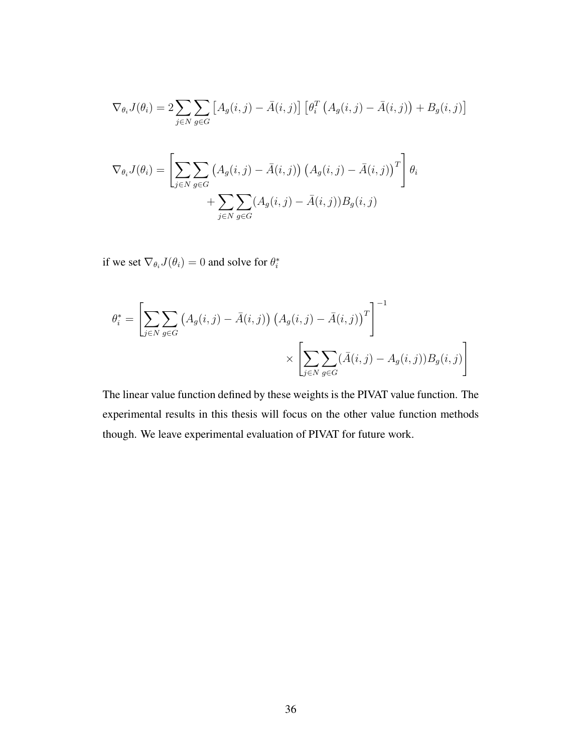$$\nabla_{\theta_i} J(\theta_i) = 2 \sum_{j \in N} \sum_{g \in G} \left[ A_g(i,j) - \bar{A}(i,j) \right] \left[ \theta_i^T \left( A_g(i,j) - \bar{A}(i,j) \right) + B_g(i,j) \right]$$

$$\nabla_{\theta_i} J(\theta_i) = \left[ \sum_{j \in N} \sum_{g \in G} \left( A_g(i,j) - \bar{A}(i,j) \right) \left( A_g(i,j) - \bar{A}(i,j) \right)^T \right] \theta_i + \sum_{j \in N} \sum_{g \in G} (A_g(i,j) - \bar{A}(i,j)) B_g(i,j)$$

if we set $\nabla_{\theta_i} J(\theta_i) = 0$ and solve for $\theta_i^*$

$$\theta_i^* = \left[ \sum_{j \in N} \sum_{g \in G} \left( A_g(i,j) - \bar{A}(i,j) \right) \left( A_g(i,j) - \bar{A}(i,j) \right)^T \right]^{-1} \times \left[ \sum_{j \in N} \sum_{g \in G} (\bar{A}(i,j) - A_g(i,j)) B_g(i,j) \right]$$

The linear value function defined by these weights is the PIVAT value function. The experimental results in this thesis will focus on the other value function methods though. We leave experimental evaluation of PIVAT for future work.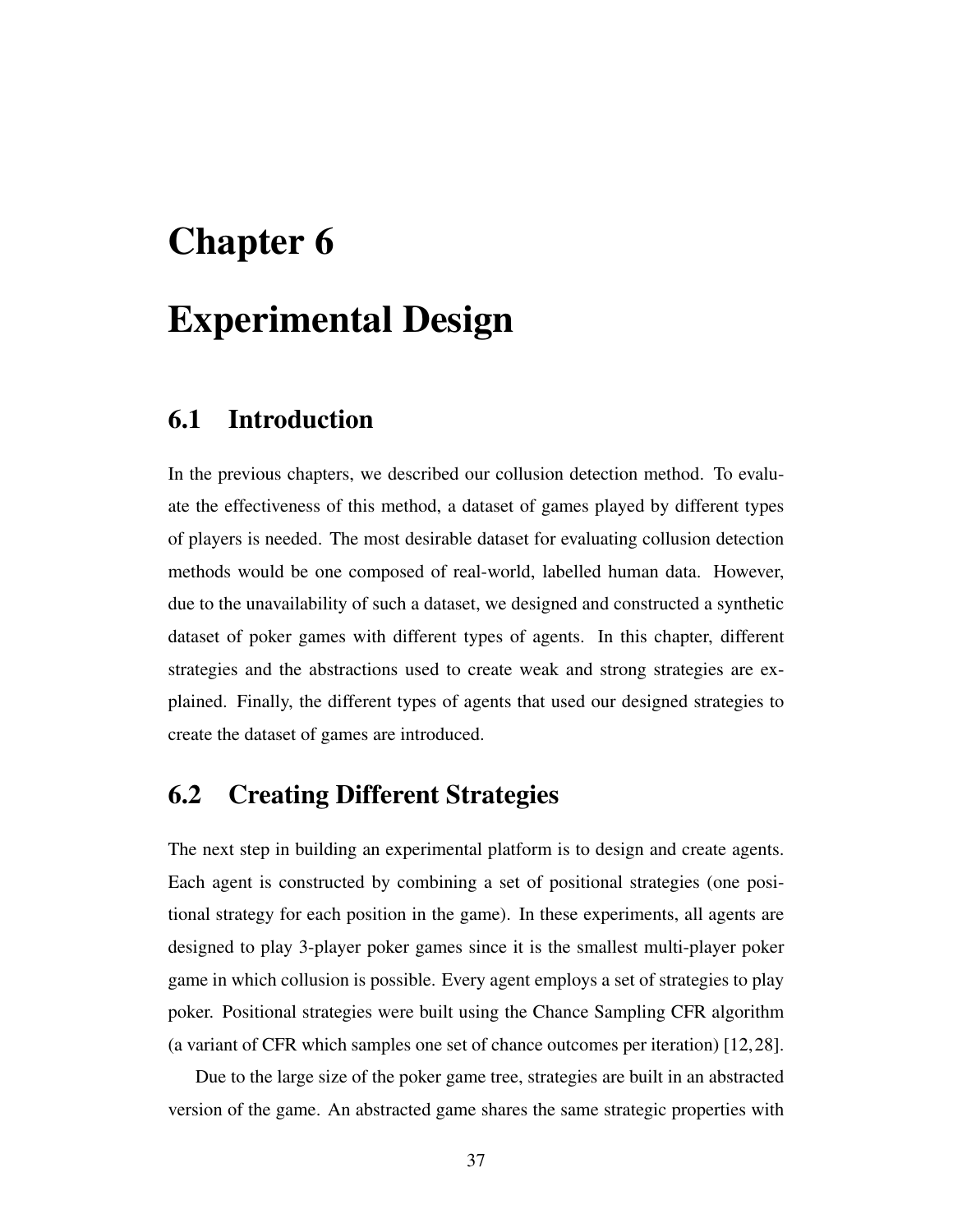# Chapter 6

# Experimental Design

## 6.1 Introduction

In the previous chapters, we described our collusion detection method. To evaluate the effectiveness of this method, a dataset of games played by different types of players is needed. The most desirable dataset for evaluating collusion detection methods would be one composed of real-world, labelled human data. However, due to the unavailability of such a dataset, we designed and constructed a synthetic dataset of poker games with different types of agents. In this chapter, different strategies and the abstractions used to create weak and strong strategies are explained. Finally, the different types of agents that used our designed strategies to create the dataset of games are introduced.

## 6.2 Creating Different Strategies

The next step in building an experimental platform is to design and create agents. Each agent is constructed by combining a set of positional strategies (one positional strategy for each position in the game). In these experiments, all agents are designed to play 3-player poker games since it is the smallest multi-player poker game in which collusion is possible. Every agent employs a set of strategies to play poker. Positional strategies were built using the Chance Sampling CFR algorithm (a variant of CFR which samples one set of chance outcomes per iteration) [12, 28].

Due to the large size of the poker game tree, strategies are built in an abstracted version of the game. An abstracted game shares the same strategic properties with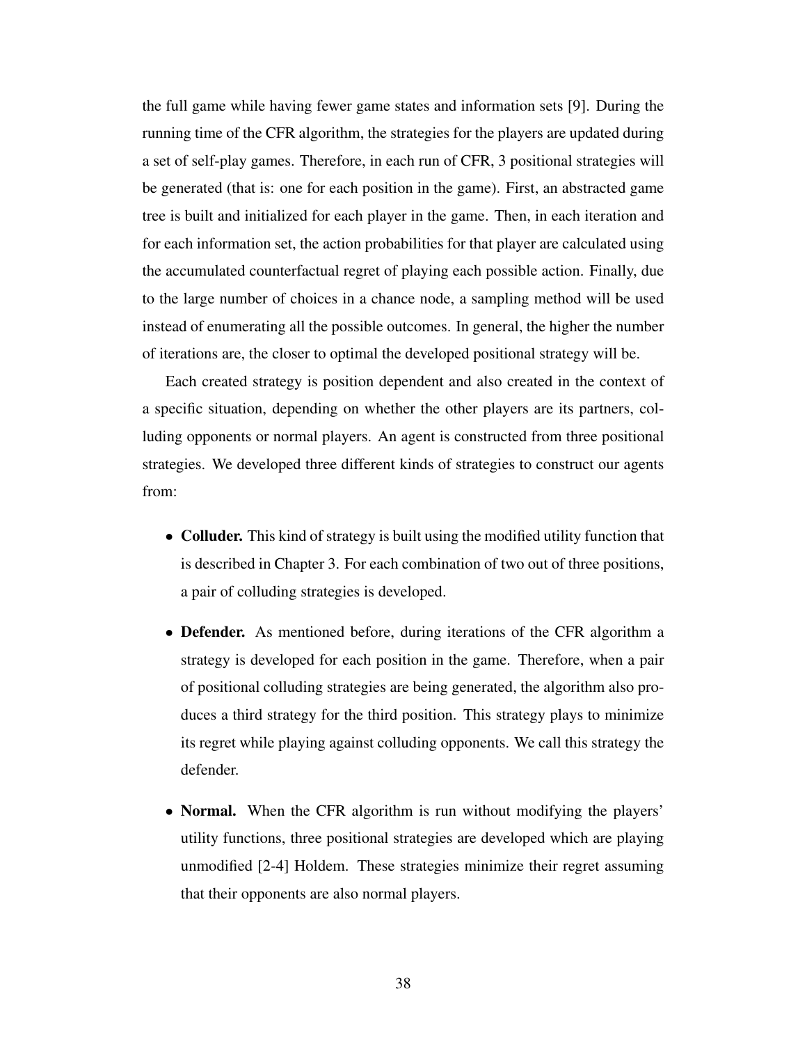the full game while having fewer game states and information sets [9]. During the running time of the CFR algorithm, the strategies for the players are updated during a set of self-play games. Therefore, in each run of CFR, 3 positional strategies will be generated (that is: one for each position in the game). First, an abstracted game tree is built and initialized for each player in the game. Then, in each iteration and for each information set, the action probabilities for that player are calculated using the accumulated counterfactual regret of playing each possible action. Finally, due to the large number of choices in a chance node, a sampling method will be used instead of enumerating all the possible outcomes. In general, the higher the number of iterations are, the closer to optimal the developed positional strategy will be.

Each created strategy is position dependent and also created in the context of a specific situation, depending on whether the other players are its partners, colluding opponents or normal players. An agent is constructed from three positional strategies. We developed three different kinds of strategies to construct our agents from:

- **Colluder.** This kind of strategy is built using the modified utility function that is described in Chapter 3. For each combination of two out of three positions, a pair of colluding strategies is developed.
- **Defender.** As mentioned before, during iterations of the CFR algorithm a strategy is developed for each position in the game. Therefore, when a pair of positional colluding strategies are being generated, the algorithm also produces a third strategy for the third position. This strategy plays to minimize its regret while playing against colluding opponents. We call this strategy the defender.
- **Normal.** When the CFR algorithm is run without modifying the players' utility functions, three positional strategies are developed which are playing unmodified [2-4] Holdem. These strategies minimize their regret assuming that their opponents are also normal players.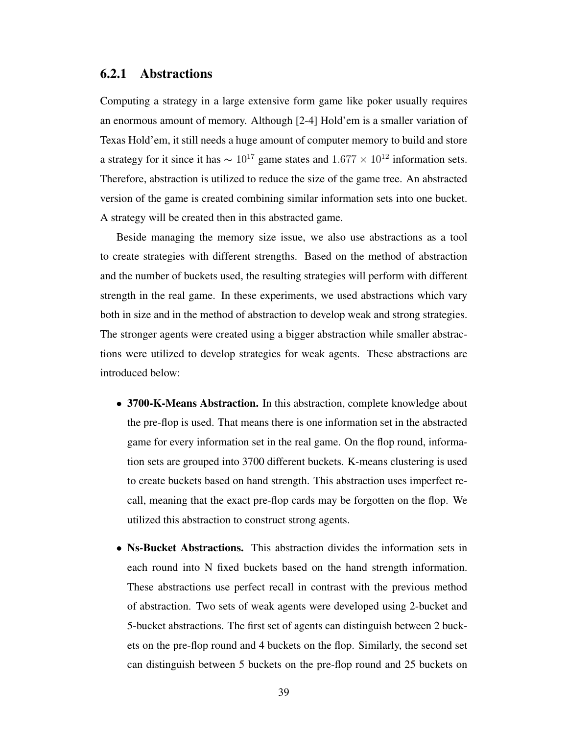### 6.2.1 Abstractions

Computing a strategy in a large extensive form game like poker usually requires an enormous amount of memory. Although [2-4] Hold'em is a smaller variation of Texas Hold'em, it still needs a huge amount of computer memory to build and store a strategy for it since it has $\sim 10^{17}$ game states and $1.677 \times 10^{12}$ information sets. Therefore, abstraction is utilized to reduce the size of the game tree. An abstracted version of the game is created combining similar information sets into one bucket. A strategy will be created then in this abstracted game.

Beside managing the memory size issue, we also use abstractions as a tool to create strategies with different strengths. Based on the method of abstraction and the number of buckets used, the resulting strategies will perform with different strength in the real game. In these experiments, we used abstractions which vary both in size and in the method of abstraction to develop weak and strong strategies. The stronger agents were created using a bigger abstraction while smaller abstractions were utilized to develop strategies for weak agents. These abstractions are introduced below:

- **3700-K-Means Abstraction.** In this abstraction, complete knowledge about the pre-flop is used. That means there is one information set in the abstracted game for every information set in the real game. On the flop round, information sets are grouped into 3700 different buckets. K-means clustering is used to create buckets based on hand strength. This abstraction uses imperfect recall, meaning that the exact pre-flop cards may be forgotten on the flop. We utilized this abstraction to construct strong agents.

- **Ns-Bucket Abstractions.** This abstraction divides the information sets in each round into N fixed buckets based on the hand strength information. These abstractions use perfect recall in contrast with the previous method of abstraction. Two sets of weak agents were developed using 2-bucket and 5-bucket abstractions. The first set of agents can distinguish between 2 buckets on the pre-flop round and 4 buckets on the flop. Similarly, the second set can distinguish between 5 buckets on the pre-flop round and 25 buckets on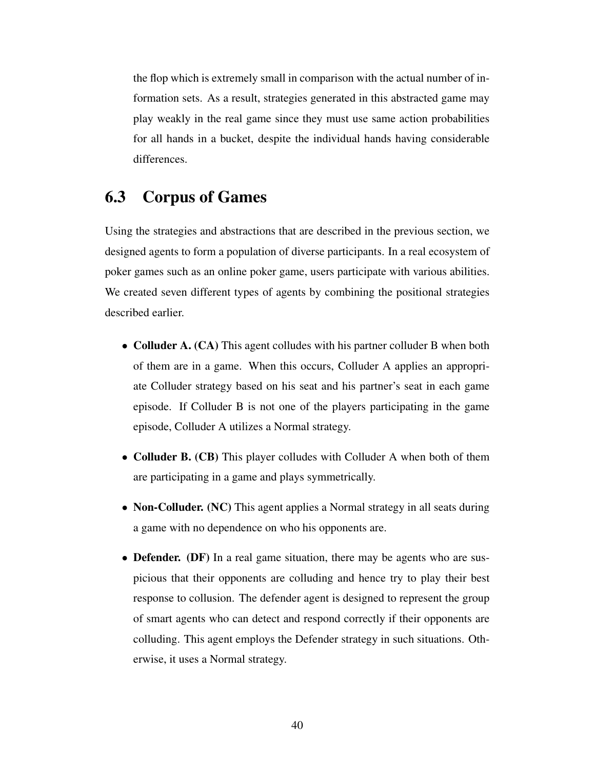the flop which is extremely small in comparison with the actual number of information sets. As a result, strategies generated in this abstracted game may play weakly in the real game since they must use same action probabilities for all hands in a bucket, despite the individual hands having considerable differences.

## 6.3 Corpus of Games

Using the strategies and abstractions that are described in the previous section, we designed agents to form a population of diverse participants. In a real ecosystem of poker games such as an online poker game, users participate with various abilities. We created seven different types of agents by combining the positional strategies described earlier.

- **Colluder A. (CA)** This agent colludes with his partner colluder B when both of them are in a game. When this occurs, Colluder A applies an appropriate Colluder strategy based on his seat and his partner's seat in each game episode. If Colluder B is not one of the players participating in the game episode, Colluder A utilizes a Normal strategy.
- **Colluder B. (CB)** This player colludes with Colluder A when both of them are participating in a game and plays symmetrically.
- **Non-Colluder. (NC)** This agent applies a Normal strategy in all seats during a game with no dependence on who his opponents are.
- **Defender. (DF)** In a real game situation, there may be agents who are suspicious that their opponents are colluding and hence try to play their best response to collusion. The defender agent is designed to represent the group of smart agents who can detect and respond correctly if their opponents are colluding. This agent employs the Defender strategy in such situations. Otherwise, it uses a Normal strategy.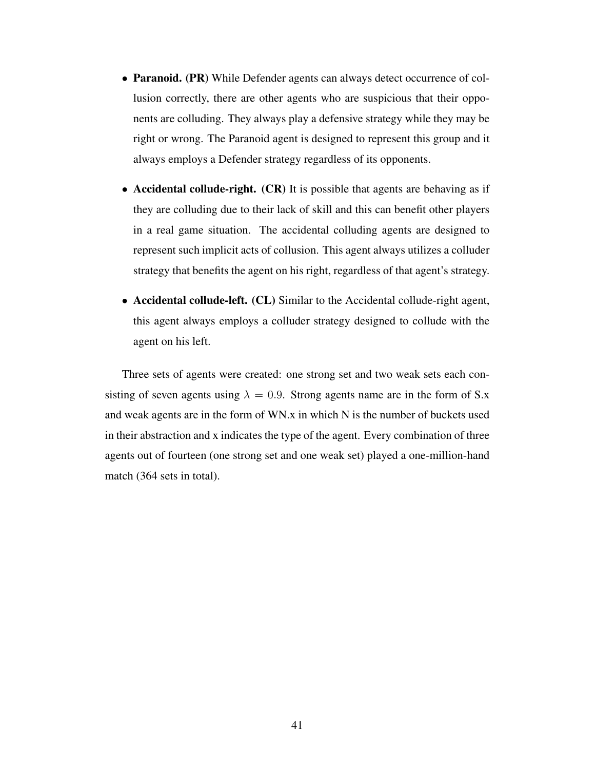- **Paranoid. (PR)** While Defender agents can always detect occurrence of collusion correctly, there are other agents who are suspicious that their opponents are colluding. They always play a defensive strategy while they may be right or wrong. The Paranoid agent is designed to represent this group and it always employs a Defender strategy regardless of its opponents.

- **Accidental collude-right. (CR)** It is possible that agents are behaving as if they are colluding due to their lack of skill and this can benefit other players in a real game situation. The accidental colluding agents are designed to represent such implicit acts of collusion. This agent always utilizes a colluder strategy that benefits the agent on his right, regardless of that agent's strategy.

- **Accidental collude-left. (CL)** Similar to the Accidental collude-right agent, this agent always employs a colluder strategy designed to collude with the agent on his left.

Three sets of agents were created: one strong set and two weak sets each consisting of seven agents using $\lambda = 0.9$. Strong agents name are in the form of S.x and weak agents are in the form of WN.x in which N is the number of buckets used in their abstraction and x indicates the type of the agent. Every combination of three agents out of fourteen (one strong set and one weak set) played a one-million-hand match (364 sets in total).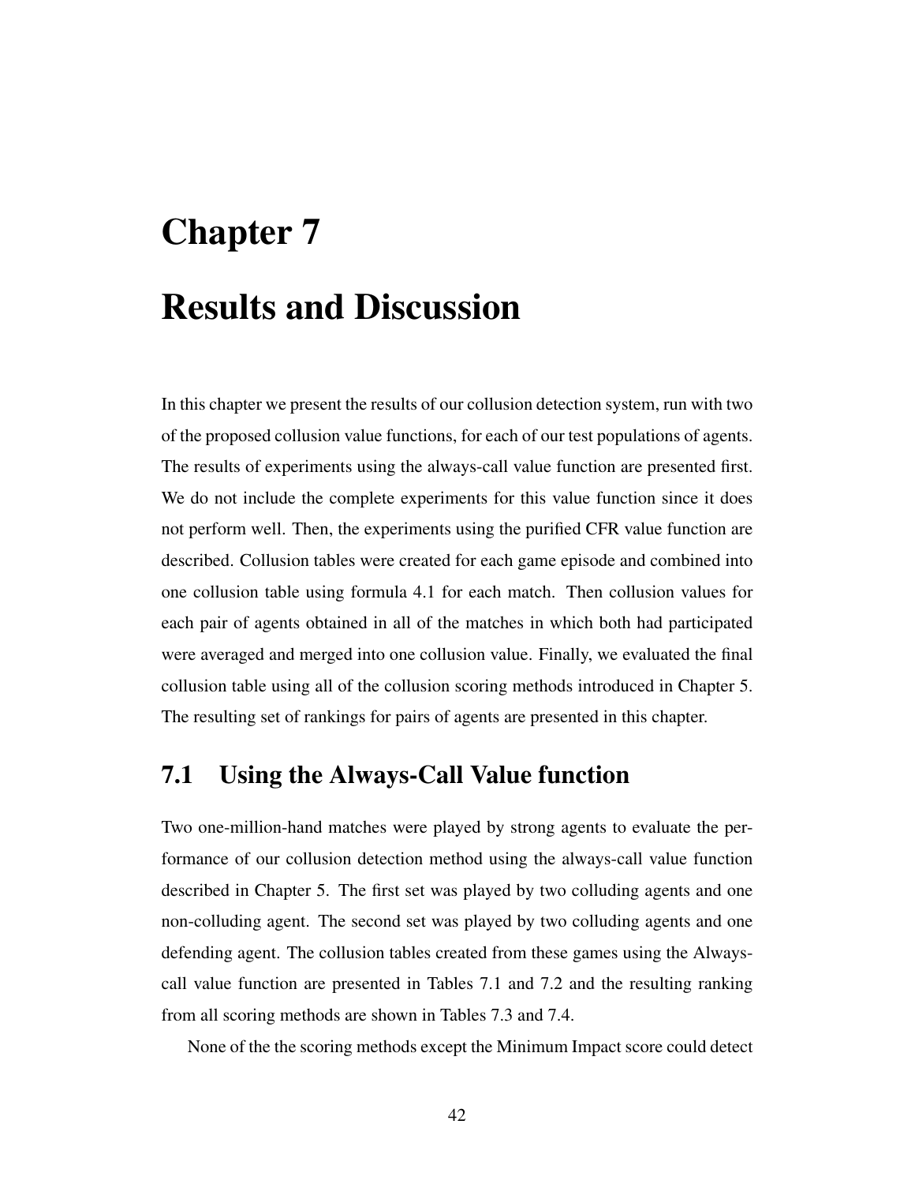# Chapter 7

# Results and Discussion

In this chapter we present the results of our collusion detection system, run with two of the proposed collusion value functions, for each of our test populations of agents. The results of experiments using the always-call value function are presented first. We do not include the complete experiments for this value function since it does not perform well. Then, the experiments using the purified CFR value function are described. Collusion tables were created for each game episode and combined into one collusion table using formula 4.1 for each match. Then collusion values for each pair of agents obtained in all of the matches in which both had participated were averaged and merged into one collusion value. Finally, we evaluated the final collusion table using all of the collusion scoring methods introduced in Chapter 5. The resulting set of rankings for pairs of agents are presented in this chapter.

## 7.1 Using the Always-Call Value function

Two one-million-hand matches were played by strong agents to evaluate the performance of our collusion detection method using the always-call value function described in Chapter 5. The first set was played by two colluding agents and one non-colluding agent. The second set was played by two colluding agents and one defending agent. The collusion tables created from these games using the Always-call value function are presented in Tables 7.1 and 7.2 and the resulting ranking from all scoring methods are shown in Tables 7.3 and 7.4.

None of the the scoring methods except the Minimum Impact score could detect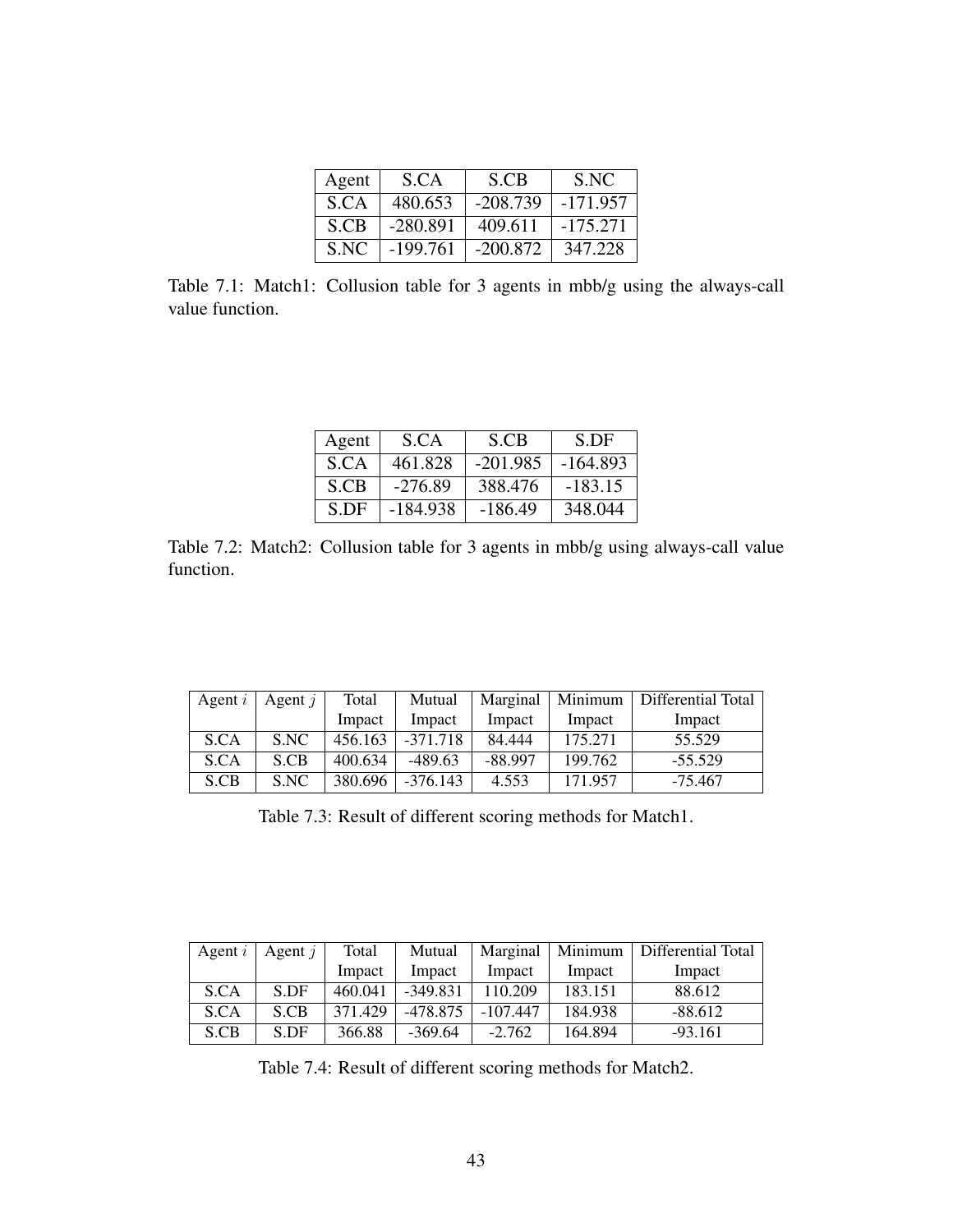| Agent | S.CA | S.CB | S.NC |
|---|---|---|---|
| S.CA | 480.653 | -208.739 | -171.957 |
| S.CB | -280.891 | 409.611 | -175.271 |
| S.NC | -199.761 | -200.872 | 347.228 |

Table 7.1: Match1: Collusion table for 3 agents in mbb/g using the always-call value function.

| Agent | S.CA | S.CB | S.DF |
|---|---|---|---|
| S.CA | 461.828 | -201.985 | -164.893 |
| S.CB | -276.89 | 388.476 | -183.15 |
| S.DF | -184.938 | -186.49 | 348.044 |

Table 7.2: Match2: Collusion table for 3 agents in mbb/g using always-call value function.

| Agent $i$ | Agent $j$ | Total Impact | Mutual Impact | Marginal Impact | Minimum Impact | Differential Total Impact |
|---|---|---|---|---|---|---|
| S.CA | S.NC | 456.163 | -371.718 | 84.444 | 175.271 | 55.529 |
| S.CA | S.CB | 400.634 | -489.63 | -88.997 | 199.762 | -55.529 |
| S.CB | S.NC | 380.696 | -376.143 | 4.553 | 171.957 | -75.467 |

Table 7.3: Result of different scoring methods for Match1.

| Agent $i$ | Agent $j$ | Total Impact | Mutual Impact | Marginal Impact | Minimum Impact | Differential Total Impact |
|---|---|---|---|---|---|---|
| S.CA | S.DF | 460.041 | -349.831 | 110.209 | 183.151 | 88.612 |
| S.CA | S.CB | 371.429 | -478.875 | -107.447 | 184.938 | -88.612 |
| S.CB | S.DF | 366.88 | -369.64 | -2.762 | 164.894 | -93.161 |

Table 7.4: Result of different scoring methods for Match2.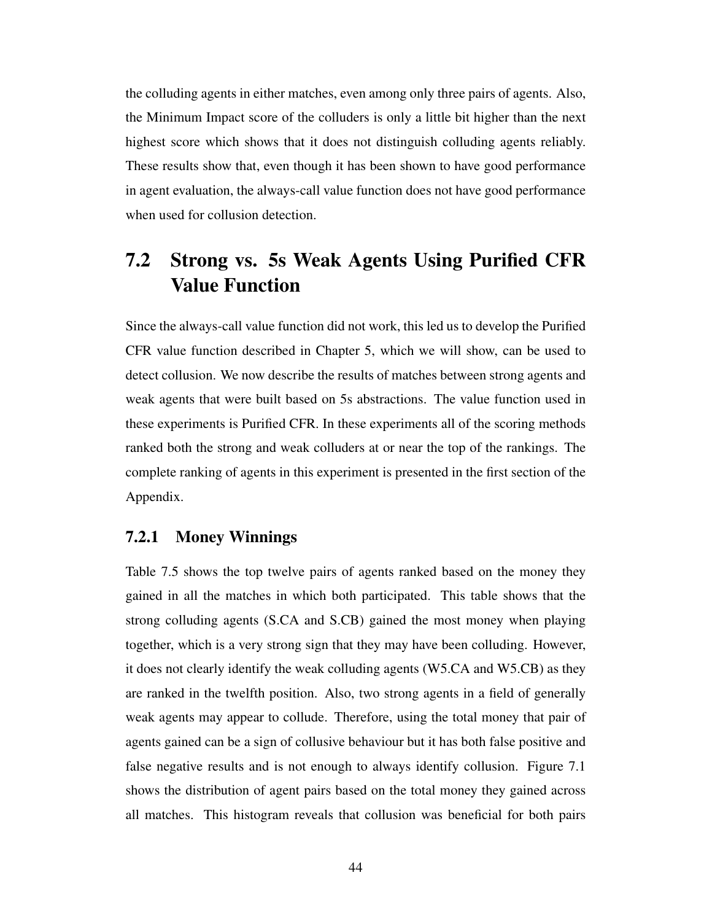the colluding agents in either matches, even among only three pairs of agents. Also, the Minimum Impact score of the colluders is only a little bit higher than the next highest score which shows that it does not distinguish colluding agents reliably. These results show that, even though it has been shown to have good performance in agent evaluation, the always-call value function does not have good performance when used for collusion detection.

## 7.2 Strong vs. 5s Weak Agents Using Purified CFR Value Function

Since the always-call value function did not work, this led us to develop the Purified CFR value function described in Chapter 5, which we will show, can be used to detect collusion. We now describe the results of matches between strong agents and weak agents that were built based on 5s abstractions. The value function used in these experiments is Purified CFR. In these experiments all of the scoring methods ranked both the strong and weak colluders at or near the top of the rankings. The complete ranking of agents in this experiment is presented in the first section of the Appendix.

### 7.2.1 Money Winnings

Table 7.5 shows the top twelve pairs of agents ranked based on the money they gained in all the matches in which both participated. This table shows that the strong colluding agents (S.CA and S.CB) gained the most money when playing together, which is a very strong sign that they may have been colluding. However, it does not clearly identify the weak colluding agents (W5.CA and W5.CB) as they are ranked in the twelfth position. Also, two strong agents in a field of generally weak agents may appear to collude. Therefore, using the total money that pair of agents gained can be a sign of collusive behaviour but it has both false positive and false negative results and is not enough to always identify collusion. Figure 7.1 shows the distribution of agent pairs based on the total money they gained across all matches. This histogram reveals that collusion was beneficial for both pairs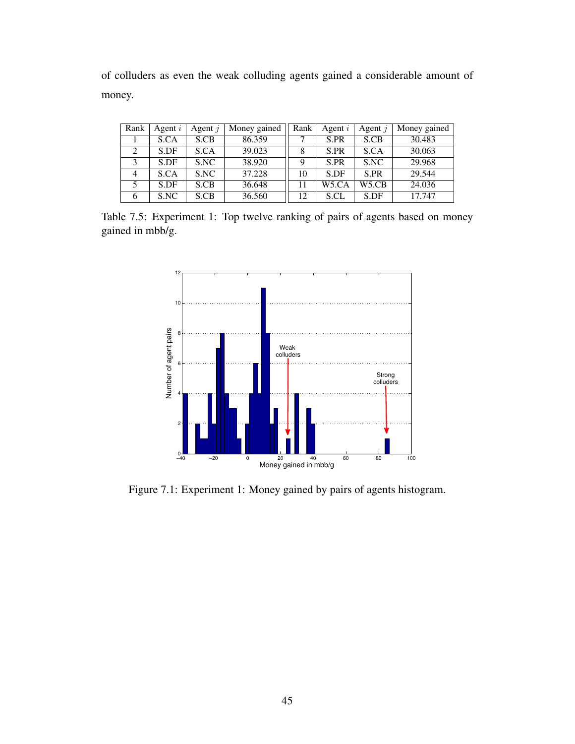of colluders as even the weak colluding agents gained a considerable amount of money.

| Rank | Agent $i$ | Agent $j$ | Money gained | Rank | Agent $i$ | Agent $j$ | Money gained |
|---|---|---|---|---|---|---|---|
| 1 | S.CA | S.CB | 86.359 | 7 | S.PR | S.CB | 30.483 |
| 2 | S.DF | S.CA | 39.023 | 8 | S.PR | S.CA | 30.063 |
| 3 | S.DF | S.NC | 38.920 | 9 | S.PR | S.NC | 29.968 |
| 4 | S.CA | S.NC | 37.228 | 10 | S.DF | S.PR | 29.544 |
| 5 | S.DF | S.CB | 36.648 | 11 | W5.CA | W5.CB | 24.036 |
| 6 | S.NC | S.CB | 36.560 | 12 | S.CL | S.DF | 17.747 |

Table 7.5: Experiment 1: Top twelve ranking of pairs of agents based on money gained in mbb/g.

Figure 7.1: Experiment 1: Money gained by pairs of agents histogram.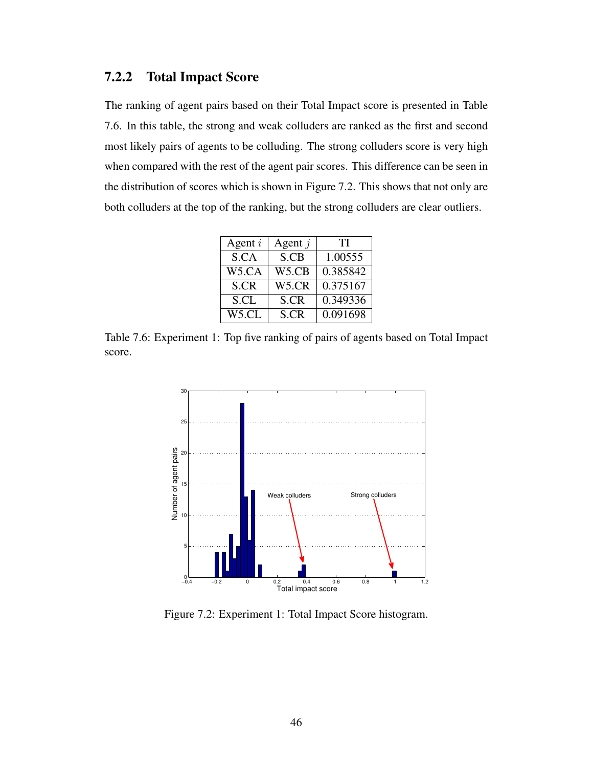### 7.2.2 Total Impact Score

The ranking of agent pairs based on their Total Impact score is presented in Table 7.6. In this table, the strong and weak colluders are ranked as the first and second most likely pairs of agents to be colluding. The strong colluders score is very high when compared with the rest of the agent pair scores. This difference can be seen in the distribution of scores which is shown in Figure 7.2. This shows that not only are both colluders at the top of the ranking, but the strong colluders are clear outliers.

| Agent $i$ | Agent $j$ | TI |
|---|---|---|
| S.CA | S.CB | 1.00555 |
| W5.CA | W5.CB | 0.385842 |
| S.CR | W5.CR | 0.375167 |
| S.CL | S.CR | 0.349336 |
| W5.CL | S.CR | 0.091698 |

Table 7.6: Experiment 1: Top five ranking of pairs of agents based on Total Impact score.

Figure 7.2: Experiment 1: Total Impact Score histogram.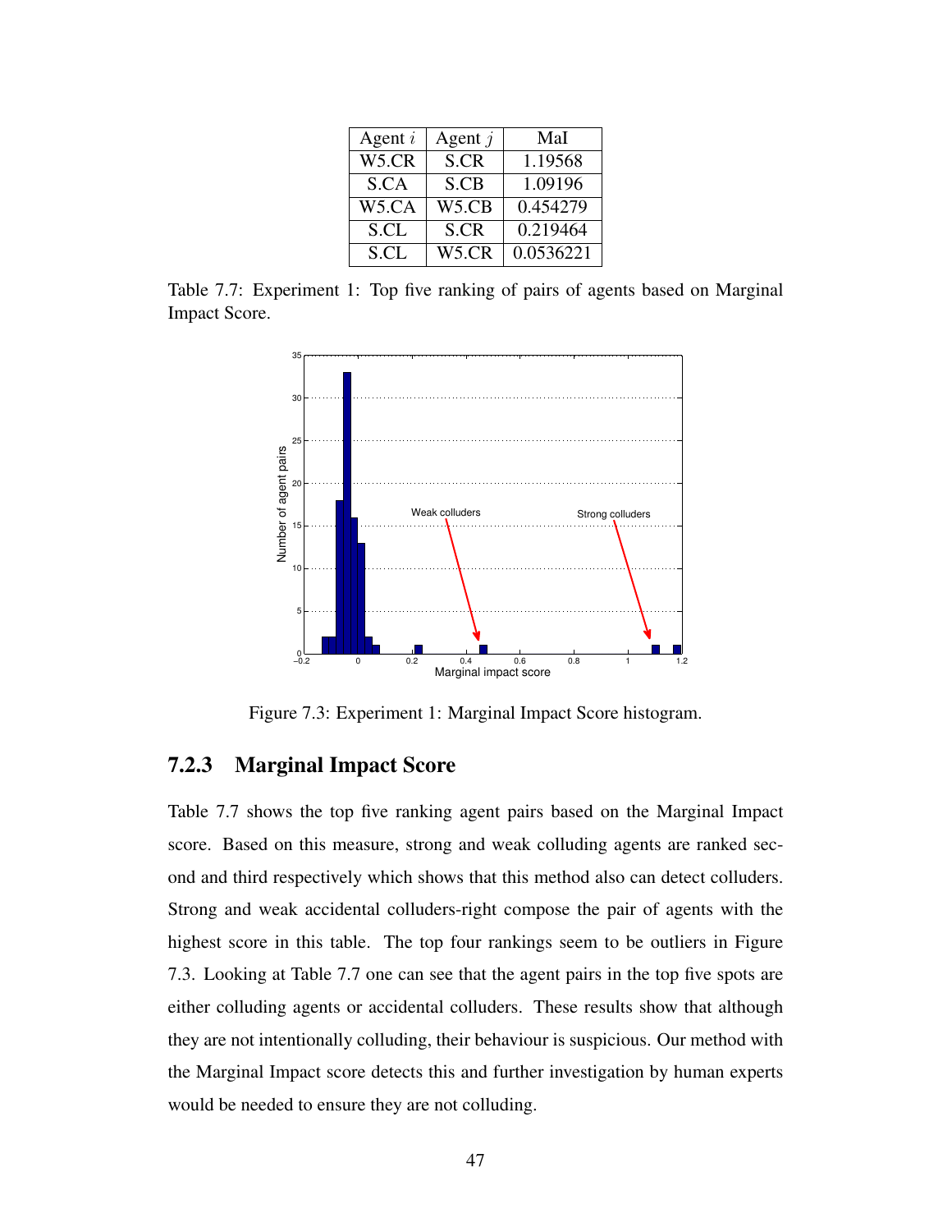| Agent $i$ | Agent $j$ | MaI |
|---|---|---|
| W5.CR | S.CR | 1.19568 |
| S.CA | S.CB | 1.09196 |
| W5.CA | W5.CB | 0.454279 |
| S.CL | S.CR | 0.219464 |
| S.CL | W5.CR | 0.0536221 |

Table 7.7: Experiment 1: Top five ranking of pairs of agents based on Marginal Impact Score.

Figure 7.3: Experiment 1: Marginal Impact Score histogram.

### 7.2.3 Marginal Impact Score

Table 7.7 shows the top five ranking agent pairs based on the Marginal Impact score. Based on this measure, strong and weak colluding agents are ranked second and third respectively which shows that this method also can detect colluders. Strong and weak accidental colluders-right compose the pair of agents with the highest score in this table. The top four rankings seem to be outliers in Figure 7.3. Looking at Table 7.7 one can see that the agent pairs in the top five spots are either colluding agents or accidental colluders. These results show that although they are not intentionally colluding, their behaviour is suspicious. Our method with the Marginal Impact score detects this and further investigation by human experts would be needed to ensure they are not colluding.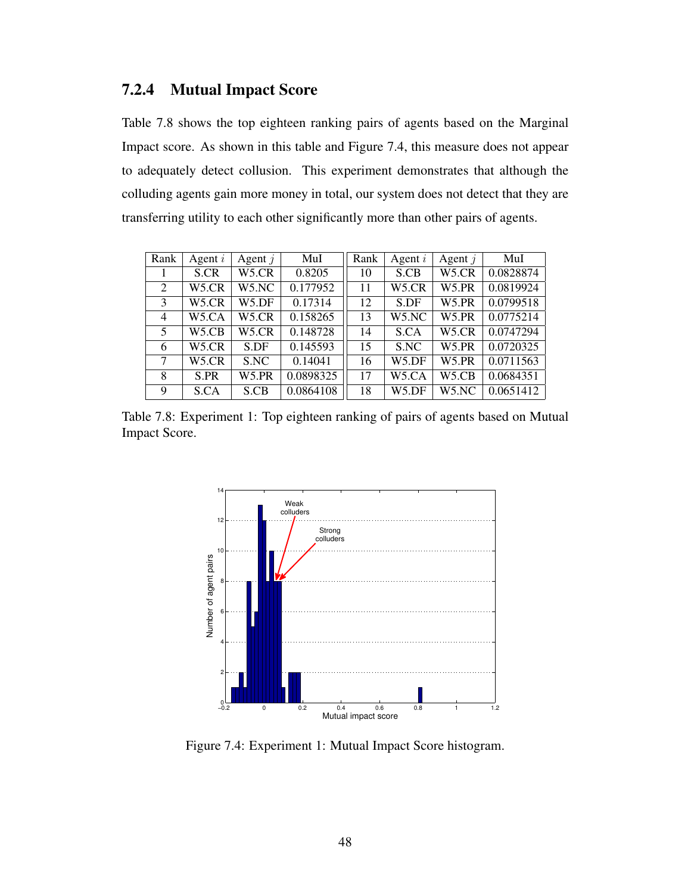### 7.2.4 Mutual Impact Score

Table 7.8 shows the top eighteen ranking pairs of agents based on the Marginal Impact score. As shown in this table and Figure 7.4, this measure does not appear to adequately detect collusion. This experiment demonstrates that although the colluding agents gain more money in total, our system does not detect that they are transferring utility to each other significantly more than other pairs of agents.

| Rank | Agent $i$ | Agent $j$ | MuI | Rank | Agent $i$ | Agent $j$ | MuI |
|---|---|---|---|---|---|---|---|
| 1 | S.CR | W5.CR | 0.8205 | 10 | S.CB | W5.CR | 0.0828874 |
| 2 | W5.CR | W5.NC | 0.177952 | 11 | W5.CR | W5.PR | 0.0819924 |
| 3 | W5.CR | W5.DF | 0.17314 | 12 | S.DF | W5.PR | 0.0799518 |
| 4 | W5.CA | W5.CR | 0.158265 | 13 | W5.NC | W5.PR | 0.0775214 |
| 5 | W5.CB | W5.CR | 0.148728 | 14 | S.CA | W5.CR | 0.0747294 |
| 6 | W5.CR | S.DF | 0.145593 | 15 | S.NC | W5.PR | 0.0720325 |
| 7 | W5.CR | S.NC | 0.14041 | 16 | W5.DF | W5.PR | 0.0711563 |
| 8 | S.PR | W5.PR | 0.0898325 | 17 | W5.CA | W5.CB | 0.0684351 |
| 9 | S.CA | S.CB | 0.0864108 | 18 | W5.DF | W5.NC | 0.0651412 |

Table 7.8: Experiment 1: Top eighteen ranking of pairs of agents based on Mutual Impact Score.

Figure 7.4: Experiment 1: Mutual Impact Score histogram.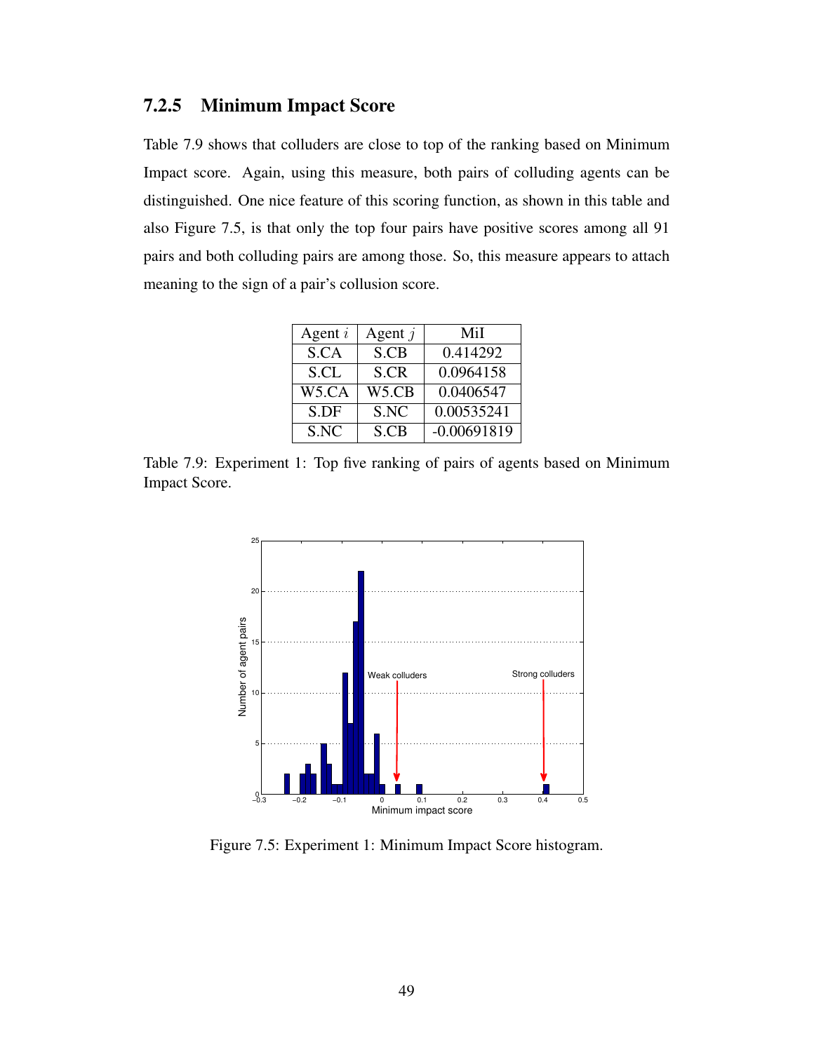### 7.2.5 Minimum Impact Score

Table 7.9 shows that colluders are close to top of the ranking based on Minimum Impact score. Again, using this measure, both pairs of colluding agents can be distinguished. One nice feature of this scoring function, as shown in this table and also Figure 7.5, is that only the top four pairs have positive scores among all 91 pairs and both colluding pairs are among those. So, this measure appears to attach meaning to the sign of a pair's collusion score.

| Agent $i$ | Agent $j$ | MiI |
|---|---|---|
| S.CA | S.CB | 0.414292 |
| S.CL | S.CR | 0.0964158 |
| W5.CA | W5.CB | 0.0406547 |
| S.DF | S.NC | 0.00535241 |
| S.NC | S.CB | -0.00691819 |

Table 7.9: Experiment 1: Top five ranking of pairs of agents based on Minimum Impact Score.

Figure 7.5: Experiment 1: Minimum Impact Score histogram.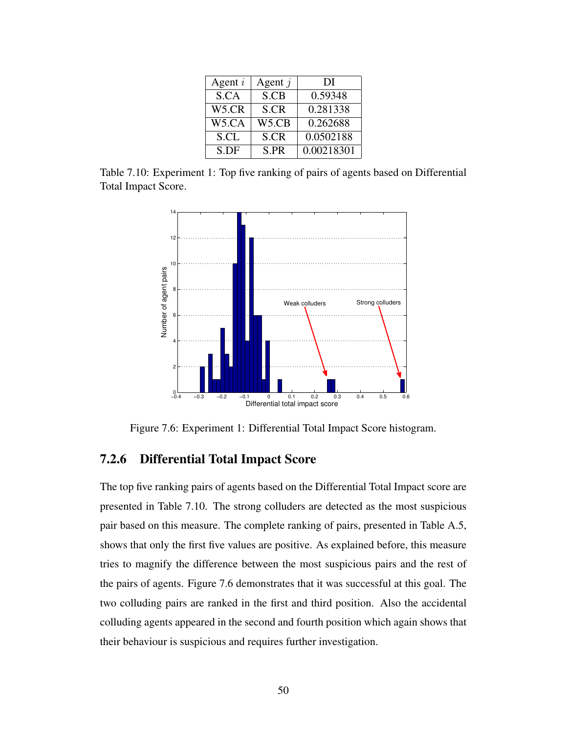| Agent $i$ | Agent $j$ | DI |
| --- | --- | --- |
| S.CA | S.CB | 0.59348 |
| W5.CR | S.CR | 0.281338 |
| W5.CA | W5.CB | 0.262688 |
| S.CL | S.CR | 0.0502188 |
| S.DF | S.PR | 0.00218301 |

Table 7.10: Experiment 1: Top five ranking of pairs of agents based on Differential Total Impact Score.

Figure 7.6: Experiment 1: Differential Total Impact Score histogram.

### 7.2.6 Differential Total Impact Score

The top five ranking pairs of agents based on the Differential Total Impact score are presented in Table 7.10. The strong colluders are detected as the most suspicious pair based on this measure. The complete ranking of pairs, presented in Table A.5, shows that only the first five values are positive. As explained before, this measure tries to magnify the difference between the most suspicious pairs and the rest of the pairs of agents. Figure 7.6 demonstrates that it was successful at this goal. The two colluding pairs are ranked in the first and third position. Also the accidental colluding agents appeared in the second and fourth position which again shows that their behaviour is suspicious and requires further investigation.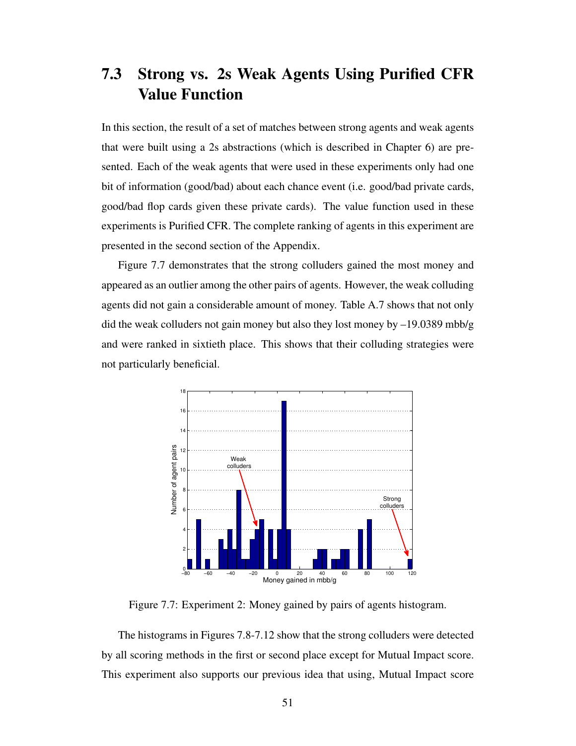## 7.3 Strong vs. 2s Weak Agents Using Purified CFR Value Function

In this section, the result of a set of matches between strong agents and weak agents that were built using a 2s abstractions (which is described in Chapter 6) are presented. Each of the weak agents that were used in these experiments only had one bit of information (good/bad) about each chance event (i.e. good/bad private cards, good/bad flop cards given these private cards). The value function used in these experiments is Purified CFR. The complete ranking of agents in this experiment are presented in the second section of the Appendix.

Figure 7.7 demonstrates that the strong colluders gained the most money and appeared as an outlier among the other pairs of agents. However, the weak colluding agents did not gain a considerable amount of money. Table A.7 shows that not only did the weak colluders not gain money but also they lost money by –19.0389 mbb/g and were ranked in sixtieth place. This shows that their colluding strategies were not particularly beneficial.

Figure 7.7: Experiment 2: Money gained by pairs of agents histogram.

The histograms in Figures 7.8-7.12 show that the strong colluders were detected by all scoring methods in the first or second place except for Mutual Impact score. This experiment also supports our previous idea that using, Mutual Impact score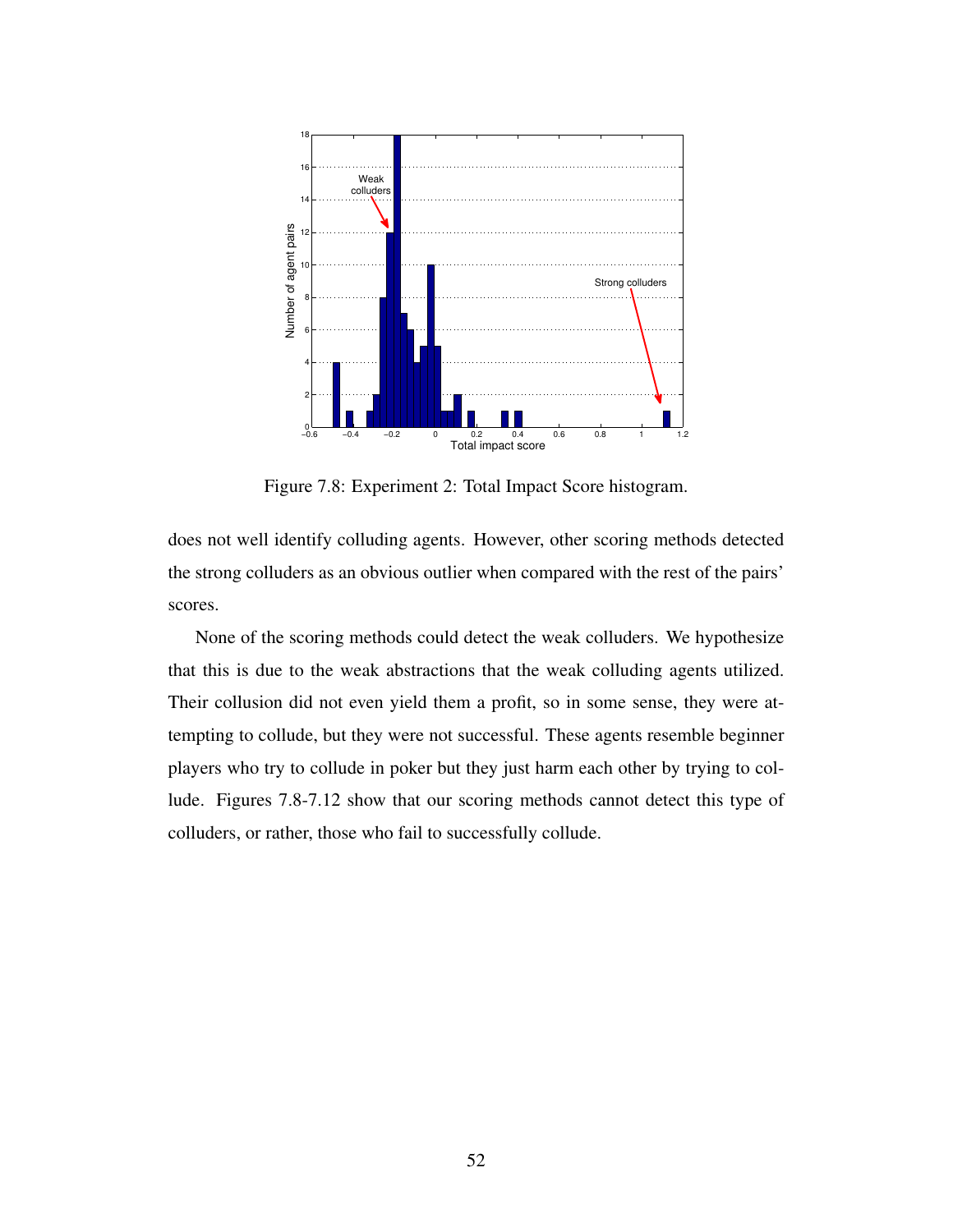Figure 7.8: Experiment 2: Total Impact Score histogram.

does not well identify colluding agents. However, other scoring methods detected the strong colluders as an obvious outlier when compared with the rest of the pairs' scores.

None of the scoring methods could detect the weak colluders. We hypothesize that this is due to the weak abstractions that the weak colluding agents utilized. Their collusion did not even yield them a profit, so in some sense, they were attempting to collude, but they were not successful. These agents resemble beginner players who try to collude in poker but they just harm each other by trying to collude. Figures 7.8-7.12 show that our scoring methods cannot detect this type of colluders, or rather, those who fail to successfully collude.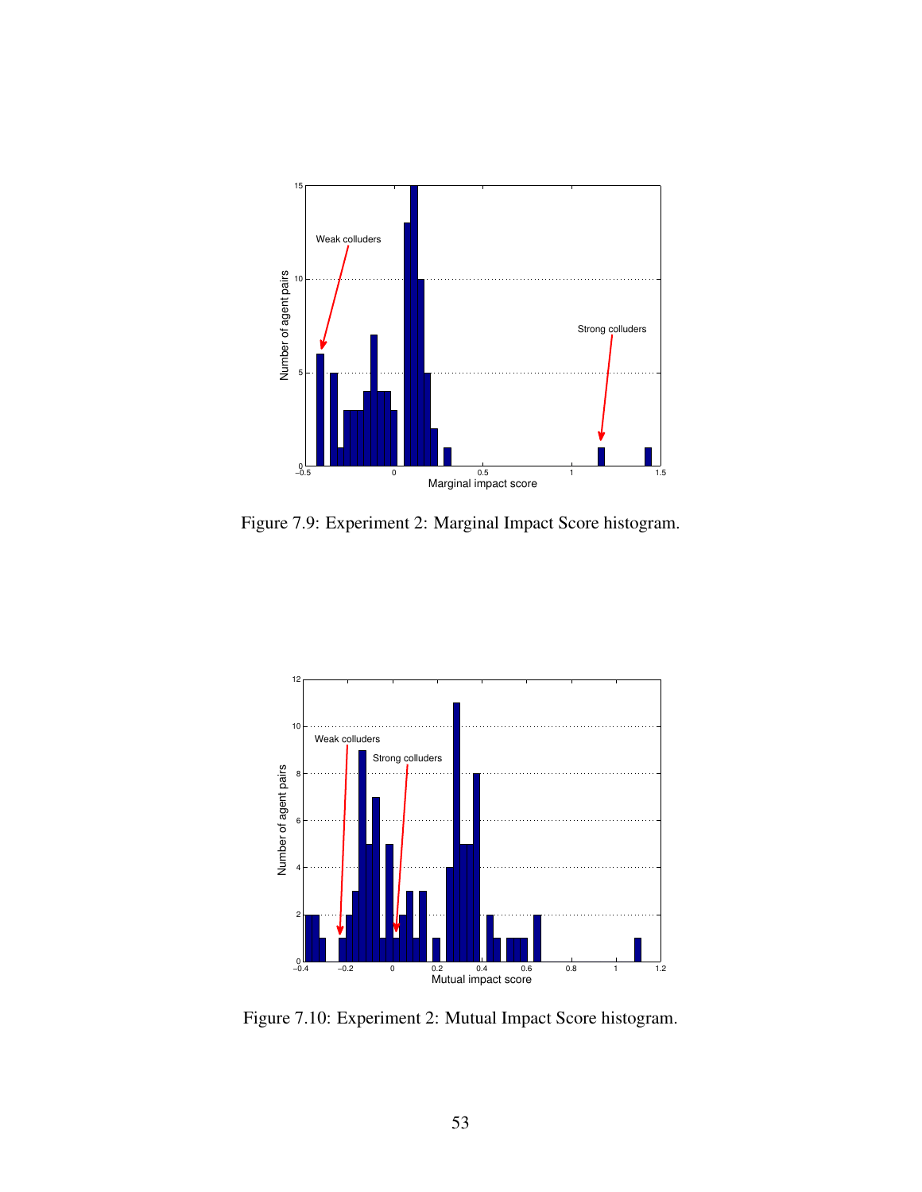Figure 7.9: Experiment 2: Marginal Impact Score histogram.

Figure 7.10: Experiment 2: Mutual Impact Score histogram.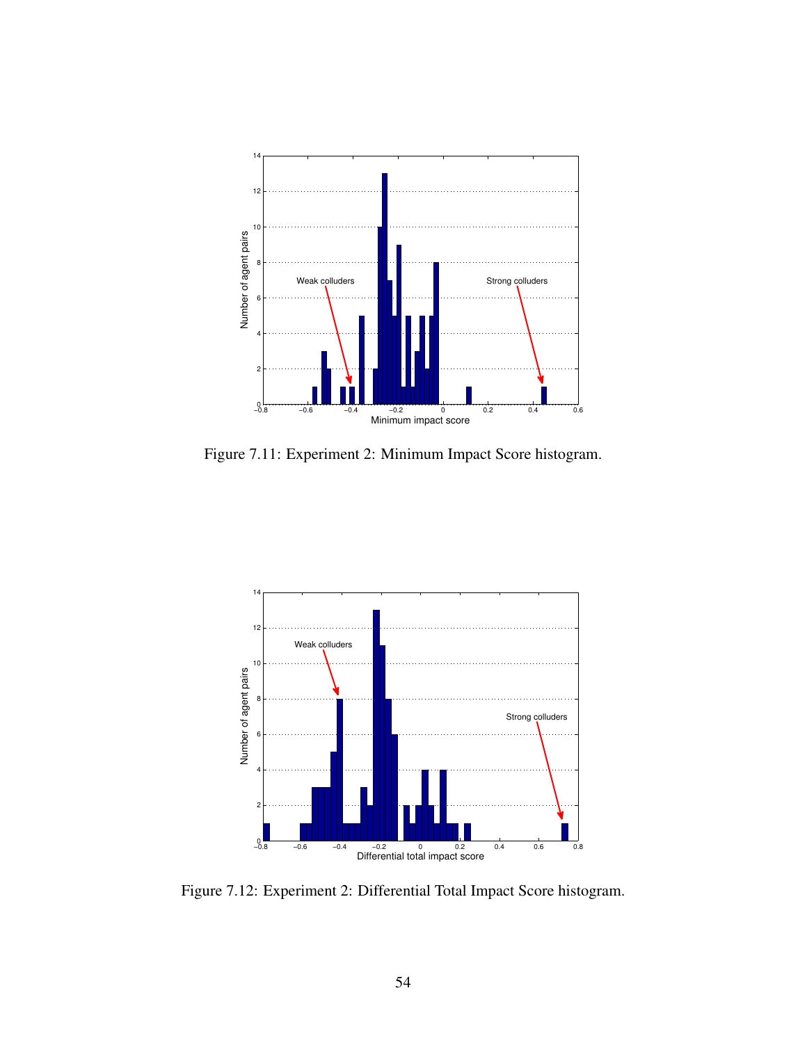Figure 7.11: Experiment 2: Minimum Impact Score histogram.

Figure 7.12: Experiment 2: Differential Total Impact Score histogram.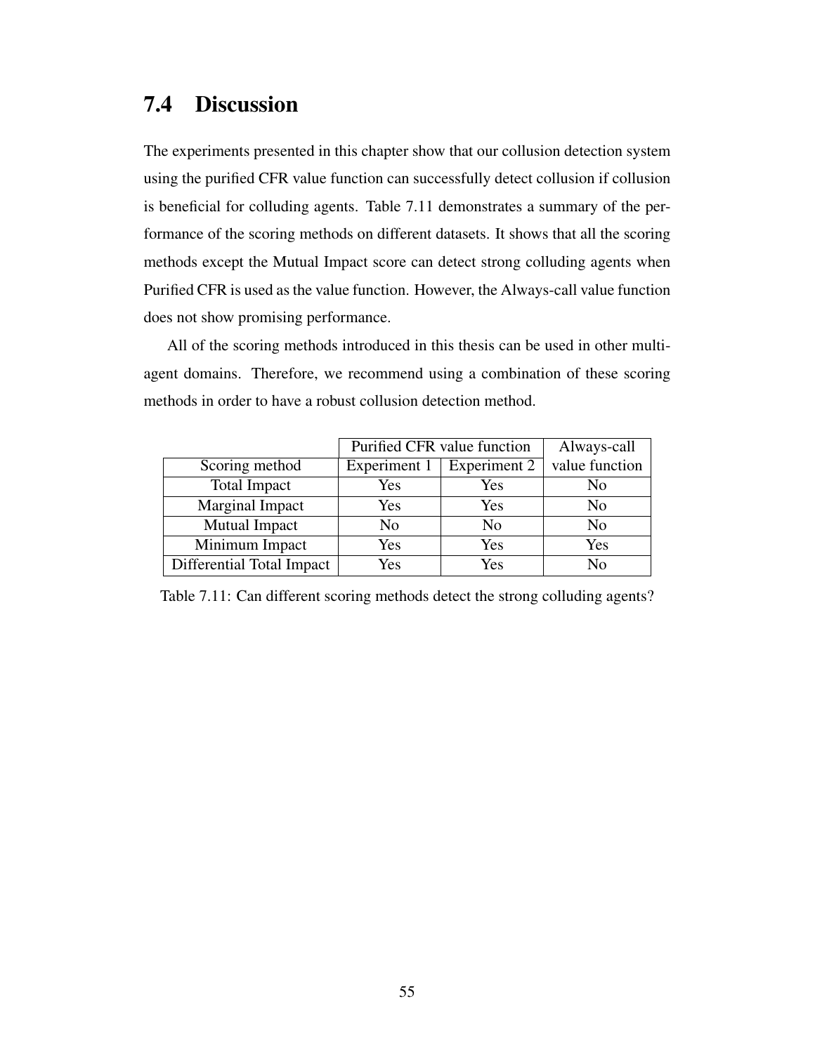## 7.4 Discussion

The experiments presented in this chapter show that our collusion detection system using the purified CFR value function can successfully detect collusion if collusion is beneficial for colluding agents. Table 7.11 demonstrates a summary of the performance of the scoring methods on different datasets. It shows that all the scoring methods except the Mutual Impact score can detect strong colluding agents when Purified CFR is used as the value function. However, the Always-call value function does not show promising performance.

All of the scoring methods introduced in this thesis can be used in other multi-agent domains. Therefore, we recommend using a combination of these scoring methods in order to have a robust collusion detection method.

| | Purified CFR value function | | Always-call |
|---|---|---|---|
| Scoring method | Experiment 1 | Experiment 2 | value function |
| Total Impact | Yes | Yes | No |
| Marginal Impact | Yes | Yes | No |
| Mutual Impact | No | No | No |
| Minimum Impact | Yes | Yes | Yes |
| Differential Total Impact | Yes | Yes | No |

Table 7.11: Can different scoring methods detect the strong colluding agents?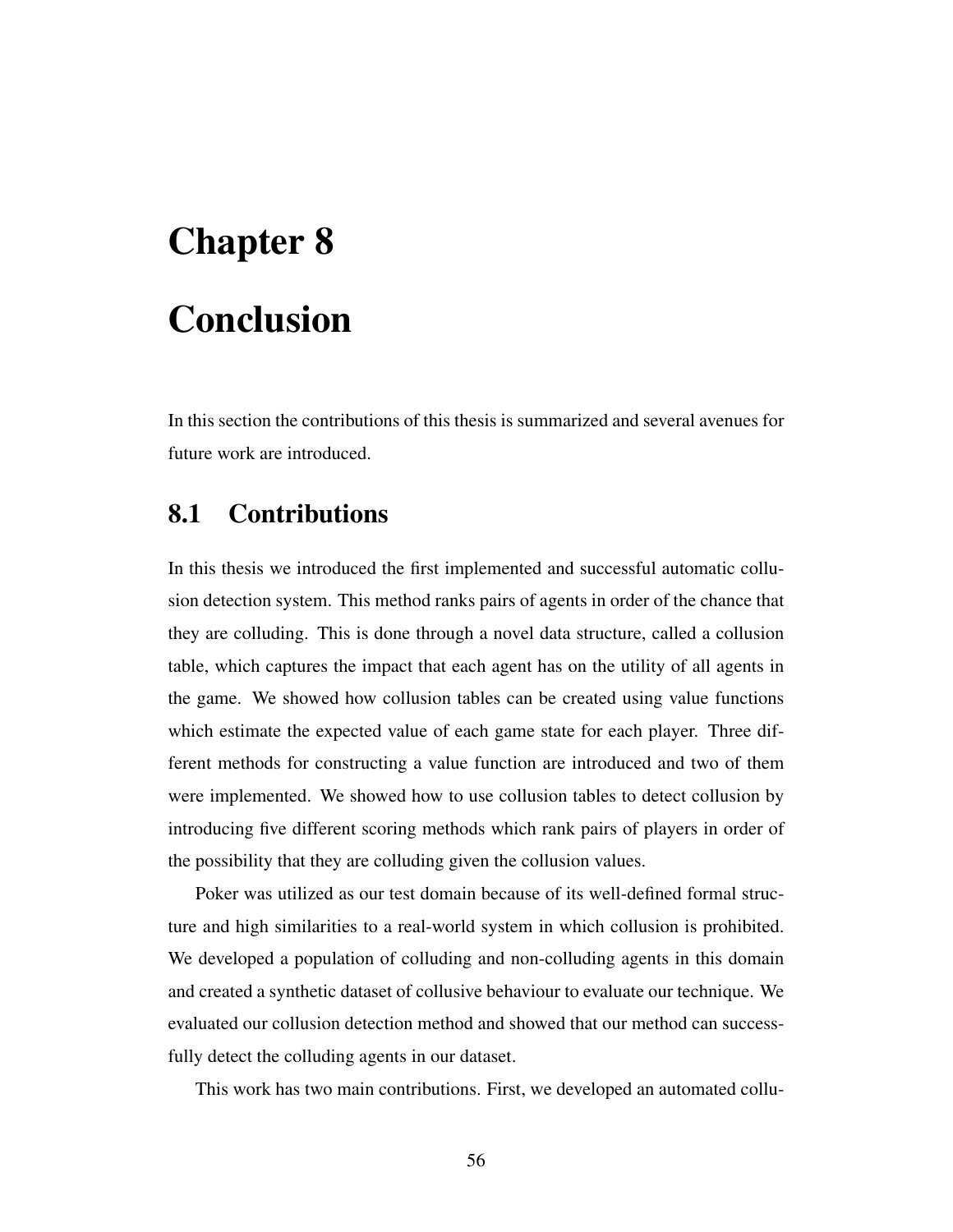# Chapter 8

# Conclusion

In this section the contributions of this thesis is summarized and several avenues for future work are introduced.

## 8.1 Contributions

In this thesis we introduced the first implemented and successful automatic collusion detection system. This method ranks pairs of agents in order of the chance that they are colluding. This is done through a novel data structure, called a collusion table, which captures the impact that each agent has on the utility of all agents in the game. We showed how collusion tables can be created using value functions which estimate the expected value of each game state for each player. Three different methods for constructing a value function are introduced and two of them were implemented. We showed how to use collusion tables to detect collusion by introducing five different scoring methods which rank pairs of players in order of the possibility that they are colluding given the collusion values.

Poker was utilized as our test domain because of its well-defined formal structure and high similarities to a real-world system in which collusion is prohibited. We developed a population of colluding and non-colluding agents in this domain and created a synthetic dataset of collusive behaviour to evaluate our technique. We evaluated our collusion detection method and showed that our method can successfully detect the colluding agents in our dataset.

This work has two main contributions. First, we developed an automated collu-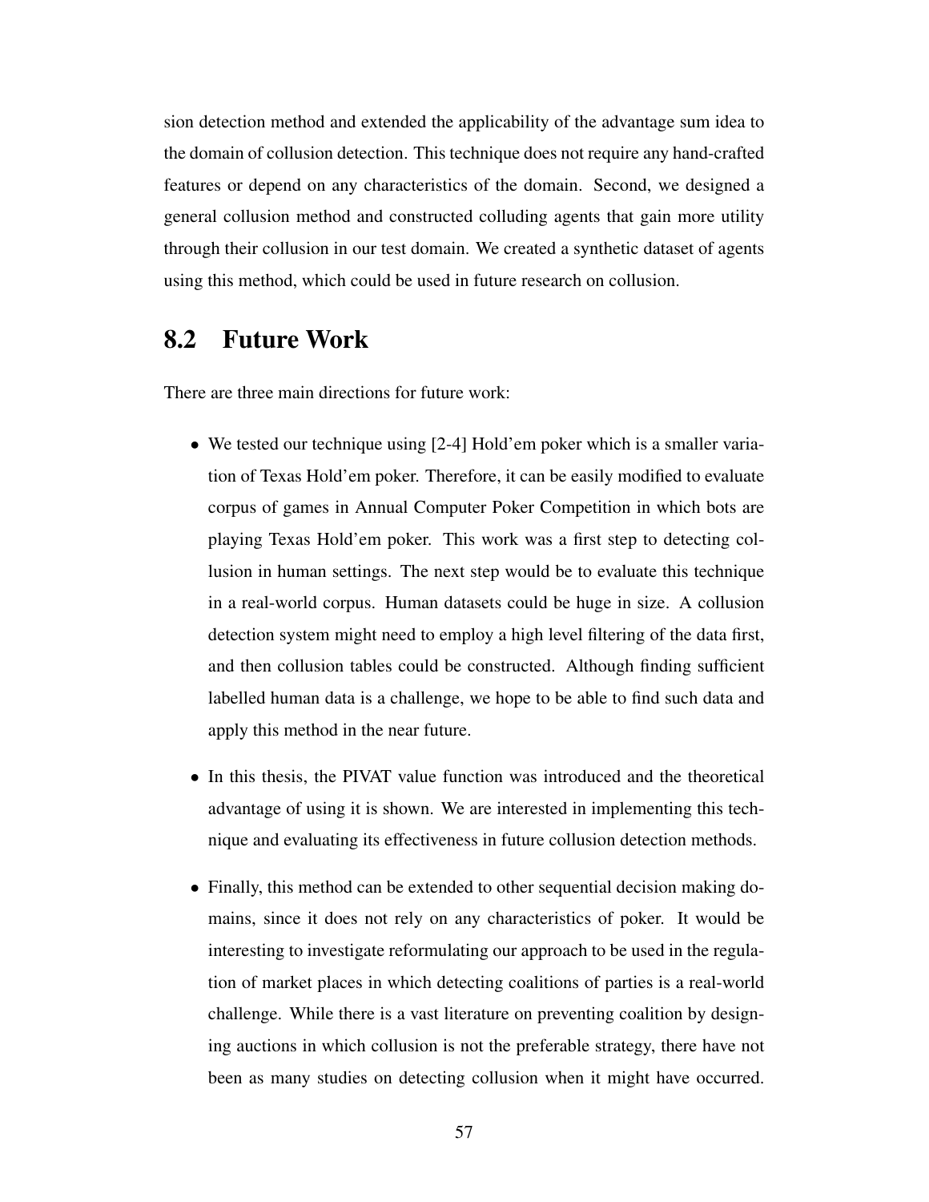sion detection method and extended the applicability of the advantage sum idea to the domain of collusion detection. This technique does not require any hand-crafted features or depend on any characteristics of the domain. Second, we designed a general collusion method and constructed colluding agents that gain more utility through their collusion in our test domain. We created a synthetic dataset of agents using this method, which could be used in future research on collusion.

## 8.2 Future Work

There are three main directions for future work:

- We tested our technique using [2-4] Hold'em poker which is a smaller variation of Texas Hold'em poker. Therefore, it can be easily modified to evaluate corpus of games in Annual Computer Poker Competition in which bots are playing Texas Hold'em poker. This work was a first step to detecting collusion in human settings. The next step would be to evaluate this technique in a real-world corpus. Human datasets could be huge in size. A collusion detection system might need to employ a high level filtering of the data first, and then collusion tables could be constructed. Although finding sufficient labelled human data is a challenge, we hope to be able to find such data and apply this method in the near future.

- In this thesis, the PIVAT value function was introduced and the theoretical advantage of using it is shown. We are interested in implementing this technique and evaluating its effectiveness in future collusion detection methods.

- Finally, this method can be extended to other sequential decision making domains, since it does not rely on any characteristics of poker. It would be interesting to investigate reformulating our approach to be used in the regulation of market places in which detecting coalitions of parties is a real-world challenge. While there is a vast literature on preventing coalition by designing auctions in which collusion is not the preferable strategy, there have not been as many studies on detecting collusion when it might have occurred.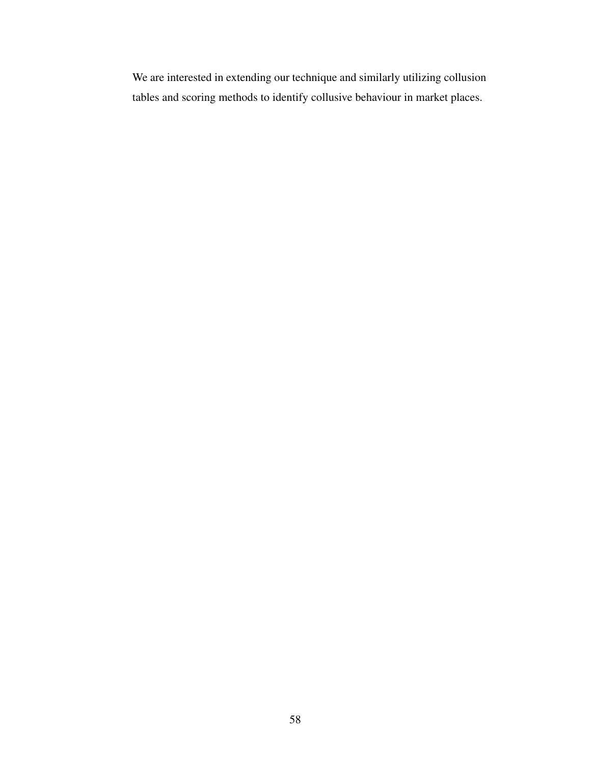We are interested in extending our technique and similarly utilizing collusion tables and scoring methods to identify collusive behaviour in market places.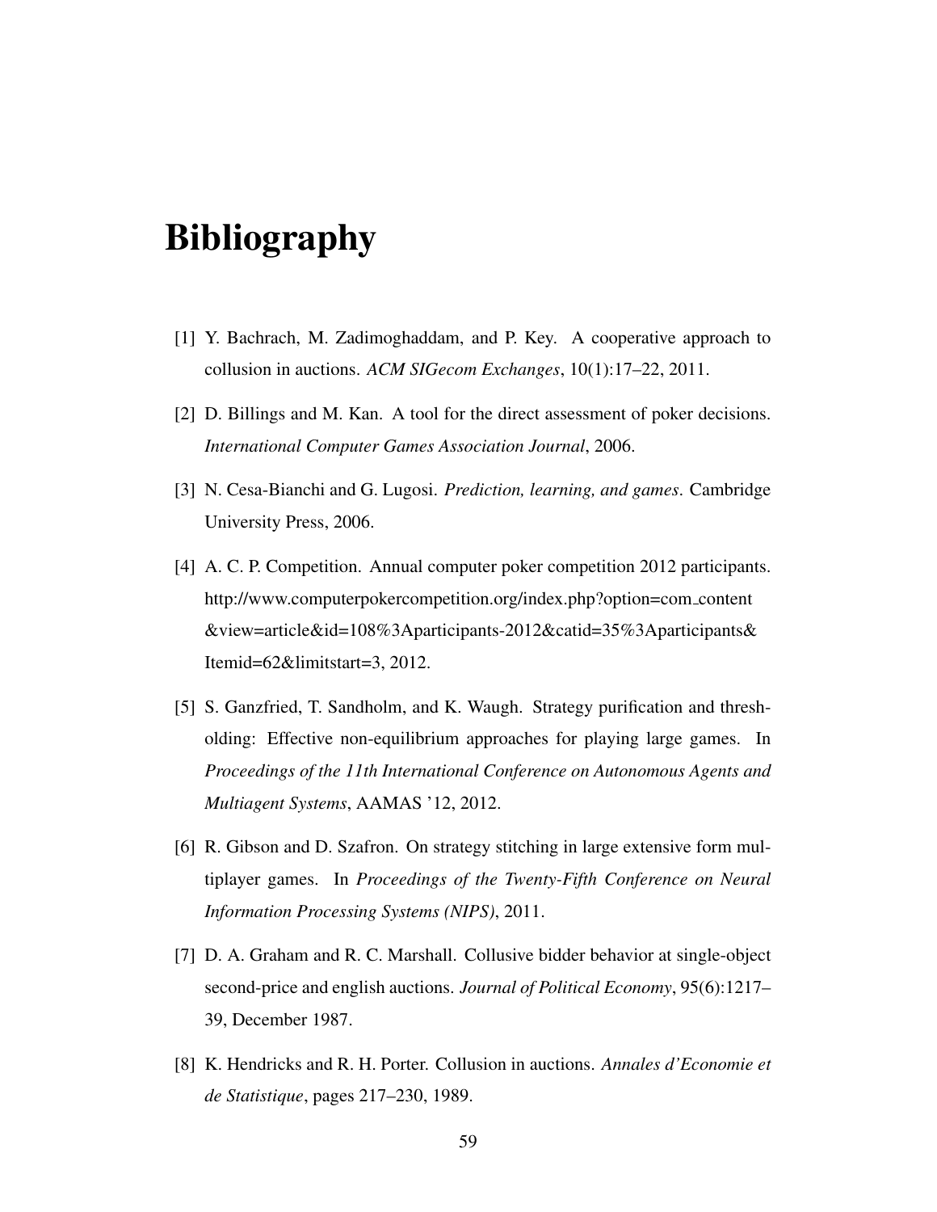# Bibliography

[1] Y. Bachrach, M. Zadimoghaddam, and P. Key. A cooperative approach to collusion in auctions. *ACM SIGecom Exchanges*, 10(1):17–22, 2011.

[2] D. Billings and M. Kan. A tool for the direct assessment of poker decisions. *International Computer Games Association Journal*, 2006.

[3] N. Cesa-Bianchi and G. Lugosi. *Prediction, learning, and games*. Cambridge University Press, 2006.

[4] A. C. P. Competition. Annual computer poker competition 2012 participants. http://www.computerpokercompetition.org/index.php?option=com_content &view=article&id=108%3Aparticipants-2012&catid=35%3Aparticipants& Itemid=62&limitstart=3, 2012.

[5] S. Ganzfried, T. Sandholm, and K. Waugh. Strategy purification and thresholding: Effective non-equilibrium approaches for playing large games. In *Proceedings of the 11th International Conference on Autonomous Agents and Multiagent Systems*, AAMAS '12, 2012.

[6] R. Gibson and D. Szafron. On strategy stitching in large extensive form multiplayer games. In *Proceedings of the Twenty-Fifth Conference on Neural Information Processing Systems (NIPS)*, 2011.

[7] D. A. Graham and R. C. Marshall. Collusive bidder behavior at single-object second-price and english auctions. *Journal of Political Economy*, 95(6):1217–39, December 1987.

[8] K. Hendricks and R. H. Porter. Collusion in auctions. *Annales d'Economie et de Statistique*, pages 217–230, 1989.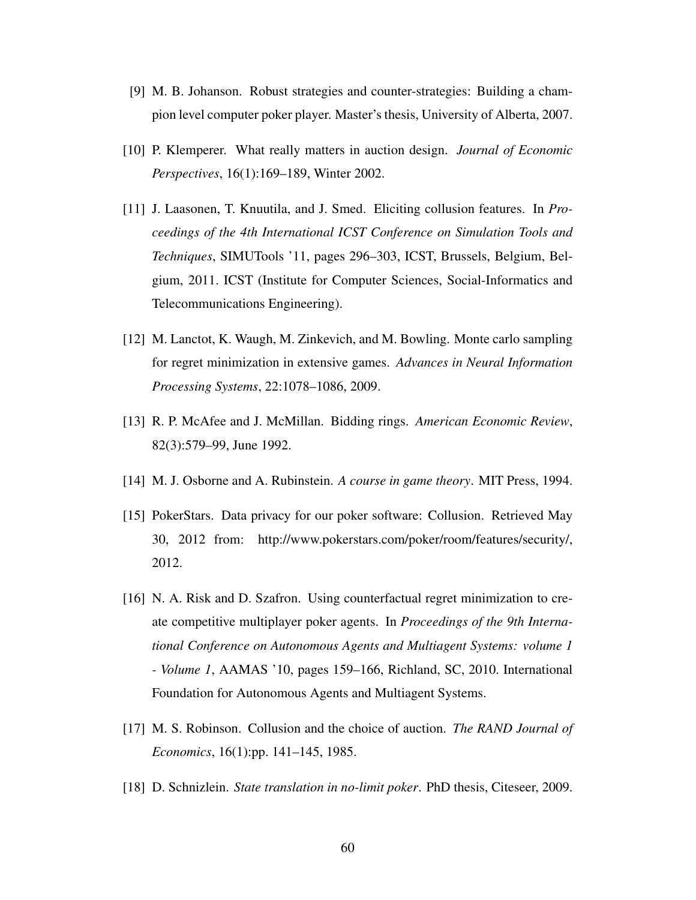[9] M. B. Johanson. Robust strategies and counter-strategies: Building a champion level computer poker player. Master's thesis, University of Alberta, 2007.

[10] P. Klemperer. What really matters in auction design. *Journal of Economic Perspectives*, 16(1):169–189, Winter 2002.

[11] J. Laasonen, T. Knuutila, and J. Smed. Eliciting collusion features. In *Proceedings of the 4th International ICST Conference on Simulation Tools and Techniques*, SIMUTools '11, pages 296–303, ICST, Brussels, Belgium, Belgium, 2011. ICST (Institute for Computer Sciences, Social-Informatics and Telecommunications Engineering).

[12] M. Lanctot, K. Waugh, M. Zinkevich, and M. Bowling. Monte carlo sampling for regret minimization in extensive games. *Advances in Neural Information Processing Systems*, 22:1078–1086, 2009.

[13] R. P. McAfee and J. McMillan. Bidding rings. *American Economic Review*, 82(3):579–99, June 1992.

[14] M. J. Osborne and A. Rubinstein. *A course in game theory*. MIT Press, 1994.

[15] PokerStars. Data privacy for our poker software: Collusion. Retrieved May 30, 2012 from: http://www.pokerstars.com/poker/room/features/security/, 2012.

[16] N. A. Risk and D. Szafron. Using counterfactual regret minimization to create competitive multiplayer poker agents. In *Proceedings of the 9th International Conference on Autonomous Agents and Multiagent Systems: volume 1 - Volume 1*, AAMAS '10, pages 159–166, Richland, SC, 2010. International Foundation for Autonomous Agents and Multiagent Systems.

[17] M. S. Robinson. Collusion and the choice of auction. *The RAND Journal of Economics*, 16(1):pp. 141–145, 1985.

[18] D. Schnizlein. *State translation in no-limit poker*. PhD thesis, Citeseer, 2009.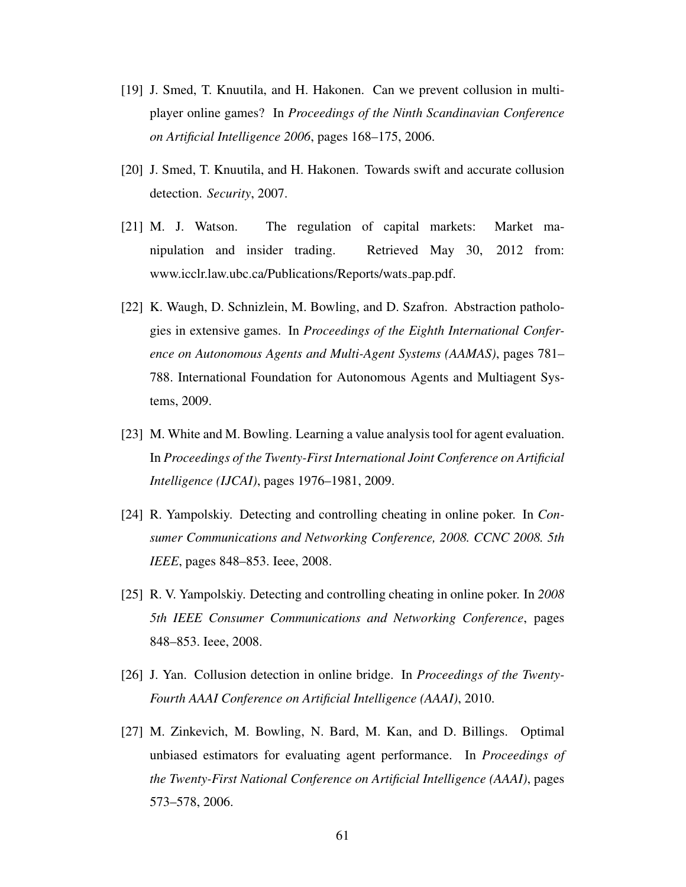[19] J. Smed, T. Knuutila, and H. Hakonen. Can we prevent collusion in multi-player online games? In *Proceedings of the Ninth Scandinavian Conference on Artificial Intelligence 2006*, pages 168–175, 2006.

[20] J. Smed, T. Knuutila, and H. Hakonen. Towards swift and accurate collusion detection. *Security*, 2007.

[21] M. J. Watson. The regulation of capital markets: Market manipulation and insider trading. Retrieved May 30, 2012 from: www.icclr.law.ubc.ca/Publications/Reports/wats_pap.pdf.

[22] K. Waugh, D. Schnizlein, M. Bowling, and D. Szafron. Abstraction pathologies in extensive games. In *Proceedings of the Eighth International Conference on Autonomous Agents and Multi-Agent Systems (AAMAS)*, pages 781–788. International Foundation for Autonomous Agents and Multiagent Systems, 2009.

[23] M. White and M. Bowling. Learning a value analysis tool for agent evaluation. In *Proceedings of the Twenty-First International Joint Conference on Artificial Intelligence (IJCAI)*, pages 1976–1981, 2009.

[24] R. Yampolskiy. Detecting and controlling cheating in online poker. In *Consumer Communications and Networking Conference, 2008. CCNC 2008. 5th IEEE*, pages 848–853. Ieee, 2008.

[25] R. V. Yampolskiy. Detecting and controlling cheating in online poker. In *2008 5th IEEE Consumer Communications and Networking Conference*, pages 848–853. Ieee, 2008.

[26] J. Yan. Collusion detection in online bridge. In *Proceedings of the Twenty-Fourth AAAI Conference on Artificial Intelligence (AAAI)*, 2010.

[27] M. Zinkevich, M. Bowling, N. Bard, M. Kan, and D. Billings. Optimal unbiased estimators for evaluating agent performance. In *Proceedings of the Twenty-First National Conference on Artificial Intelligence (AAAI)*, pages 573–578, 2006.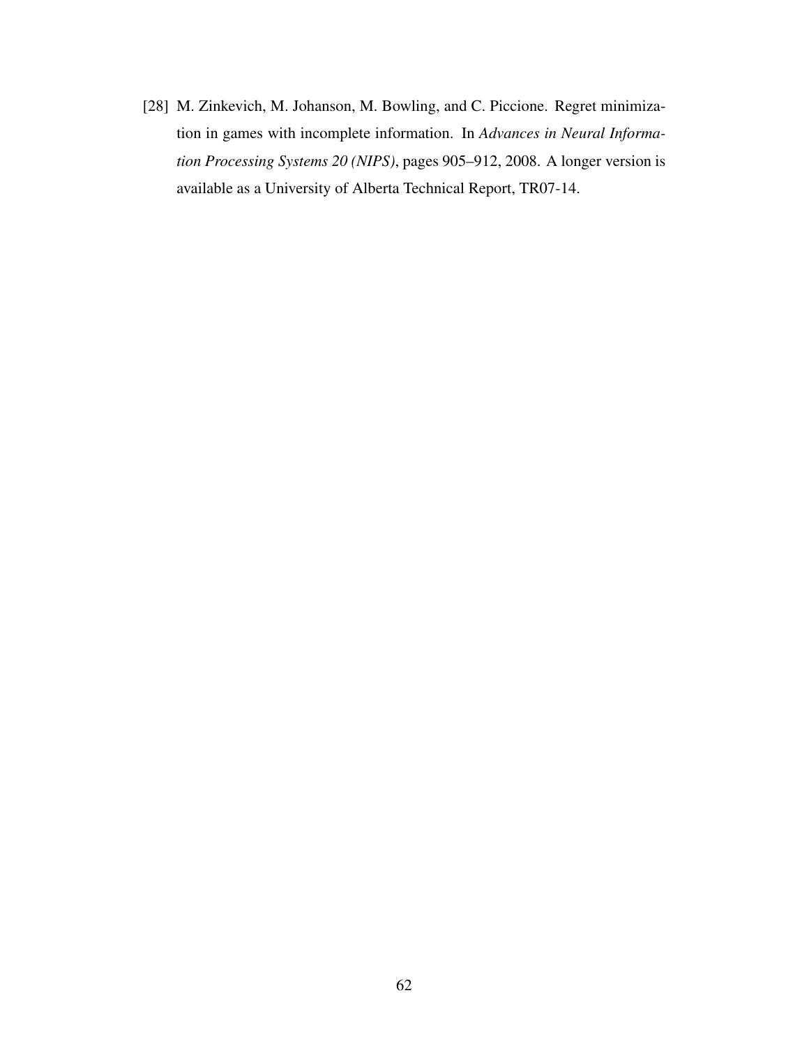[28] M. Zinkevich, M. Johanson, M. Bowling, and C. Piccione. Regret minimization in games with incomplete information. In *Advances in Neural Information Processing Systems 20 (NIPS)*, pages 905–912, 2008. A longer version is available as a University of Alberta Technical Report, TR07-14.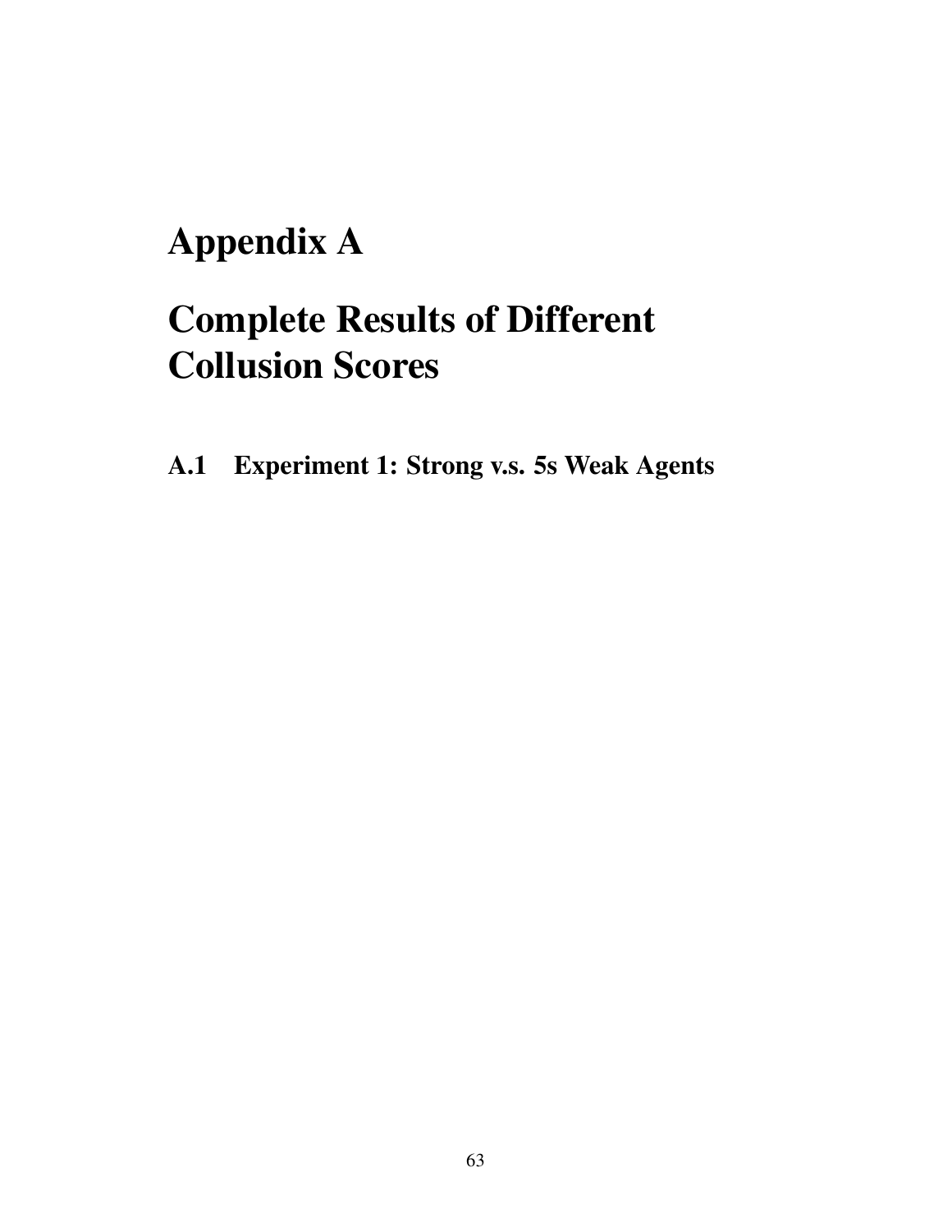# Appendix A

# Complete Results of Different Collusion Scores

## A.1 Experiment 1: Strong v.s. 5s Weak Agents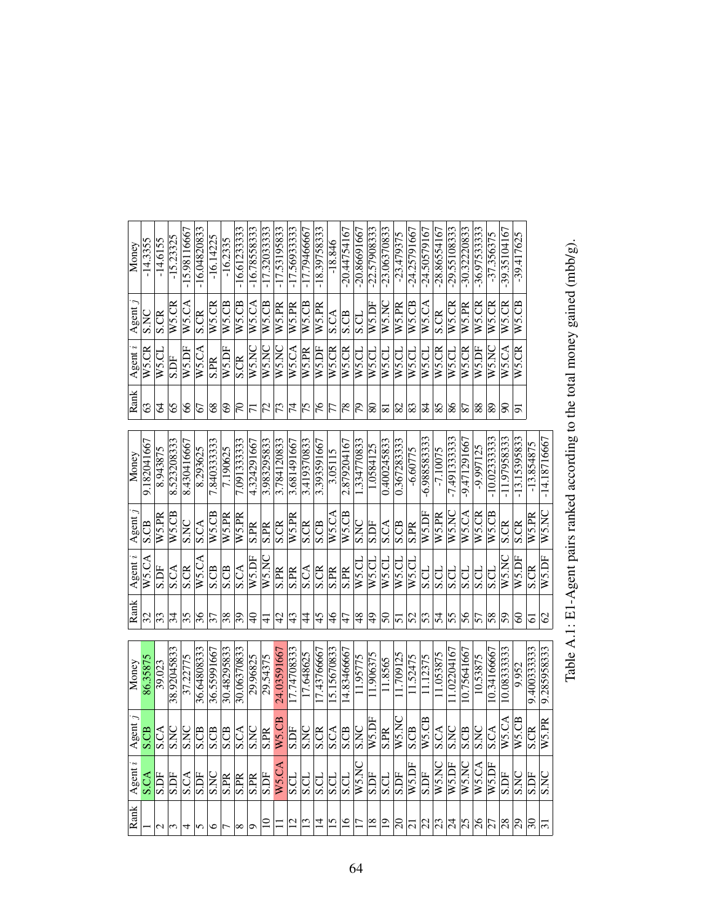| Rank | Agent $i$ | Agent $j$ | Money |
|---|---|---|---|
| 1 | S.CA | S.CB | 86.35875 |
| 2 | S.DF | S.CA | 39.023 |
| 3 | S.DF | S.NC | 38.92045833 |
| 4 | S.CA | S.NC | 37.22775 |
| 5 | S.DF | S.CB | 36.64808333 |
| 6 | S.NC | S.CB | 36.55991667 |
| 7 | S.PR | S.CB | 30.48295833 |
| 8 | S.PR | S.CA | 30.06370833 |
| 9 | S.PR | S.NC | 29.96825 |
| 10 | S.DF | S.PR | 29.54375 |
| 11 | W5.CA | W5.CB | 24.03591667 |
| 12 | S.CL | S.DF | 17.74708333 |
| 13 | S.CL | S.NC | 17.648625 |
| 14 | S.CL | S.CR | 17.43766667 |
| 15 | S.CL | S.CA | 15.15670833 |
| 16 | S.CL | S.CB | 14.83466667 |
| 17 | W5.NC | S.NC | 11.95775 |
| 18 | S.DF | W5.DF | 11.906375 |
| 19 | S.CL | S.PR | 11.8565 |
| 20 | S.DF | W5.NC | 11.709125 |
| 21 | W5.DF | S.CB | 11.52475 |
| 22 | S.DF | W5.CB | 11.12375 |
| 23 | W5.NC | S.CA | 11.053875 |
| 24 | W5.DF | S.NC | 11.02204167 |
| 25 | W5.NC | S.CB | 10.75641667 |
| 26 | W5.CA | S.NC | 10.53875 |
| 27 | W5.DF | S.CA | 10.34166667 |
| 28 | S.DF | W5.CA | 10.08333333 |
| 29 | S.NC | W5.CB | 9.952 |
| 30 | S.DF | S.CR | 9.400333333 |
| 31 | S.NC | W5.PR | 9.285958333 |
| 32 | W5.CA | S.CB | 9.182041667 |
| 33 | S.DF | W5.PR | 8.943875 |
| 34 | S.CA | W5.CB | 8.523208333 |
| 35 | S.CR | S.NC | 8.430416667 |
| 36 | W5.CA | S.CA | 8.293625 |
| 37 | S.CB | W5.CB | 7.840333333 |
| 38 | S.CB | W5.PR | 7.190625 |
| 39 | S.CA | W5.PR | 7.091333333 |
| 40 | W5.DF | S.PR | 4.324291667 |
| 41 | W5.NC | S.PR | 3.983295833 |
| 42 | S.PR | S.CR | 3.784120833 |
| 43 | S.PR | W5.PR | 3.681491667 |
| 44 | S.CA | S.CR | 3.419370833 |
| 45 | S.CR | S.CB | 3.393591667 |
| 46 | S.PR | W5.CA | 3.05115 |
| 47 | S.PR | W5.CB | 2.879204167 |
| 48 | W5.CL | S.NC | 1.334770833 |
| 49 | W5.CL | S.DF | 1.0584125 |
| 50 | W5.CL | S.CA | 0.400245833 |
| 51 | W5.CL | S.CB | 0.367283333 |
| 52 | W5.CL | S.PR | -6.60775 |
| 53 | S.CL | W5.DF | -6.988583333 |
| 54 | S.CL | W5.PR | -7.10075 |
| 55 | S.CL | W5.NC | -7.491333333 |
| 56 | S.CL | W5.CA | -9.471291667 |
| 57 | S.CL | W5.CR | -9.997125 |
| 58 | S.CL | W5.CB | -10.02333333 |
| 59 | W5.NC | S.CR | -11.97958333 |
| 60 | W5.DF | S.CR | -13.15395833 |
| 61 | S.CR | W5.PR | -13.854875 |
| 62 | W5.DF | W5.NC | -14.18716667 |
| 63 | W5.CR | S.NC | -14.3355 |
| 64 | W5.CL | S.CR | -14.6155 |
| 65 | S.DF | W5.CR | -15.23325 |
| 66 | W5.DF | W5.CA | -15.98116667 |
| 67 | W5.CA | S.CR | -16.04820833 |
| 68 | S.PR | W5.CR | -16.14225 |
| 69 | W5.DF | W5.CB | -16.2335 |
| 70 | S.CR | W5.CB | -16.61233333 |
| 71 | W5.NC | W5.CA | -16.78558333 |
| 72 | W5.NC | W5.CB | -17.32033333 |
| 73 | W5.NC | W5.PR | -17.53195833 |
| 74 | W5.CA | W5.PR | -17.56933333 |
| 75 | W5.PR | W5.CB | -17.79466667 |
| 76 | W5.DF | W5.PR | -18.39758333 |
| 77 | W5.CR | S.CA | -18.846 |
| 78 | W5.CR | S.CB | -20.44754167 |
| 79 | W5.CL | S.CL | -20.86691667 |
| 80 | W5.CL | W5.DF | -22.57908333 |
| 81 | W5.CL | W5.NC | -23.06370833 |
| 82 | W5.CL | W5.PR | -23.479375 |
| 83 | W5.CL | W5.CB | -24.25791667 |
| 84 | W5.CL | W5.CA | -24.50579167 |
| 85 | W5.CR | S.CR | -28.86554167 |
| 86 | W5.CL | W5.CR | -29.55108333 |
| 87 | W5.CR | W5.PR | -30.32220833 |
| 88 | W5.DF | W5.CR | -36.97533333 |
| 89 | W5.NC | W5.CR | -37.356375 |
| 90 | W5.CA | W5.CR | -39.35104167 |
| 91 | W5.CR | W5.CB | -39.417625 |

Table A.1: E1-Agent pairs ranked according to the total money gained (mbb/g).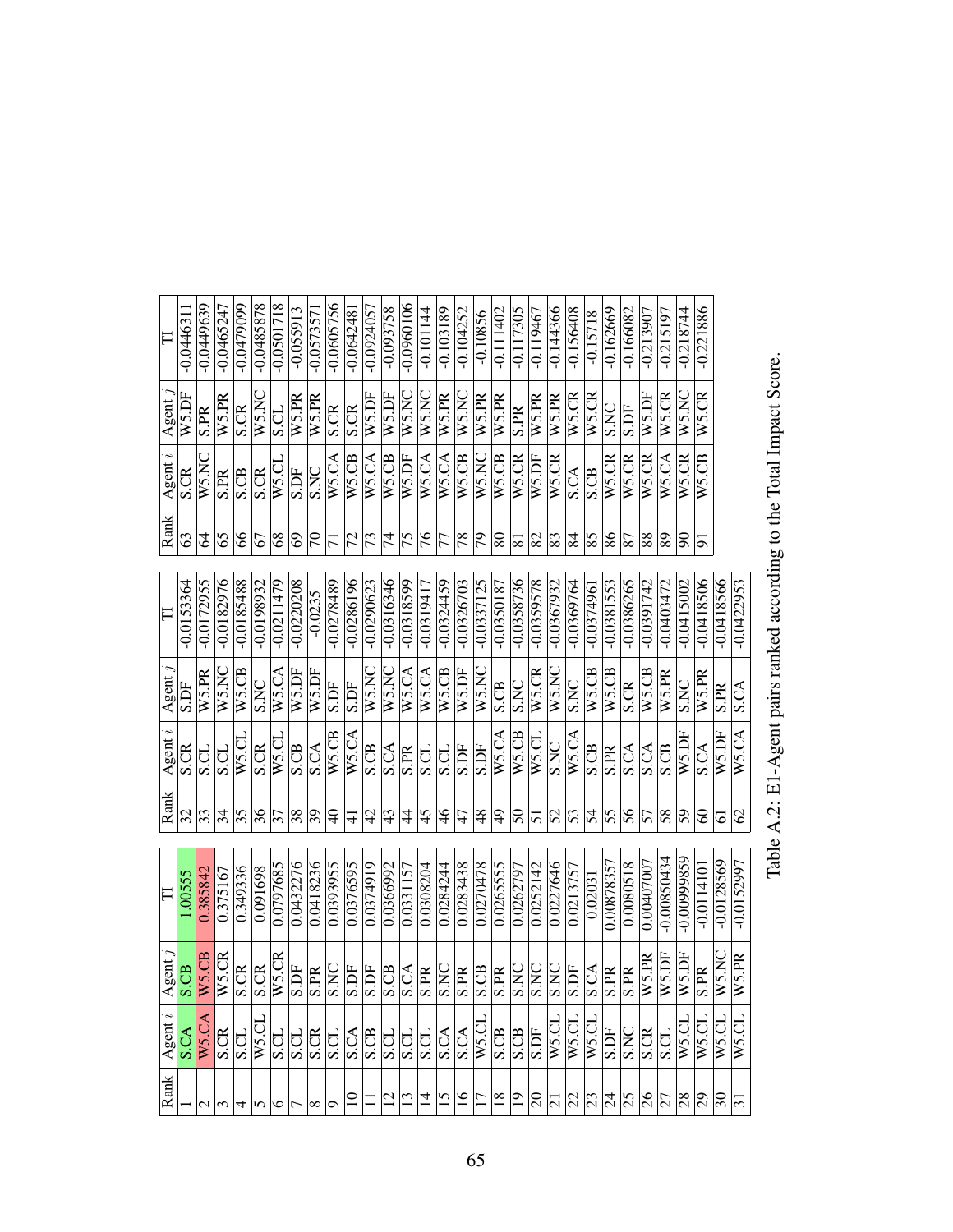| Rank | Agent $i$ | Agent $j$ | TI |
|---|---|---|---|
| 1 | S.CA | S.CB | 1.00555 |
| 2 | W5.CA | W5.CB | 0.385842 |
| 3 | S.CR | W5.CR | 0.375167 |
| 4 | S.CL | S.CR | 0.349336 |
| 5 | W5.CL | S.CR | 0.091698 |
| 6 | S.CL | W5.CR | 0.0797685 |
| 7 | S.CL | S.DF | 0.0432276 |
| 8 | S.CR | S.PR | 0.0418236 |
| 9 | S.CL | S.NC | 0.0393955 |
| 10 | S.CA | S.DF | 0.0376595 |
| 11 | S.CB | S.DF | 0.0374919 |
| 12 | S.CL | S.CB | 0.0366992 |
| 13 | S.CL | S.CA | 0.0331157 |
| 14 | S.CL | S.PR | 0.0308204 |
| 15 | S.CA | S.NC | 0.0284244 |
| 16 | S.CA | S.PR | 0.0283438 |
| 17 | W5.CL | S.CB | 0.0270478 |
| 18 | S.CB | S.PR | 0.0265555 |
| 19 | S.CB | S.NC | 0.0262797 |
| 20 | S.DF | S.NC | 0.0252142 |
| 21 | W5.CL | S.NC | 0.0227646 |
| 22 | W5.CL | S.DF | 0.0213757 |
| 23 | W5.CL | S.CA | 0.02031 |
| 24 | S.DF | S.PR | 0.00878357 |
| 25 | S.NC | S.PR | 0.0080518 |
| 26 | S.CR | W5.PR | 0.00407007 |
| 27 | S.CL | W5.DF | -0.00850434 |
| 28 | W5.CL | W5.DF | -0.00999859 |
| 29 | W5.CL | S.PR | -0.0114101 |
| 30 | W5.CL | W5.NC | -0.0128569 |
| 31 | W5.CL | W5.PR | -0.0152997 |
| 32 | S.CR | S.DF | -0.0153364 |
| 33 | S.CL | W5.PR | -0.0172955 |
| 34 | S.CL | W5.NC | -0.0182976 |
| 35 | W5.CL | W5.CB | -0.0185488 |
| 36 | S.CR | S.NC | -0.0198932 |
| 37 | W5.CL | W5.CA | -0.0211479 |
| 38 | S.CB | W5.DF | -0.0220208 |
| 39 | S.CA | W5.DF | -0.0235 |
| 40 | W5.CB | S.DF | -0.0278489 |
| 41 | W5.CA | S.DF | -0.0286196 |
| 42 | S.CB | W5.NC | -0.0290623 |
| 43 | S.CA | W5.NC | -0.0316346 |
| 44 | S.PR | W5.CA | -0.0318599 |
| 45 | S.CL | W5.CA | -0.0319417 |
| 46 | S.CL | W5.CB | -0.0324459 |
| 47 | S.DF | W5.DF | -0.0326703 |
| 48 | S.DF | W5.NC | -0.0337125 |
| 49 | W5.CA | S.CB | -0.0350187 |
| 50 | W5.CB | S.NC | -0.0358736 |
| 51 | W5.CL | W5.CR | -0.0359578 |
| 52 | S.NC | W5.NC | -0.0367932 |
| 53 | W5.CA | S.NC | -0.0369764 |
| 54 | S.CB | W5.CB | -0.0374961 |
| 55 | S.PR | W5.CB | -0.0381553 |
| 56 | S.CA | S.CR | -0.0386265 |
| 57 | S.CA | W5.CB | -0.0391742 |
| 58 | S.CB | W5.PR | -0.0403472 |
| 59 | W5.DF | S.NC | -0.0415002 |
| 60 | S.CA | W5.PR | -0.0418506 |
| 61 | W5.DF | S.PR | -0.0418566 |
| 62 | W5.CA | S.CA | -0.0422953 |
| 63 | S.CR | W5.DF | -0.0446311 |
| 64 | W5.NC | S.PR | -0.0449639 |
| 65 | S.PR | W5.PR | -0.0465247 |
| 66 | S.CB | S.CR | -0.0479099 |
| 67 | S.CR | W5.NC | -0.0485878 |
| 68 | W5.CL | S.CL | -0.0501718 |
| 69 | S.DF | W5.PR | -0.055913 |
| 70 | S.NC | W5.PR | -0.0573571 |
| 71 | W5.CA | S.CR | -0.0605756 |
| 72 | W5.CB | S.CR | -0.0642481 |
| 73 | W5.CA | W5.DF | -0.0924057 |
| 74 | W5.CB | W5.DF | -0.093758 |
| 75 | W5.DF | W5.NC | -0.0960106 |
| 76 | W5.CA | W5.NC | -0.101144 |
| 77 | W5.CA | W5.PR | -0.103189 |
| 78 | W5.CB | W5.NC | -0.104252 |
| 79 | W5.NC | W5.PR | -0.10856 |
| 80 | W5.CB | W5.PR | -0.111402 |
| 81 | W5.CR | S.PR | -0.117305 |
| 82 | W5.DF | W5.PR | -0.119467 |
| 83 | W5.CR | W5.PR | -0.144366 |
| 84 | S.CA | W5.CR | -0.156408 |
| 85 | S.CB | W5.CR | -0.15718 |
| 86 | W5.CR | S.NC | -0.162669 |
| 87 | W5.CR | S.DF | -0.166082 |
| 88 | W5.CR | W5.DF | -0.213907 |
| 89 | W5.CA | W5.CR | -0.215197 |
| 90 | W5.CR | W5.NC | -0.218744 |
| 91 | W5.CB | W5.CR | -0.221886 |

Table A.2: E1-Agent pairs ranked according to the Total Impact Score.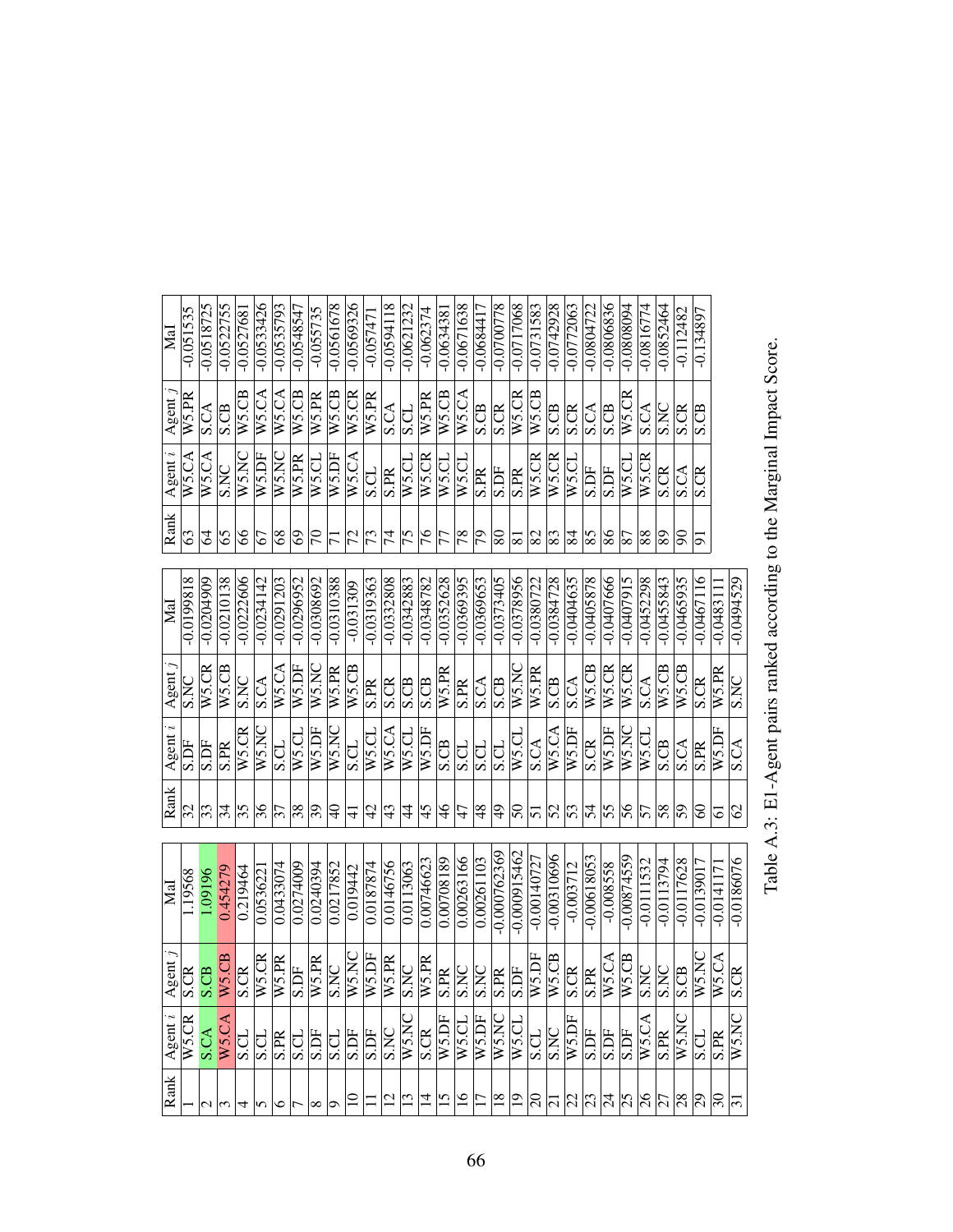| Rank | Agent $i$ | Agent $j$ | MaI |
|---|---|---|---|
| 1 | W5.CR | S.CR | 1.19568 |
| 2 | S.CA | S.CB | 1.09196 |
| 3 | W5.CA | W5.CB | 0.454279 |
| 4 | S.CL | S.CR | 0.219464 |
| 5 | S.CL | W5.CR | 0.0536221 |
| 6 | S.PR | W5.PR | 0.0433074 |
| 7 | S.CL | S.DF | 0.0274009 |
| 8 | S.DF | W5.PR | 0.0240394 |
| 9 | S.CL | S.NC | 0.0217852 |
| 10 | S.DF | W5.NC | 0.019442 |
| 11 | S.DF | W5.DF | 0.0187874 |
| 12 | S.NC | W5.PR | 0.0146756 |
| 13 | W5.NC | S.NC | 0.0113063 |
| 14 | S.CR | W5.PR | 0.00746623 |
| 15 | W5.DF | S.PR | 0.00708189 |
| 16 | W5.CL | S.NC | 0.00263166 |
| 17 | W5.DF | S.NC | 0.00261103 |
| 18 | W5.NC | S.PR | -0.000762369 |
| 19 | W5.CL | S.DF | -0.000915462 |
| 20 | S.CL | W5.DF | -0.00140727 |
| 21 | S.NC | W5.CB | -0.00310696 |
| 22 | W5.DF | S.CR | -0.003712 |
| 23 | S.DF | S.PR | -0.00618053 |
| 24 | S.DF | W5.CA | -0.008558 |
| 25 | S.DF | W5.CB | -0.00874559 |
| 26 | W5.CA | S.NC | -0.0111532 |
| 27 | S.PR | S.NC | -0.0113794 |
| 28 | W5.NC | S.CB | -0.0117628 |
| 29 | S.CL | W5.NC | -0.0139017 |
| 30 | S.PR | W5.CA | -0.0141171 |
| 31 | W5.NC | S.CR | -0.0186076 |
| 32 | S.DF | S.NC | -0.0199818 |
| 33 | S.DF | W5.CR | -0.0204909 |
| 34 | S.PR | W5.CB | -0.0210138 |
| 35 | W5.CR | S.NC | -0.0222606 |
| 36 | W5.NC | S.CA | -0.0234142 |
| 37 | S.CL | W5.CA | -0.0291203 |
| 38 | W5.CL | W5.DF | -0.0296952 |
| 39 | W5.DF | W5.NC | -0.0308692 |
| 40 | W5.NC | W5.PR | -0.0310388 |
| 41 | S.CL | W5.CB | -0.031309 |
| 42 | W5.CL | S.PR | -0.0319363 |
| 43 | W5.CA | S.CR | -0.0332808 |
| 44 | W5.CL | S.CB | -0.0342883 |
| 45 | W5.DF | S.CB | -0.0348782 |
| 46 | S.CB | W5.PR | -0.0352628 |
| 47 | S.CL | S.PR | -0.0369395 |
| 48 | S.CL | S.CA | -0.0369653 |
| 49 | S.CL | S.CB | -0.0373405 |
| 50 | W5.CL | W5.NC | -0.0378956 |
| 51 | S.CA | W5.PR | -0.0380722 |
| 52 | W5.CA | S.CB | -0.0384728 |
| 53 | W5.DF | S.CA | -0.0404635 |
| 54 | S.CR | W5.CB | -0.0405878 |
| 55 | W5.DF | W5.CR | -0.0407666 |
| 56 | W5.NC | W5.CR | -0.0407915 |
| 57 | W5.CL | S.CA | -0.0452298 |
| 58 | S.CB | W5.CB | -0.0455843 |
| 59 | S.CA | W5.CB | -0.0465935 |
| 60 | S.PR | S.CR | -0.0467116 |
| 61 | W5.DF | W5.PR | -0.0483111 |
| 62 | S.CA | S.NC | -0.0494529 |
| 63 | W5.CA | W5.PR | -0.051535 |
| 64 | W5.CA | S.CA | -0.0518725 |
| 65 | S.NC | S.CB | -0.0522755 |
| 66 | W5.NC | W5.CB | -0.0527681 |
| 67 | W5.DF | W5.CA | -0.0533426 |
| 68 | W5.NC | W5.CA | -0.0535793 |
| 69 | W5.PR | W5.CB | -0.0548547 |
| 70 | W5.CL | W5.PR | -0.055735 |
| 71 | W5.DF | W5.CB | -0.0561678 |
| 72 | W5.CA | W5.CR | -0.0569326 |
| 73 | S.CL | W5.PR | -0.057471 |
| 74 | S.PR | S.CA | -0.0594118 |
| 75 | W5.CL | S.CL | -0.0621232 |
| 76 | W5.CR | W5.PR | -0.062374 |
| 77 | W5.CL | W5.CB | -0.0634381 |
| 78 | W5.CL | W5.CA | -0.0671638 |
| 79 | S.PR | S.CB | -0.0684417 |
| 80 | S.DF | S.CR | -0.0700778 |
| 81 | S.PR | W5.CR | -0.0717068 |
| 82 | W5.CR | W5.CB | -0.0731583 |
| 83 | W5.CR | S.CB | -0.0742928 |
| 84 | W5.CL | S.CR | -0.0772063 |
| 85 | S.DF | S.CA | -0.0804722 |
| 86 | S.DF | S.CB | -0.0806836 |
| 87 | W5.CL | W5.CR | -0.0808094 |
| 88 | W5.CR | S.CA | -0.0816774 |
| 89 | S.CR | S.NC | -0.0852464 |
| 90 | S.CA | S.CR | -0.112482 |
| 91 | S.CR | S.CB | -0.134897 |

Table A.3: E1-Agent pairs ranked according to the Marginal Impact Score.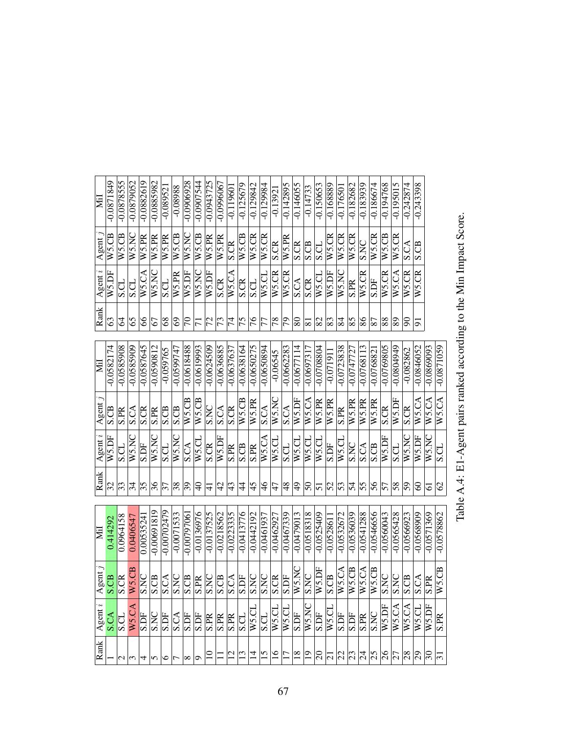| Rank | Agent $i$ | Agent $j$ | MiI |
|---|---|---|---|
| 1 | S.CA | S.CB | 0.414292 |
| 2 | S.CL | S.CR | 0.0964158 |
| 3 | W5.CA | W5.CB | 0.0406547 |
| 4 | S.DF | S.NC | 0.00535241 |
| 5 | S.NC | S.CB | -0.00691819 |
| 6 | S.DF | S.CA | -0.00702479 |
| 7 | S.CA | S.NC | -0.0071533 |
| 8 | S.DF | S.CB | -0.00797061 |
| 9 | S.DF | S.PR | -0.0136976 |
| 10 | S.PR | S.NC | -0.0137525 |
| 11 | S.PR | S.CB | -0.0218562 |
| 12 | S.PR | S.CA | -0.0223335 |
| 13 | S.CL | S.DF | -0.0413776 |
| 14 | W5.CL | S.NC | -0.0442192 |
| 15 | S.CL | S.NC | -0.0461937 |
| 16 | W5.CL | S.CR | -0.0462927 |
| 17 | W5.CL | S.DF | -0.0467339 |
| 18 | S.DF | W5.NC | -0.0479013 |
| 19 | W5.NC | S.NC | -0.0518318 |
| 20 | S.DF | W5.DF | -0.0525409 |
| 21 | W5.CL | S.CB | -0.0528611 |
| 22 | S.DF | W5.CA | -0.0532672 |
| 23 | S.DF | W5.CB | -0.0536039 |
| 24 | S.PR | W5.CA | -0.0541288 |
| 25 | S.NC | W5.CB | -0.0546656 |
| 26 | W5.DF | S.NC | -0.0560043 |
| 27 | W5.CA | S.NC | -0.0565428 |
| 28 | W5.CA | S.CB | -0.0566923 |
| 29 | W5.CL | S.CA | -0.0568909 |
| 30 | W5.DF | S.PR | -0.0571369 |
| 31 | S.PR | W5.CB | -0.0578862 |
| 32 | W5.DF | S.CB | -0.0582174 |
| 33 | S.CL | S.PR | -0.0585908 |
| 34 | W5.NC | S.CA | -0.0585909 |
| 35 | S.DF | S.CR | -0.0587645 |
| 36 | W5.NC | S.PR | -0.0590812 |
| 37 | S.CL | S.CB | -0.059765 |
| 38 | W5.NC | S.CB | -0.0599747 |
| 39 | S.CA | W5.CB | -0.0618488 |
| 40 | W5.CL | W5.CB | -0.0619993 |
| 41 | S.CR | S.NC | -0.0624509 |
| 42 | W5.DF | S.CA | -0.0636885 |
| 43 | S.PR | S.CR | -0.0637637 |
| 44 | S.CB | W5.CB | -0.0638164 |
| 45 | S.PR | W5.PR | -0.0650275 |
| 46 | W5.CA | S.CA | -0.0650894 |
| 47 | W5.CL | W5.NC | -0.06545 |
| 48 | S.CL | S.CA | -0.0662283 |
| 49 | W5.CL | W5.DF | -0.0677114 |
| 50 | W5.CL | W5.CA | -0.0697317 |
| 51 | W5.CL | W5.PR | -0.0708804 |
| 52 | S.DF | W5.PR | -0.071911 |
| 53 | W5.CL | S.PR | -0.0723838 |
| 54 | S.NC | W5.PR | -0.0747727 |
| 55 | S.CA | W5.PR | -0.0768113 |
| 56 | S.CB | W5.PR | -0.0768821 |
| 57 | W5.DF | S.CR | -0.0769805 |
| 58 | S.CL | W5.DF | -0.0804949 |
| 59 | W5.NC | S.CR | -0.082862 |
| 60 | W5.DF | W5.CA | -0.0846052 |
| 61 | W5.NC | W5.CA | -0.0869093 |
| 62 | S.CL | W5.CA | -0.0871059 |
| 63 | W5.DF | W5.CB | -0.0871849 |
| 64 | S.CL | W5.CB | -0.0878555 |
| 65 | S.CL | W5.NC | -0.0879052 |
| 66 | W5.CA | W5.PR | -0.0882619 |
| 67 | W5.NC | W5.PR | -0.0885982 |
| 68 | S.CL | W5.PR | -0.089521 |
| 69 | W5.PR | W5.CB | -0.08988 |
| 70 | W5.DF | W5.NC | -0.0906928 |
| 71 | W5.NC | W5.CB | -0.0907544 |
| 72 | W5.DF | W5.PR | -0.0943725 |
| 73 | S.CR | W5.PR | -0.0996067 |
| 74 | W5.CA | S.CR | -0.119601 |
| 75 | S.CR | W5.CB | -0.125679 |
| 76 | S.CL | W5.CR | -0.129842 |
| 77 | W5.CL | W5.CR | -0.129984 |
| 78 | W5.CR | S.CR | -0.13921 |
| 79 | W5.CR | W5.PR | -0.142895 |
| 80 | S.CA | S.CR | -0.146055 |
| 81 | S.CR | S.CB | -0.14733 |
| 82 | W5.CL | S.CL | -0.150653 |
| 83 | W5.DF | W5.CR | -0.168889 |
| 84 | W5.NC | W5.CR | -0.176501 |
| 85 | S.PR | W5.CR | -0.182682 |
| 86 | W5.CR | S.NC | -0.183939 |
| 87 | S.DF | W5.CR | -0.186674 |
| 88 | W5.CR | W5.CB | -0.194768 |
| 89 | W5.CA | W5.CR | -0.195015 |
| 90 | W5.CR | S.CA | -0.242874 |
| 91 | W5.CR | S.CB | -0.243398 |

Table A.4: E1-Agent pairs ranked according to the Min Impact Score.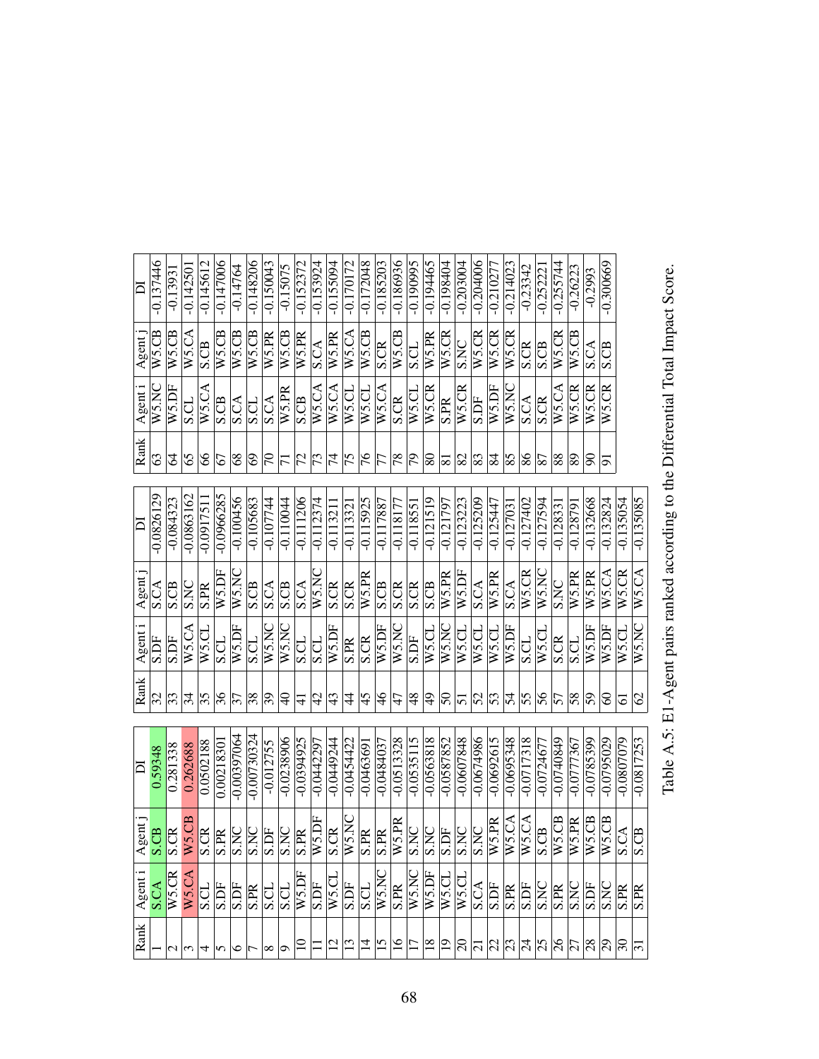| Rank | Agent i | Agent j | DI |
|---|---|---|---|
| 1 | S.CA | S.CB | 0.59348 |
| 2 | W5.CR | S.CR | 0.281338 |
| 3 | W5.CA | W5.CB | 0.262688 |
| 4 | S.CL | S.CR | 0.0502188 |
| 5 | S.DF | S.PR | 0.00218301 |
| 6 | S.DF | S.NC | -0.00397064 |
| 7 | S.PR | S.NC | -0.00730324 |
| 8 | S.CL | S.DF | -0.012755 |
| 9 | S.CL | S.NC | -0.0238906 |
| 10 | W5.DF | S.PR | -0.0394925 |
| 11 | S.DF | W5.DF | -0.0442297 |
| 12 | W5.CL | S.CR | -0.0449244 |
| 13 | S.DF | W5.NC | -0.0454422 |
| 14 | S.CL | S.PR | -0.0463691 |
| 15 | W5.NC | S.PR | -0.0484037 |
| 16 | S.PR | W5.PR | -0.0513328 |
| 17 | W5.NC | S.NC | -0.0535115 |
| 18 | W5.DF | S.NC | -0.0563818 |
| 19 | W5.CL | S.DF | -0.0587852 |
| 20 | W5.CL | S.NC | -0.0607848 |
| 21 | S.CA | S.NC | -0.0674986 |
| 22 | S.DF | W5.PR | -0.0692615 |
| 23 | S.PR | W5.CA | -0.0695348 |
| 24 | S.DF | W5.CA | -0.0717318 |
| 25 | S.NC | S.CB | -0.0724677 |
| 26 | S.PR | W5.CB | -0.0740849 |
| 27 | S.NC | W5.PR | -0.0777367 |
| 28 | S.DF | W5.CB | -0.0785399 |
| 29 | S.NC | W5.CB | -0.0795029 |
| 30 | S.PR | S.CA | -0.0807079 |
| 31 | S.PR | S.CB | -0.0817253 |
| 32 | S.DF | S.CA | -0.0826129 |
| 33 | S.DF | S.CB | -0.084323 |
| 34 | W5.CA | S.NC | -0.0863162 |
| 35 | W5.CL | S.PR | -0.0917511 |
| 36 | S.CL | W5.DF | -0.0966285 |
| 37 | W5.DF | W5.NC | -0.100456 |
| 38 | S.CL | S.CB | -0.105683 |
| 39 | W5.NC | S.CA | -0.107744 |
| 40 | W5.NC | S.CB | -0.110044 |
| 41 | S.CL | S.CA | -0.111206 |
| 42 | S.CL | W5.NC | -0.112374 |
| 43 | W5.DF | S.CR | -0.113211 |
| 44 | S.PR | S.CR | -0.113321 |
| 45 | S.CR | W5.PR | -0.115925 |
| 46 | W5.DF | S.CB | -0.117887 |
| 47 | W5.NC | S.CR | -0.118177 |
| 48 | S.DF | S.CR | -0.118551 |
| 49 | W5.CL | S.CB | -0.121519 |
| 50 | W5.NC | W5.PR | -0.121797 |
| 51 | W5.CL | W5.DF | -0.123223 |
| 52 | W5.CL | S.CA | -0.125209 |
| 53 | W5.CL | W5.PR | -0.125447 |
| 54 | W5.DF | S.CA | -0.127031 |
| 55 | S.CL | W5.CR | -0.127402 |
| 56 | W5.CL | W5.NC | -0.127594 |
| 57 | S.CR | S.NC | -0.128331 |
| 58 | S.CL | W5.PR | -0.128791 |
| 59 | W5.DF | W5.PR | -0.132668 |
| 60 | W5.DF | W5.CA | -0.132824 |
| 61 | W5.CL | W5.CR | -0.135054 |
| 62 | W5.NC | W5.CA | -0.135085 |
| 63 | W5.NC | W5.CB | -0.137446 |
| 64 | W5.DF | W5.CB | -0.13931 |
| 65 | S.CL | W5.CA | -0.142501 |
| 66 | W5.CA | S.CB | -0.145612 |
| 67 | S.CB | W5.CB | -0.147006 |
| 68 | S.CA | W5.CB | -0.14764 |
| 69 | S.CL | W5.CB | -0.148206 |
| 70 | S.CA | W5.PR | -0.150043 |
| 71 | W5.PR | W5.CB | -0.15075 |
| 72 | S.CB | W5.PR | -0.152372 |
| 73 | W5.CA | S.CA | -0.153924 |
| 74 | W5.CA | W5.PR | -0.155094 |
| 75 | W5.CL | W5.CA | -0.170172 |
| 76 | W5.CL | W5.CB | -0.172048 |
| 77 | W5.CA | S.CR | -0.185203 |
| 78 | S.CR | W5.CB | -0.186936 |
| 79 | W5.CL | S.CL | -0.190995 |
| 80 | W5.CR | W5.PR | -0.194465 |
| 81 | S.PR | W5.CR | -0.198404 |
| 82 | W5.CR | S.NC | -0.203004 |
| 83 | S.DF | W5.CR | -0.204006 |
| 84 | W5.DF | W5.CR | -0.210277 |
| 85 | W5.NC | W5.CR | -0.214023 |
| 86 | S.CA | S.CR | -0.23342 |
| 87 | S.CR | S.CB | -0.252221 |
| 88 | W5.CA | W5.CR | -0.255744 |
| 89 | W5.CR | W5.CB | -0.26223 |
| 90 | W5.CR | S.CA | -0.2993 |
| 91 | W5.CR | S.CB | -0.300669 |

Table A.5: E1-Agent pairs ranked according to the Differential Total Impact Score.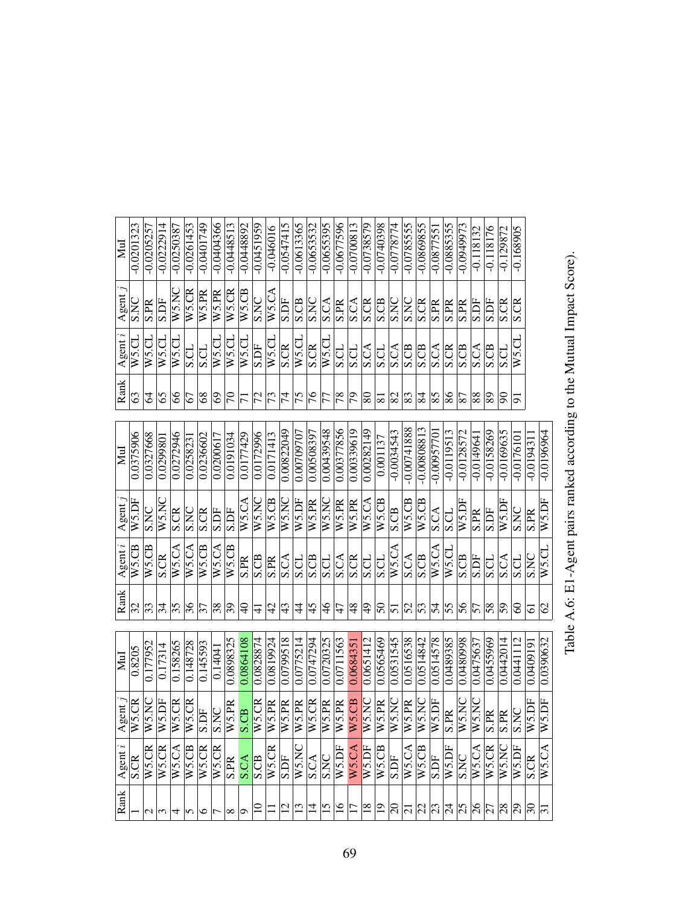| Rank | Agent $i$ | Agent $j$ | MuI |
|---|---|---|---|
| 1 | S.CR | W5.CR | 0.8205 |
| 2 | W5.CR | W5.NC | 0.177952 |
| 3 | W5.CR | W5.DF | 0.17314 |
| 4 | W5.CA | W5.CR | 0.158265 |
| 5 | W5.CB | W5.CR | 0.148728 |
| 6 | W5.CR | S.DF | 0.145593 |
| 7 | W5.CR | S.NC | 0.14041 |
| 8 | S.PR | W5.PR | 0.0898325 |
| 9 | S.CA | S.CB | 0.0864108 |
| 10 | S.CB | W5.CR | 0.0828874 |
| 11 | W5.CR | W5.PR | 0.0819924 |
| 12 | S.DF | W5.PR | 0.0799518 |
| 13 | W5.NC | W5.PR | 0.0775214 |
| 14 | S.CA | W5.CR | 0.0747294 |
| 15 | S.NC | W5.PR | 0.0720325 |
| 16 | W5.DF | W5.PR | 0.0711563 |
| 17 | W5.CA | W5.CB | 0.0684351 |
| 18 | W5.DF | W5.NC | 0.0651412 |
| 19 | W5.CB | W5.PR | 0.0565469 |
| 20 | S.DF | W5.NC | 0.0531545 |
| 21 | W5.CA | W5.PR | 0.0516538 |
| 22 | W5.CB | W5.NC | 0.0514842 |
| 23 | S.DF | W5.DF | 0.0514578 |
| 24 | W5.DF | S.PR | 0.0489385 |
| 25 | S.NC | W5.NC | 0.0480998 |
| 26 | W5.CA | W5.NC | 0.0475637 |
| 27 | W5.CR | S.PR | 0.0455969 |
| 28 | W5.NC | S.PR | 0.0442014 |
| 29 | W5.DF | S.NC | 0.0441112 |
| 30 | S.CR | W5.DF | 0.0409191 |
| 31 | W5.CA | W5.DF | 0.0390632 |
| 32 | W5.CB | W5.DF | 0.0375906 |
| 33 | W5.CB | S.NC | 0.0327668 |
| 34 | S.CR | W5.NC | 0.0299801 |
| 35 | W5.CA | S.CR | 0.0272946 |
| 36 | W5.CA | S.NC | 0.0258231 |
| 37 | W5.CB | S.CR | 0.0236602 |
| 38 | W5.CA | S.DF | 0.0200617 |
| 39 | W5.CB | S.DF | 0.0191034 |
| 40 | S.PR | W5.CA | 0.0177429 |
| 41 | S.CB | W5.NC | 0.0172996 |
| 42 | S.PR | W5.CB | 0.0171413 |
| 43 | S.CA | W5.NC | 0.00822049 |
| 44 | S.CL | W5.DF | 0.00709707 |
| 45 | S.CB | W5.PR | 0.00508397 |
| 46 | S.CL | W5.NC | 0.00439548 |
| 47 | S.CA | W5.PR | 0.00377856 |
| 48 | S.CR | W5.PR | 0.00339619 |
| 49 | S.CL | W5.CA | 0.00282149 |
| 50 | S.CL | W5.CB | 0.001137 |
| 51 | W5.CA | S.CB | -0.0034543 |
| 52 | S.CA | W5.CB | -0.00741888 |
| 53 | S.CB | W5.CB | -0.00808813 |
| 54 | W5.CA | S.CA | -0.00957701 |
| 55 | W5.CL | S.CL | -0.0119513 |
| 56 | S.CB | W5.DF | -0.0128572 |
| 57 | S.DF | S.PR | -0.0149641 |
| 58 | S.CL | S.DF | -0.0158269 |
| 59 | S.CA | W5.DF | -0.0169635 |
| 60 | S.CL | S.NC | -0.0176101 |
| 61 | S.NC | S.PR | -0.0194311 |
| 62 | W5.CL | W5.DF | -0.0196964 |
| 63 | W5.CL | S.NC | -0.0201323 |
| 64 | W5.CL | S.PR | -0.0205257 |
| 65 | W5.CL | S.DF | -0.0222914 |
| 66 | W5.CL | W5.NC | -0.0250387 |
| 67 | S.CL | W5.CR | -0.0261453 |
| 68 | S.CL | W5.PR | -0.0401749 |
| 69 | W5.CL | W5.PR | -0.0404366 |
| 70 | W5.CL | W5.CR | -0.0448513 |
| 71 | W5.CL | W5.CB | -0.0448892 |
| 72 | S.DF | S.NC | -0.0451959 |
| 73 | W5.CL | W5.CA | -0.046016 |
| 74 | S.CR | S.DF | -0.0547415 |
| 75 | W5.CL | S.CB | -0.0613365 |
| 76 | S.CR | S.NC | -0.0653532 |
| 77 | W5.CL | S.CA | -0.0655395 |
| 78 | S.CL | S.PR | -0.0677596 |
| 79 | S.CL | S.CA | -0.0700813 |
| 80 | S.CA | S.CR | -0.0738579 |
| 81 | S.CL | S.CB | -0.0740398 |
| 82 | S.CA | S.NC | -0.0778774 |
| 83 | S.CB | S.NC | -0.0785555 |
| 84 | S.CB | S.CR | -0.0869855 |
| 85 | S.CA | S.PR | -0.0877551 |
| 86 | S.CR | S.PR | -0.0885355 |
| 87 | S.CB | S.PR | -0.0949973 |
| 88 | S.CA | S.DF | -0.118132 |
| 89 | S.CB | S.DF | -0.118176 |
| 90 | S.CL | S.CR | -0.129872 |
| 91 | W5.CL | S.CR | -0.168905 |

Table A.6: E1-Agent pairs ranked according to the Mutual Impact Score).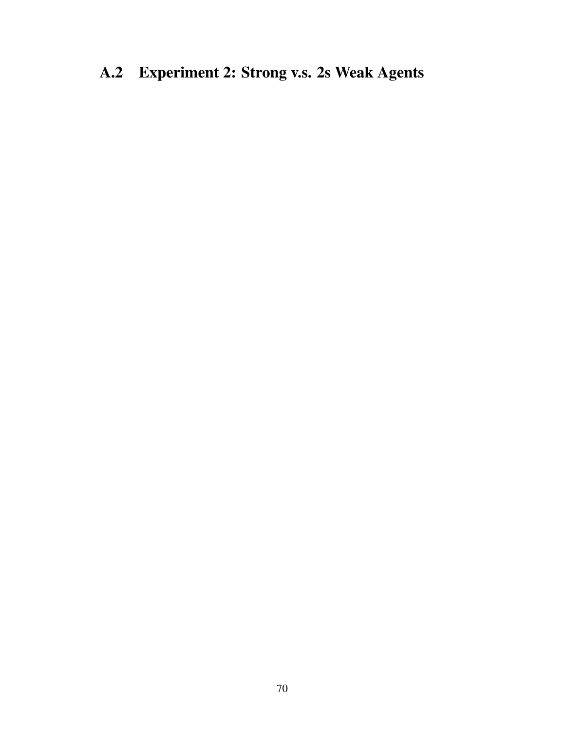## A.2 Experiment 2: Strong v.s. 2s Weak Agents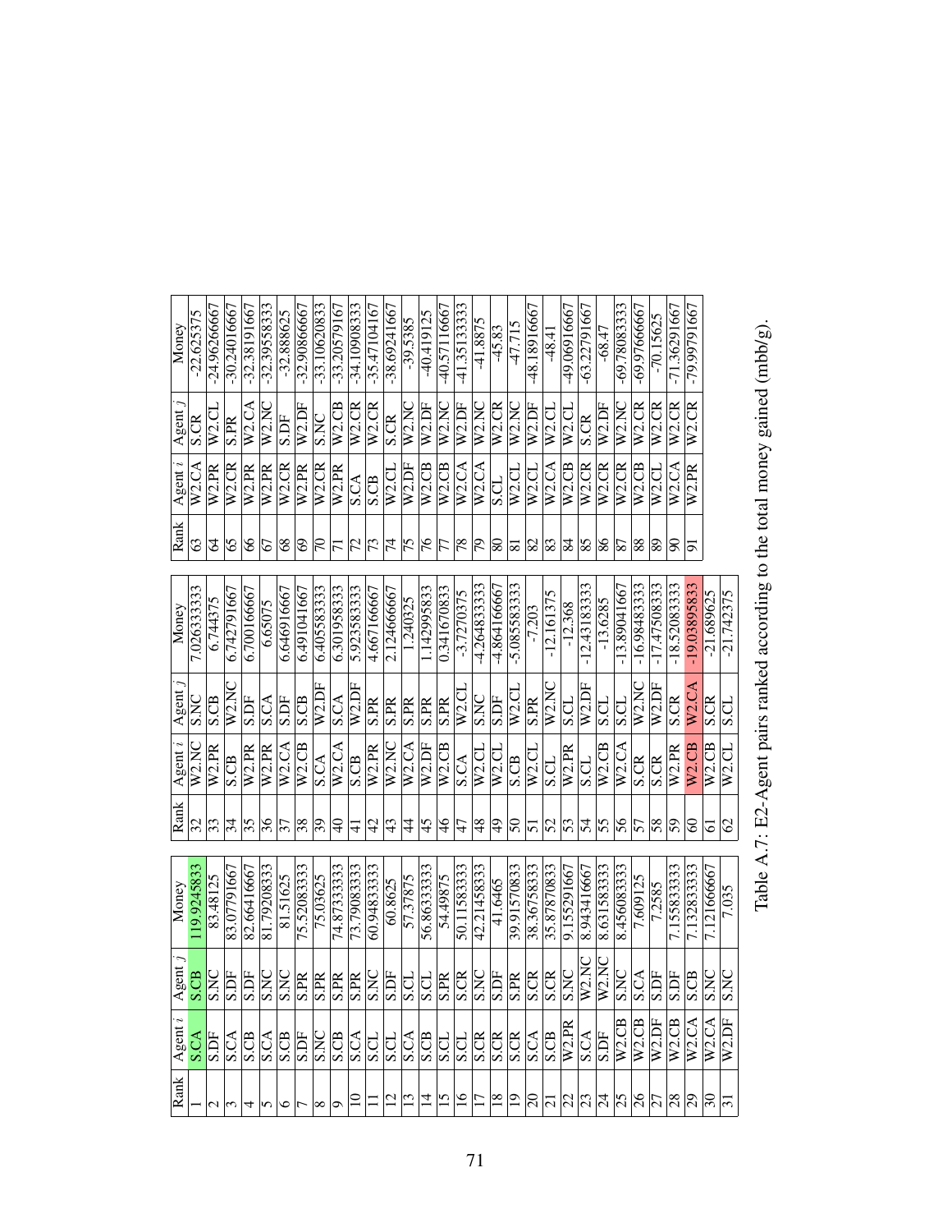| Rank | Agent *i* | Agent *j* | Money |
|---|---|---|---|
| 1 | S.CA | S.CB | 119.9245833 |
| 2 | S.DF | S.NC | 83.48125 |
| 3 | S.CA | S.DF | 83.07791667 |
| 4 | S.CB | S.DF | 82.66416667 |
| 5 | S.CA | S.NC | 81.79208333 |
| 6 | S.CB | S.NC | 81.51625 |
| 7 | S.DF | S.PR | 75.52083333 |
| 8 | S.NC | S.PR | 75.03625 |
| 9 | S.CB | S.PR | 74.87333333 |
| 10 | S.CA | S.PR | 73.79083333 |
| 11 | S.CL | S.NC | 60.94833333 |
| 12 | S.CL | S.DF | 60.8625 |
| 13 | S.CA | S.CL | 57.37875 |
| 14 | S.CB | S.CL | 56.86333333 |
| 15 | S.CL | S.PR | 54.49875 |
| 16 | S.CL | S.CR | 50.11583333 |
| 17 | S.CR | S.NC | 42.21458333 |
| 18 | S.CR | S.DF | 41.6465 |
| 19 | S.CR | S.PR | 39.91570833 |
| 20 | S.CA | S.CR | 38.36758333 |
| 21 | S.CB | S.CR | 35.87870833 |
| 22 | W2.PR | S.NC | 9.155291667 |
| 23 | S.CA | W2.NC | 8.943416667 |
| 24 | S.DF | W2.NC | 8.631583333 |
| 25 | W2.CB | S.NC | 8.456083333 |
| 26 | W2.CB | S.CA | 7.609125 |
| 27 | W2.DF | S.DF | 7.2585 |
| 28 | W2.CB | S.DF | 7.155833333 |
| 29 | W2.CA | S.CB | 7.132833333 |
| 30 | W2.CA | S.NC | 7.121666667 |
| 31 | W2.DF | S.NC | 7.035 |
| 32 | W2.NC | S.NC | 7.026333333 |
| 33 | W2.PR | S.CB | 6.744375 |
| 34 | S.CB | W2.NC | 6.742791667 |
| 35 | W2.PR | S.DF | 6.700166667 |
| 36 | W2.PR | S.CA | 6.65075 |
| 37 | W2.CA | S.DF | 6.646916667 |
| 38 | W2.CB | S.CB | 6.491041667 |
| 39 | S.CA | W2.DF | 6.405583333 |
| 40 | W2.CA | S.CA | 6.301958333 |
| 41 | S.CB | W2.DF | 5.923583333 |
| 42 | W2.PR | S.PR | 4.667166667 |
| 43 | W2.NC | S.PR | 2.124666667 |
| 44 | W2.CA | S.PR | 1.240325 |
| 45 | W2.DF | S.PR | 1.142995833 |
| 46 | W2.CB | S.PR | 0.341670833 |
| 47 | S.CA | W2.CL | -3.7270375 |
| 48 | W2.CL | S.NC | -4.264833333 |
| 49 | W2.CL | S.DF | -4.864166667 |
| 50 | S.CB | W2.CL | -5.085583333 |
| 51 | W2.CL | S.PR | -7.203 |
| 52 | S.CL | W2.NC | -12.161375 |
| 53 | W2.PR | S.CL | -12.368 |
| 54 | S.CL | W2.DF | -12.43183333 |
| 55 | W2.CB | S.CL | -13.6285 |
| 56 | W2.CA | S.CL | -13.89041667 |
| 57 | S.CR | W2.NC | -16.98483333 |
| 58 | S.CR | W2.DF | -17.47508333 |
| 59 | W2.PR | S.CR | -18.52083333 |
| 60 | W2.CB | W2.CA | -19.03895833 |
| 61 | W2.CB | S.CR | -21.689625 |
| 62 | W2.CL | S.CL | -21.742375 |
| 63 | W2.CA | S.CR | -22.625375 |
| 64 | W2.PR | W2.CL | -24.96266667 |
| 65 | W2.CR | S.PR | -30.24016667 |
| 66 | W2.PR | W2.CA | -32.38191667 |
| 67 | W2.PR | W2.NC | -32.39558333 |
| 68 | W2.CR | S.DF | -32.888625 |
| 69 | W2.PR | W2.DF | -32.90866667 |
| 70 | W2.CR | S.NC | -33.10620833 |
| 71 | W2.PR | W2.CB | -33.20579167 |
| 72 | S.CA | W2.CR | -34.10908333 |
| 73 | S.CB | W2.CR | -35.47104167 |
| 74 | W2.CL | S.CR | -38.69241667 |
| 75 | W2.DF | W2.NC | -39.5385 |
| 76 | W2.CB | W2.DF | -40.419125 |
| 77 | W2.CB | W2.NC | -40.57116667 |
| 78 | W2.CA | W2.DF | -41.35133333 |
| 79 | W2.CA | W2.NC | -41.8875 |
| 80 | S.CL | W2.CR | -45.83 |
| 81 | W2.CL | W2.NC | -47.715 |
| 82 | W2.CL | W2.DF | -48.18916667 |
| 83 | W2.CA | W2.CL | -48.41 |
| 84 | W2.CB | W2.CL | -49.06916667 |
| 85 | W2.CR | S.CR | -63.22791667 |
| 86 | W2.CR | W2.DF | -68.47 |
| 87 | W2.CR | W2.NC | -69.78083333 |
| 88 | W2.CB | W2.CR | -69.97666667 |
| 89 | W2.CL | W2.CR | -70.15625 |
| 90 | W2.CA | W2.CR | -71.36291667 |
| 91 | W2.PR | W2.CR | -79.99791667 |

Table A.7: E2-Agent pairs ranked according to the total money gained (mbb/g).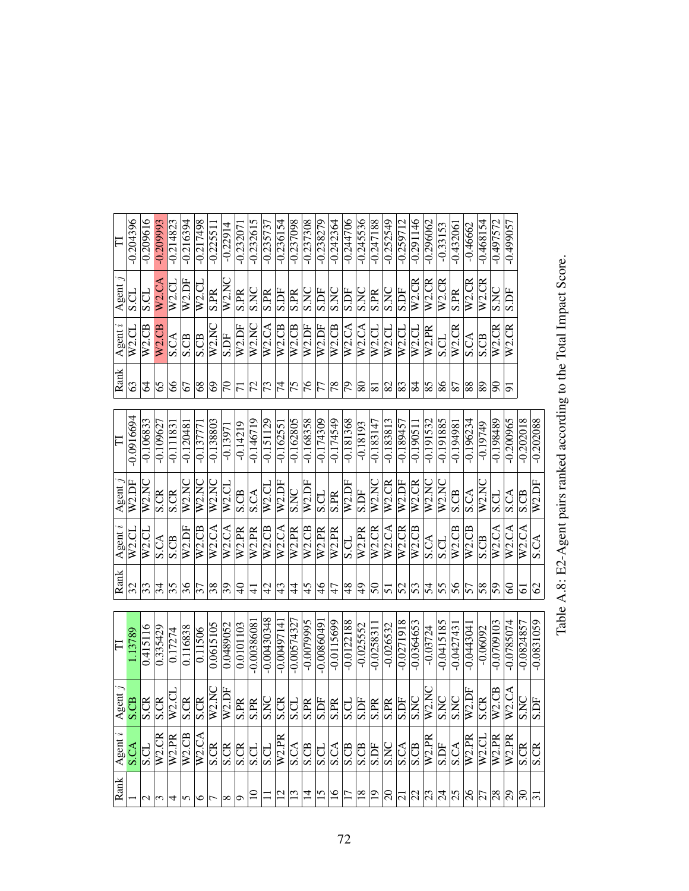| Rank | Agent $i$ | Agent $j$ | TI |
|---|---|---|---|
| 1 | S.CA | S.CB | 1.13789 |
| 2 | S.CL | S.CR | 0.415116 |
| 3 | W2.CR | S.CR | 0.335429 |
| 4 | W2.PR | W2.CL | 0.17274 |
| 5 | W2.CB | S.CR | 0.116838 |
| 6 | W2.CA | S.CR | 0.11506 |
| 7 | S.CR | W2.NC | 0.0615105 |
| 8 | S.CR | W2.DF | 0.0489052 |
| 9 | S.CR | S.PR | 0.0101103 |
| 10 | S.CL | S.PR | -0.00386081 |
| 11 | S.CL | S.NC | -0.00430348 |
| 12 | W2.PR | S.CR | -0.00497141 |
| 13 | S.CA | S.CL | -0.00574327 |
| 14 | S.CB | S.PR | -0.0079995 |
| 15 | S.CL | S.DF | -0.00860491 |
| 16 | S.CA | S.PR | -0.0115699 |
| 17 | S.CB | S.CL | -0.0122188 |
| 18 | S.CB | S.DF | -0.025552 |
| 19 | S.DF | S.PR | -0.0258311 |
| 20 | S.NC | S.PR | -0.026532 |
| 21 | S.CA | S.DF | -0.0271918 |
| 22 | S.CB | S.NC | -0.0364653 |
| 23 | W2.PR | W2.NC | -0.03724 |
| 24 | S.DF | S.NC | -0.0415185 |
| 25 | S.CA | S.NC | -0.0427431 |
| 26 | W2.PR | W2.DF | -0.0443041 |
| 27 | W2.CL | S.CR | -0.06092 |
| 28 | W2.PR | W2.CB | -0.0709103 |
| 29 | W2.PR | W2.CA | -0.0785074 |
| 30 | S.CR | S.NC | -0.0824857 |
| 31 | S.CR | S.DF | -0.0831059 |
| 32 | W2.CL | W2.DF | -0.0916694 |
| 33 | W2.CL | W2.NC | -0.106833 |
| 34 | S.CA | S.CR | -0.109627 |
| 35 | S.CB | S.CR | -0.111831 |
| 36 | W2.DF | W2.NC | -0.120481 |
| 37 | W2.CB | W2.NC | -0.137771 |
| 38 | W2.CA | W2.NC | -0.138803 |
| 39 | W2.CA | W2.CL | -0.13971 |
| 40 | W2.PR | S.CB | -0.14219 |
| 41 | W2.PR | S.CA | -0.146719 |
| 42 | W2.CB | W2.CL | -0.151129 |
| 43 | W2.CA | W2.DF | -0.162551 |
| 44 | W2.PR | S.NC | -0.162805 |
| 45 | W2.CB | W2.DF | -0.168358 |
| 46 | W2.PR | S.CL | -0.174309 |
| 47 | W2.PR | S.PR | -0.174549 |
| 48 | S.CL | W2.DF | -0.181368 |
| 49 | W2.PR | S.DF | -0.18193 |
| 50 | W2.CR | W2.NC | -0.183147 |
| 51 | W2.CA | W2.CR | -0.183813 |
| 52 | W2.CR | W2.DF | -0.189457 |
| 53 | W2.CB | W2.CR | -0.190511 |
| 54 | S.CA | W2.NC | -0.191532 |
| 55 | S.CL | W2.NC | -0.191885 |
| 56 | W2.CB | S.CB | -0.194981 |
| 57 | W2.CB | S.CA | -0.196234 |
| 58 | S.CB | W2.NC | -0.19749 |
| 59 | W2.CA | S.CL | -0.198489 |
| 60 | W2.CA | S.CA | -0.200965 |
| 61 | W2.CA | S.CB | -0.202018 |
| 62 | S.CA | W2.DF | -0.202088 |
| 63 | W2.CL | S.CL | -0.204396 |
| 64 | W2.CB | S.CL | -0.209616 |
| 65 | W2.CB | W2.CA | -0.209993 |
| 66 | S.CA | W2.CL | -0.214823 |
| 67 | S.CB | W2.DF | -0.216394 |
| 68 | S.CB | W2.CL | -0.217498 |
| 69 | W2.NC | S.PR | -0.225511 |
| 70 | S.DF | W2.NC | -0.22914 |
| 71 | W2.DF | S.PR | -0.232071 |
| 72 | W2.NC | S.NC | -0.232615 |
| 73 | W2.CA | S.PR | -0.235737 |
| 74 | W2.CB | S.DF | -0.236154 |
| 75 | W2.CB | S.PR | -0.237098 |
| 76 | W2.DF | S.NC | -0.237308 |
| 77 | W2.DF | S.DF | -0.238279 |
| 78 | W2.CB | S.NC | -0.242364 |
| 79 | W2.CA | S.DF | -0.244706 |
| 80 | W2.CA | S.NC | -0.245536 |
| 81 | W2.CL | S.PR | -0.247188 |
| 82 | W2.CL | S.NC | -0.252549 |
| 83 | W2.CL | S.DF | -0.259712 |
| 84 | W2.CL | W2.CR | -0.291146 |
| 85 | W2.PR | W2.CR | -0.296062 |
| 86 | S.CL | W2.CR | -0.33153 |
| 87 | W2.CR | S.PR | -0.432061 |
| 88 | S.CA | W2.CR | -0.46662 |
| 89 | S.CB | W2.CR | -0.468154 |
| 90 | W2.CR | S.NC | -0.497572 |
| 91 | W2.CR | S.DF | -0.499057 |

Table A.8: E2-Agent pairs ranked according to the Total Impact Score.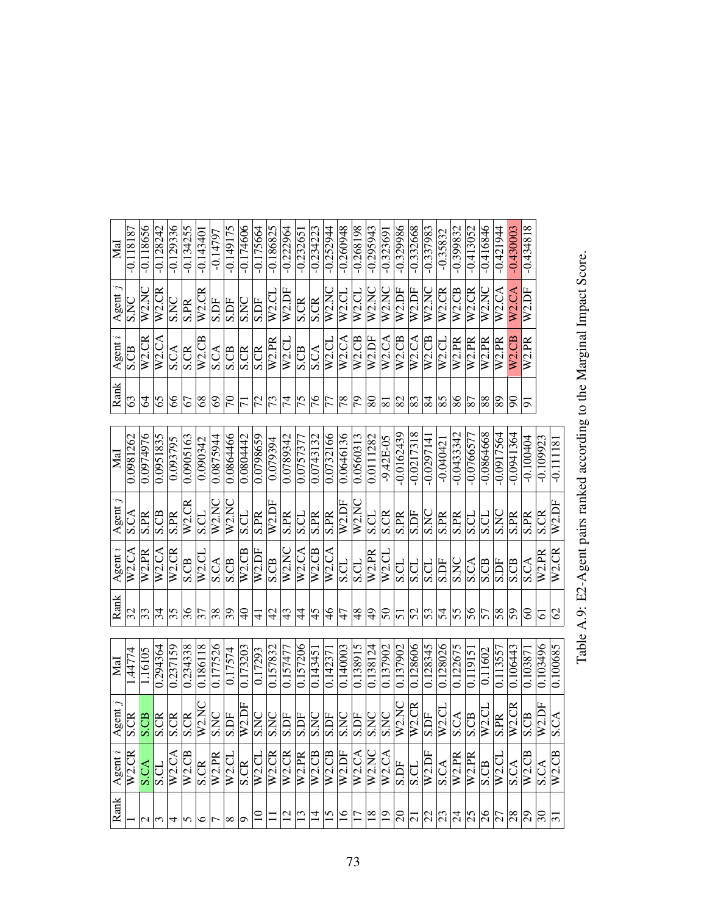| Rank | Agent $i$ | Agent $j$ | MaI |
|---|---|---|---|
| 1 | W2.CR | S.CR | 1.44774 |
| 2 | S.CA | S.CB | 1.16105 |
| 3 | S.CL | S.CR | 0.294364 |
| 4 | W2.CA | S.CR | 0.237159 |
| 5 | W2.CB | S.CR | 0.234338 |
| 6 | S.CR | W2.NC | 0.186118 |
| 7 | W2.PR | S.NC | 0.177526 |
| 8 | W2.CL | S.DF | 0.17574 |
| 9 | S.CR | W2.DF | 0.173203 |
| 10 | W2.CL | S.NC | 0.17293 |
| 11 | W2.CR | S.NC | 0.157832 |
| 12 | W2.CR | S.DF | 0.157477 |
| 13 | W2.PR | S.DF | 0.157206 |
| 14 | W2.CB | S.NC | 0.143451 |
| 15 | W2.CB | S.DF | 0.142371 |
| 16 | W2.DF | S.NC | 0.140003 |
| 17 | W2.CA | S.DF | 0.138915 |
| 18 | W2.NC | S.NC | 0.138124 |
| 19 | W2.CA | S.NC | 0.137902 |
| 20 | S.DF | W2.NC | 0.137902 |
| 21 | S.CL | W2.CR | 0.128606 |
| 22 | W2.DF | S.DF | 0.128345 |
| 23 | S.CA | W2.CL | 0.128026 |
| 24 | W2.PR | S.CA | 0.122675 |
| 25 | W2.PR | S.CB | 0.119151 |
| 26 | S.CB | W2.CL | 0.11602 |
| 27 | W2.CL | S.PR | 0.113557 |
| 28 | S.CA | W2.CR | 0.106443 |
| 29 | W2.CB | S.CB | 0.103871 |
| 30 | S.CA | W2.DF | 0.103496 |
| 31 | W2.CB | S.CA | 0.100685 |
| 32 | W2.CA | S.CA | 0.0981262 |
| 33 | W2.PR | S.PR | 0.0974976 |
| 34 | W2.CA | S.CB | 0.0951835 |
| 35 | W2.CR | S.PR | 0.093795 |
| 36 | S.CB | W2.CR | 0.0905163 |
| 37 | W2.CL | S.CL | 0.090342 |
| 38 | S.CA | W2.NC | 0.0875944 |
| 39 | S.CB | W2.NC | 0.0864466 |
| 40 | W2.CB | S.CL | 0.0804442 |
| 41 | W2.DF | S.PR | 0.0798659 |
| 42 | S.CB | W2.DF | 0.079394 |
| 43 | W2.NC | S.PR | 0.0789342 |
| 44 | W2.CA | S.CL | 0.0757377 |
| 45 | W2.CB | S.PR | 0.0743132 |
| 46 | W2.CA | S.PR | 0.0732166 |
| 47 | S.CL | W2.DF | 0.0646136 |
| 48 | S.CL | W2.NC | 0.0560313 |
| 49 | W2.PR | S.CL | 0.0111282 |
| 50 | W2.CL | S.CR | -9.42E-05 |
| 51 | S.CL | S.PR | -0.0162439 |
| 52 | S.CL | S.DF | -0.0217318 |
| 53 | S.CL | S.NC | -0.0297141 |
| 54 | S.DF | S.PR | -0.040421 |
| 55 | S.NC | S.PR | -0.0433342 |
| 56 | S.CA | S.CL | -0.0766577 |
| 57 | S.CB | S.CL | -0.0864668 |
| 58 | S.DF | S.NC | -0.0917564 |
| 59 | S.CB | S.PR | -0.0941364 |
| 60 | S.CA | S.PR | -0.100404 |
| 61 | W2.PR | S.CR | -0.109923 |
| 62 | W2.CR | W2.DF | -0.111181 |
| 63 | S.CB | S.NC | -0.118187 |
| 64 | W2.CR | W2.NC | -0.118656 |
| 65 | W2.CA | W2.CR | -0.128242 |
| 66 | S.CA | S.NC | -0.129336 |
| 67 | S.CR | S.PR | -0.134255 |
| 68 | W2.CB | W2.CR | -0.143401 |
| 69 | S.CA | S.DF | -0.14797 |
| 70 | S.CB | S.DF | -0.149175 |
| 71 | S.CR | S.NC | -0.174606 |
| 72 | S.CR | S.DF | -0.175664 |
| 73 | W2.PR | W2.CL | -0.186825 |
| 74 | W2.CL | W2.DF | -0.222964 |
| 75 | S.CB | S.CR | -0.232651 |
| 76 | S.CA | S.CR | -0.234223 |
| 77 | W2.CL | W2.NC | -0.252944 |
| 78 | W2.CA | W2.CL | -0.260948 |
| 79 | W2.CB | W2.CL | -0.268198 |
| 80 | W2.DF | W2.NC | -0.295943 |
| 81 | W2.CA | W2.NC | -0.323691 |
| 82 | W2.CB | W2.DF | -0.329986 |
| 83 | W2.CA | W2.DF | -0.332668 |
| 84 | W2.CB | W2.NC | -0.337983 |
| 85 | W2.CL | W2.CR | -0.35832 |
| 86 | W2.PR | W2.CB | -0.399832 |
| 87 | W2.PR | W2.CR | -0.413052 |
| 88 | W2.PR | W2.NC | -0.416846 |
| 89 | W2.PR | W2.CA | -0.421944 |
| 90 | W2.CB | W2.CA | -0.430003 |
| 91 | W2.PR | W2.DF | -0.434818 |

Table A.9: E2-Agent pairs ranked according to the Marginal Impact Score.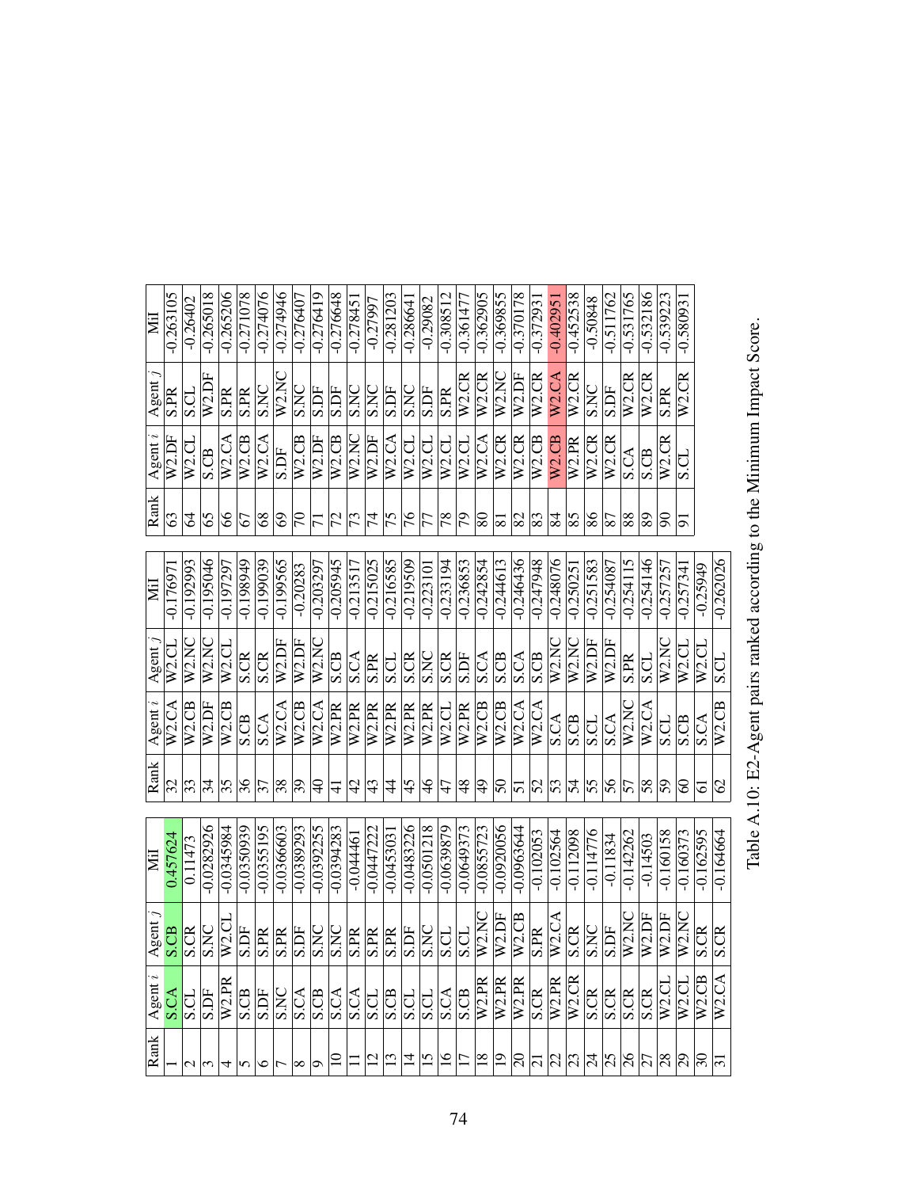| Rank | Agent $i$ | Agent $j$ | MiI |
|---|---|---|---|
| 1 | S.CA | S.CB | 0.457624 |
| 2 | S.CL | S.CR | 0.11473 |
| 3 | S.DF | S.NC | -0.0282926 |
| 4 | W2.PR | W2.CL | -0.0345984 |
| 5 | S.CB | S.DF | -0.0350939 |
| 6 | S.DF | S.PR | -0.0355195 |
| 7 | S.NC | S.PR | -0.0366603 |
| 8 | S.CA | S.DF | -0.0389293 |
| 9 | S.CB | S.NC | -0.0392255 |
| 10 | S.CA | S.NC | -0.0394283 |
| 11 | S.CA | S.PR | -0.044461 |
| 12 | S.CL | S.PR | -0.0447222 |
| 13 | S.CB | S.PR | -0.0453031 |
| 14 | S.CL | S.DF | -0.0483226 |
| 15 | S.CL | S.NC | -0.0501218 |
| 16 | S.CA | S.CL | -0.0639879 |
| 17 | S.CB | S.CL | -0.0649373 |
| 18 | W2.PR | W2.NC | -0.0855723 |
| 19 | W2.PR | W2.DF | -0.0920056 |
| 20 | W2.PR | W2.CB | -0.0963644 |
| 21 | S.CR | S.PR | -0.102053 |
| 22 | W2.PR | W2.CA | -0.102564 |
| 23 | W2.CR | S.CR | -0.112098 |
| 24 | S.CR | S.NC | -0.114776 |
| 25 | S.CR | S.DF | -0.11834 |
| 26 | S.CR | W2.NC | -0.142262 |
| 27 | S.CR | W2.DF | -0.14503 |
| 28 | W2.CL | W2.DF | -0.160158 |
| 29 | W2.CL | W2.NC | -0.160373 |
| 30 | W2.CB | S.CR | -0.162595 |
| 31 | W2.CA | S.CR | -0.164664 |
| 32 | W2.CA | W2.CL | -0.176971 |
| 33 | W2.CB | W2.NC | -0.192993 |
| 34 | W2.DF | W2.NC | -0.195046 |
| 35 | W2.CB | W2.CL | -0.197297 |
| 36 | S.CB | S.CR | -0.198949 |
| 37 | S.CA | S.CR | -0.199039 |
| 38 | W2.CA | W2.DF | -0.199565 |
| 39 | W2.CB | W2.DF | -0.20283 |
| 40 | W2.CA | W2.NC | -0.203297 |
| 41 | W2.PR | S.CB | -0.205945 |
| 42 | W2.PR | S.CA | -0.213517 |
| 43 | W2.PR | S.PR | -0.215025 |
| 44 | W2.PR | S.CL | -0.216585 |
| 45 | W2.PR | S.CR | -0.219509 |
| 46 | W2.PR | S.NC | -0.223101 |
| 47 | W2.CL | S.CR | -0.233194 |
| 48 | W2.PR | S.DF | -0.236853 |
| 49 | W2.CB | S.CA | -0.242854 |
| 50 | W2.CB | S.CB | -0.244613 |
| 51 | W2.CA | S.CA | -0.246436 |
| 52 | W2.CA | S.CB | -0.247948 |
| 53 | S.CA | W2.NC | -0.248076 |
| 54 | S.CB | W2.NC | -0.250251 |
| 55 | S.CL | W2.DF | -0.251583 |
| 56 | S.CA | W2.DF | -0.254087 |
| 57 | W2.NC | S.PR | -0.254115 |
| 58 | W2.CA | S.CL | -0.254146 |
| 59 | S.CL | W2.NC | -0.257257 |
| 60 | S.CB | W2.CL | -0.257341 |
| 61 | S.CA | W2.CL | -0.25949 |
| 62 | W2.CB | S.CL | -0.262026 |
| 63 | W2.DF | S.PR | -0.263105 |
| 64 | W2.CL | S.CL | -0.26402 |
| 65 | S.CB | W2.DF | -0.265018 |
| 66 | W2.CA | S.PR | -0.265206 |
| 67 | W2.CB | S.PR | -0.271078 |
| 68 | W2.CA | S.NC | -0.274076 |
| 69 | S.DF | W2.NC | -0.274946 |
| 70 | W2.CB | S.NC | -0.276407 |
| 71 | W2.DF | S.DF | -0.276419 |
| 72 | W2.CB | S.DF | -0.276648 |
| 73 | W2.NC | S.NC | -0.278451 |
| 74 | W2.DF | S.NC | -0.27997 |
| 75 | W2.CA | S.DF | -0.281203 |
| 76 | W2.CL | S.NC | -0.286641 |
| 77 | W2.CL | S.DF | -0.29082 |
| 78 | W2.CL | S.PR | -0.308512 |
| 79 | W2.CL | W2.CR | -0.361477 |
| 80 | W2.CA | W2.CR | -0.362905 |
| 81 | W2.CR | W2.NC | -0.369855 |
| 82 | W2.CR | W2.DF | -0.370178 |
| 83 | W2.CB | W2.CR | -0.372931 |
| 84 | W2.CB | W2.CA | -0.402951 |
| 85 | W2.PR | W2.CR | -0.452538 |
| 86 | W2.CR | S.NC | -0.50848 |
| 87 | W2.CR | S.DF | -0.511762 |
| 88 | S.CA | W2.CR | -0.531765 |
| 89 | S.CB | W2.CR | -0.532186 |
| 90 | W2.CR | S.PR | -0.539223 |
| 91 | S.CL | W2.CR | -0.580931 |

Table A.10: E2-Agent pairs ranked according to the Minimum Impact Score.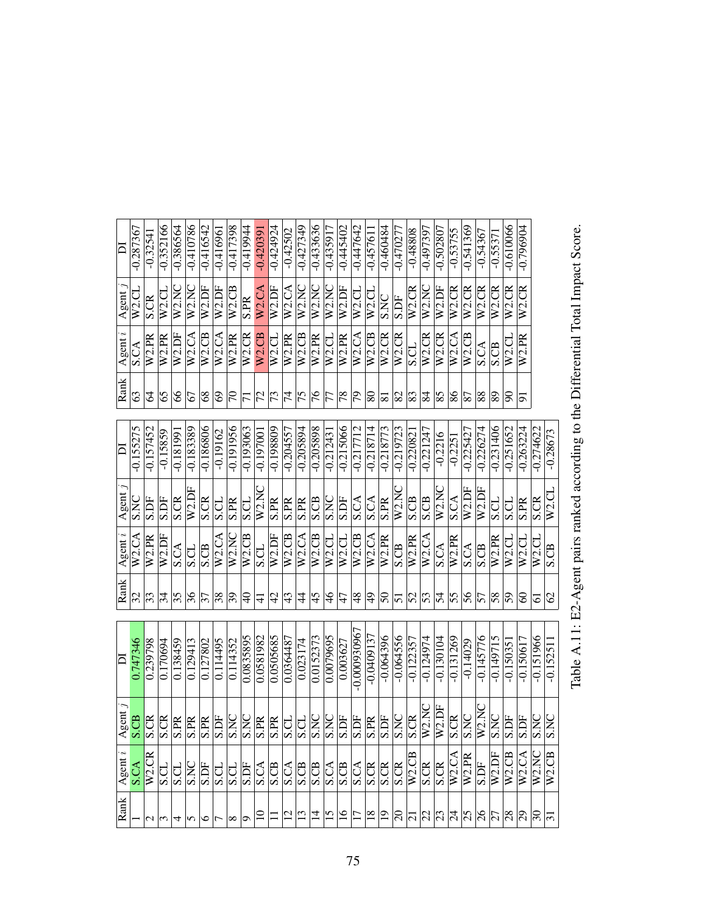| Rank | Agent $i$ | Agent $j$ | DI |
|---|---|---|---|
| 1 | S.CA | S.CB | 0.747346 |
| 2 | W2.CR | S.CR | 0.239798 |
| 3 | S.CL | S.CR | 0.170694 |
| 4 | S.CL | S.PR | 0.138459 |
| 5 | S.NC | S.PR | 0.129413 |
| 6 | S.DF | S.PR | 0.127802 |
| 7 | S.CL | S.DF | 0.114495 |
| 8 | S.CL | S.NC | 0.114352 |
| 9 | S.DF | S.NC | 0.0835895 |
| 10 | S.CA | S.PR | 0.0581982 |
| 11 | S.CB | S.PR | 0.0505685 |
| 12 | S.CA | S.CL | 0.0364487 |
| 13 | S.CB | S.CL | 0.023174 |
| 14 | S.CB | S.NC | 0.0152373 |
| 15 | S.CA | S.NC | 0.0079695 |
| 16 | S.CB | S.DF | 0.003627 |
| 17 | S.CA | S.DF | -0.000930967 |
| 18 | S.CR | S.PR | -0.0409137 |
| 19 | S.CR | S.DF | -0.064396 |
| 20 | S.CR | S.NC | -0.064556 |
| 21 | W2.CB | S.CR | -0.122357 |
| 22 | S.CR | W2.NC | -0.124974 |
| 23 | S.CR | W2.DF | -0.130104 |
| 24 | W2.CA | S.CR | -0.131269 |
| 25 | W2.PR | S.NC | -0.14029 |
| 26 | S.DF | W2.NC | -0.145776 |
| 27 | W2.DF | S.NC | -0.149715 |
| 28 | W2.CB | S.DF | -0.150351 |
| 29 | W2.CA | S.DF | -0.150617 |
| 30 | W2.NC | S.NC | -0.151966 |
| 31 | W2.CB | S.NC | -0.152511 |
| 32 | W2.CA | S.NC | -0.155275 |
| 33 | W2.PR | S.DF | -0.157452 |
| 34 | W2.DF | S.DF | -0.15859 |
| 35 | S.CA | S.CR | -0.181991 |
| 36 | S.CL | W2.DF | -0.183389 |
| 37 | S.CB | S.CR | -0.186806 |
| 38 | W2.CA | S.CL | -0.19162 |
| 39 | W2.NC | S.PR | -0.191956 |
| 40 | W2.CB | S.CL | -0.193063 |
| 41 | S.CL | W2.NC | -0.197001 |
| 42 | W2.DF | S.PR | -0.198809 |
| 43 | W2.CB | S.PR | -0.204557 |
| 44 | W2.CA | S.PR | -0.205894 |
| 45 | W2.CB | S.CB | -0.205898 |
| 46 | W2.CL | S.NC | -0.212431 |
| 47 | W2.CL | S.DF | -0.215066 |
| 48 | W2.CB | S.CA | -0.217712 |
| 49 | W2.CA | S.CA | -0.218714 |
| 50 | W2.PR | S.PR | -0.218773 |
| 51 | S.CB | W2.NC | -0.219723 |
| 52 | W2.PR | S.CB | -0.220821 |
| 53 | W2.CA | S.CB | -0.221247 |
| 54 | S.CA | W2.NC | -0.2216 |
| 55 | W2.PR | S.CA | -0.2251 |
| 56 | S.CA | W2.DF | -0.225427 |
| 57 | S.CB | W2.DF | -0.226274 |
| 58 | W2.PR | S.CL | -0.231406 |
| 59 | W2.CL | S.CL | -0.251652 |
| 60 | W2.CL | S.PR | -0.263224 |
| 61 | W2.CL | S.CR | -0.274622 |
| 62 | S.CB | W2.CL | -0.28673 |
| 63 | S.CA | W2.CL | -0.287367 |
| 64 | W2.PR | S.CR | -0.32541 |
| 65 | W2.PR | W2.CL | -0.352166 |
| 66 | W2.DF | W2.NC | -0.386564 |
| 67 | W2.CA | W2.NC | -0.410786 |
| 68 | W2.CB | W2.DF | -0.416542 |
| 69 | W2.CA | W2.DF | -0.416961 |
| 70 | W2.PR | W2.CB | -0.417398 |
| 71 | W2.CR | S.PR | -0.419944 |
| 72 | W2.CB | W2.CA | -0.420391 |
| 73 | W2.CL | W2.DF | -0.424924 |
| 74 | W2.PR | W2.CA | -0.42502 |
| 75 | W2.CB | W2.NC | -0.427349 |
| 76 | W2.PR | W2.NC | -0.433636 |
| 77 | W2.CL | W2.NC | -0.435917 |
| 78 | W2.PR | W2.DF | -0.445402 |
| 79 | W2.CA | W2.CL | -0.447642 |
| 80 | W2.CB | W2.CL | -0.457611 |
| 81 | W2.CR | S.NC | -0.460484 |
| 82 | W2.CR | S.DF | -0.470277 |
| 83 | S.CL | W2.CR | -0.48808 |
| 84 | W2.CR | W2.NC | -0.497397 |
| 85 | W2.CR | W2.DF | -0.502807 |
| 86 | W2.CA | W2.CR | -0.53755 |
| 87 | W2.CB | W2.CR | -0.541369 |
| 88 | S.CA | W2.CR | -0.54367 |
| 89 | S.CB | W2.CR | -0.55371 |
| 90 | W2.CL | W2.CR | -0.610066 |
| 91 | W2.PR | W2.CR | -0.796904 |

Table A.11: E2-Agent pairs ranked according to the Differential Total Impact Score.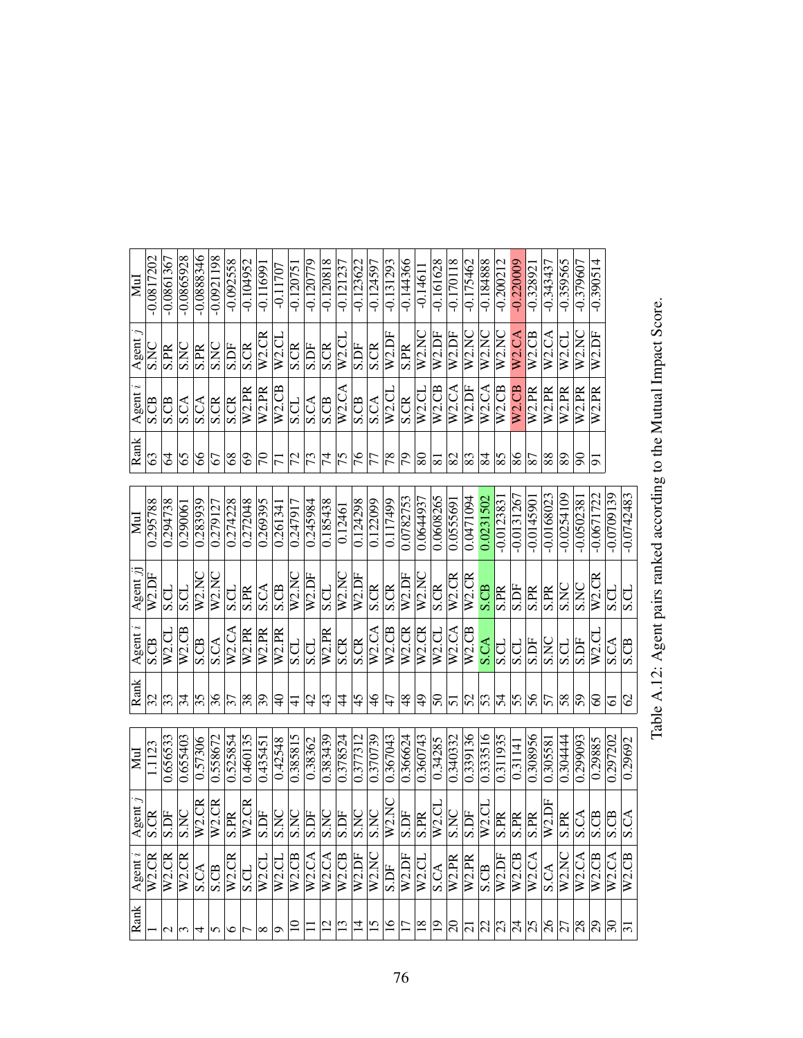| Rank | Agent $i$ | Agent $j$ | MuI |
|---|---|---|---|
| 1 | W2.CR | S.CR | 1.1123 |
| 2 | W2.CR | S.DF | 0.656533 |
| 3 | W2.CR | S.NC | 0.655403 |
| 4 | S.CA | W2.CR | 0.57306 |
| 5 | S.CB | W2.CR | 0.558672 |
| 6 | W2.CR | S.PR | 0.525854 |
| 7 | S.CL | W2.CR | 0.460135 |
| 8 | W2.CL | S.DF | 0.435451 |
| 9 | W2.CL | S.NC | 0.42548 |
| 10 | W2.CB | S.NC | 0.385815 |
| 11 | W2.CA | S.DF | 0.38362 |
| 12 | W2.CA | S.NC | 0.383439 |
| 13 | W2.CB | S.DF | 0.378524 |
| 14 | W2.DF | S.NC | 0.377312 |
| 15 | W2.NC | S.NC | 0.370739 |
| 16 | S.DF | W2.NC | 0.367043 |
| 17 | W2.DF | S.DF | 0.366624 |
| 18 | W2.CL | S.PR | 0.360743 |
| 19 | S.CA | W2.CL | 0.34285 |
| 20 | W2.PR | S.NC | 0.340332 |
| 21 | W2.PR | S.DF | 0.339136 |
| 22 | S.CB | W2.CL | 0.333516 |
| 23 | W2.DF | S.PR | 0.311935 |
| 24 | W2.CB | S.PR | 0.31141 |
| 25 | W2.CA | S.PR | 0.308956 |
| 26 | S.CA | W2.DF | 0.305581 |
| 27 | W2.NC | S.PR | 0.304444 |
| 28 | W2.CA | S.CA | 0.299093 |
| 29 | W2.CB | S.CB | 0.29885 |
| 30 | W2.CA | S.CB | 0.297202 |
| 31 | W2.CB | S.CA | 0.29692 |
| 32 | S.CB | W2.DF | 0.295788 |
| 33 | W2.CL | S.CL | 0.294738 |
| 34 | W2.CB | S.CL | 0.290061 |
| 35 | S.CB | W2.NC | 0.283939 |
| 36 | S.CA | W2.NC | 0.279127 |
| 37 | W2.CA | S.CL | 0.274228 |
| 38 | W2.PR | S.PR | 0.272048 |
| 39 | W2.PR | S.CA | 0.269395 |
| 40 | W2.PR | S.CB | 0.261341 |
| 41 | S.CL | W2.NC | 0.247917 |
| 42 | S.CL | W2.DF | 0.245984 |
| 43 | W2.PR | S.CL | 0.185438 |
| 44 | S.CR | W2.NC | 0.12461 |
| 45 | S.CR | W2.DF | 0.124298 |
| 46 | W2.CA | S.CR | 0.122099 |
| 47 | W2.CB | S.CR | 0.117499 |
| 48 | W2.CR | W2.DF | 0.0782753 |
| 49 | W2.CR | W2.NC | 0.0644937 |
| 50 | W2.CL | S.CR | 0.0608265 |
| 51 | W2.CA | W2.CR | 0.0555691 |
| 52 | W2.CB | W2.CR | 0.0471094 |
| 53 | S.CA | S.CB | 0.0231502 |
| 54 | S.CL | S.PR | -0.0123831 |
| 55 | S.CL | S.DF | -0.0131267 |
| 56 | S.DF | S.PR | -0.0145901 |
| 57 | S.NC | S.PR | -0.0168023 |
| 58 | S.CL | S.NC | -0.0254109 |
| 59 | S.DF | S.NC | -0.0502381 |
| 60 | W2.CL | W2.CR | -0.0671722 |
| 61 | S.CA | S.CL | -0.0709139 |
| 62 | S.CB | S.CL | -0.0742483 |
| 63 | S.CB | S.NC | -0.0817202 |
| 64 | S.CB | S.PR | -0.0861367 |
| 65 | S.CA | S.NC | -0.0865928 |
| 66 | S.CA | S.PR | -0.0888346 |
| 67 | S.CR | S.NC | -0.0921198 |
| 68 | S.CR | S.DF | -0.092558 |
| 69 | W2.PR | S.CR | -0.104952 |
| 70 | W2.PR | W2.CR | -0.116991 |
| 71 | W2.CB | W2.CL | -0.11707 |
| 72 | S.CL | S.CR | -0.120751 |
| 73 | S.CA | S.DF | -0.120779 |
| 74 | S.CB | S.CR | -0.120818 |
| 75 | W2.CA | W2.CL | -0.121237 |
| 76 | S.CB | S.DF | -0.123622 |
| 77 | S.CA | S.CR | -0.124597 |
| 78 | W2.CL | W2.DF | -0.131293 |
| 79 | S.CR | S.PR | -0.144366 |
| 80 | W2.CL | W2.NC | -0.14611 |
| 81 | W2.CB | W2.DF | -0.161628 |
| 82 | W2.CA | W2.DF | -0.170118 |
| 83 | W2.DF | W2.NC | -0.175462 |
| 84 | W2.CA | W2.NC | -0.184888 |
| 85 | W2.CB | W2.NC | -0.200212 |
| 86 | W2.CB | W2.CA | -0.220009 |
| 87 | W2.PR | W2.CB | -0.328921 |
| 88 | W2.PR | W2.CA | -0.343437 |
| 89 | W2.PR | W2.CL | -0.359565 |
| 90 | W2.PR | W2.NC | -0.379607 |
| 91 | W2.PR | W2.DF | -0.390514 |

Table A.12: Agent pairs ranked according to the Mutual Impact Score.